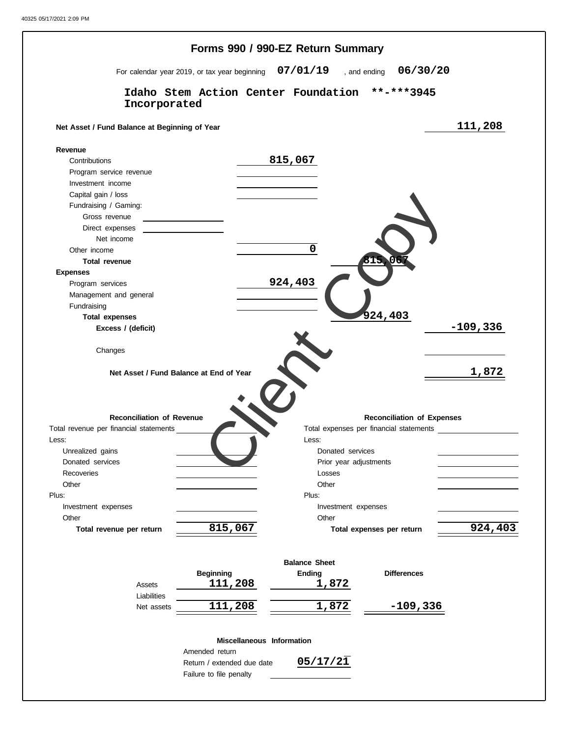# Forms 990 / 990-EZ Return Summary

For calendar year 2019, or tax year beginning **07/01/19** , and ending **06/30/20**

**Idaho Stem Action Center Foundation Incorporated** **-***3945

| | | | |
|---|---|---|---|
| **Net Asset / Fund Balance at Beginning of Year** | | | 111,208 |
| **Revenue** | | | |
| Contributions | 815,067 | | |
| Program service revenue | | | |
| Investment income | | | |
| Capital gain / loss | | | |
| Fundraising / Gaming: | | | |
| Gross revenue | | | |
| Direct expenses | | | |
| Net income | | | |
| Other income | 0 | | |
| **Total revenue** | | 815,067 | |
| **Expenses** | | | |
| Program services | 924,403 | | |
| Management and general | | | |
| Fundraising | | | |
| **Total expenses** | | 924,403 | |
| **Excess / (deficit)** | | | -109,336 |
| Changes | | | |
| **Net Asset / Fund Balance at End of Year** | | | 1,872 |

| **Reconciliation of Revenue** | | **Reconciliation of Expenses** | |
|---|---|---|---|
| Total revenue per financial statements | | Total expenses per financial statements | |
| Less: | | Less: | |
| Unrealized gains | | Donated services | |
| Donated services | | Prior year adjustments | |
| Recoveries | | Losses | |
| Other | | Other | |
| Plus: | | Plus: | |
| Investment expenses | | Investment expenses | |
| Other | | Other | |
| **Total revenue per return** | 815,067 | **Total expenses per return** | 924,403 |

**Balance Sheet**

| | Beginning | Ending | Differences |
|---|---|---|---|
| Assets | 111,208 | 1,872 | |
| Liabilities | | | |
| Net assets | 111,208 | 1,872 | -109,336 |

**Miscellaneous Information**

| | |
|---|---|
| Amended return | |
| Return / extended due date | 05/17/21 |
| Failure to file penalty | |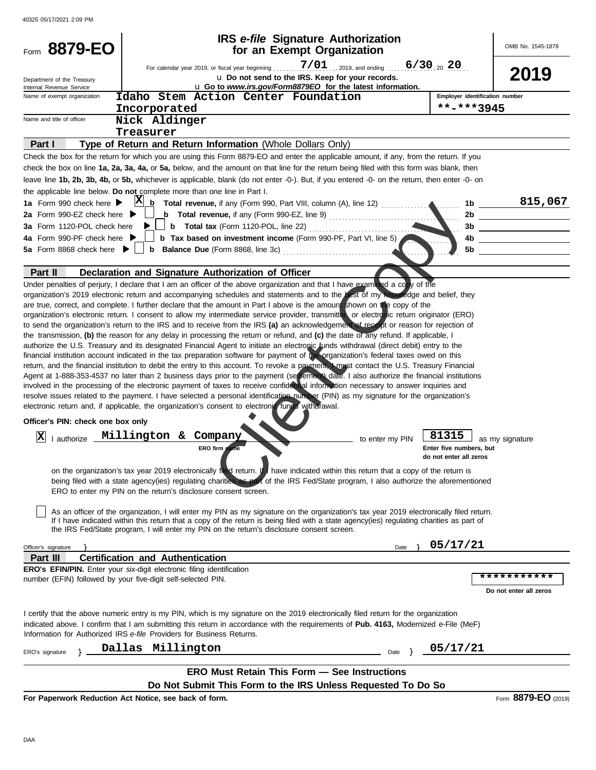40325 05/17/2021 2:09 PM

# Form 8879-EO

## IRS *e-file* Signature Authorization for an Exempt Organization

OMB No. 1545-1878

**2019**

For calendar year 2019, or fiscal year beginning 7/01, 2019, and ending 6/30, 20 20

u Do not send to the IRS. Keep for your records.

u Go to *www.irs.gov/Form8879EO* for the latest information.

Department of the Treasury
Internal Revenue Service

Name of exempt organization: **Idaho Stem Action Center Foundation Incorporated**

Employer identification number: **\*\*-\*\*\*3945**

Name and title of officer: **Nick Aldinger, Treasurer**

### Part I — Type of Return and Return Information (Whole Dollars Only)

Check the box for the return for which you are using this Form 8879-EO and enter the applicable amount, if any, from the return. If you check the box on line **1a, 2a, 3a, 4a,** or **5a,** below, and the amount on that line for the return being filed with this form was blank, then leave line **1b, 2b, 3b, 4b,** or **5b,** whichever is applicable, blank (do not enter -0-). But, if you entered -0- on the return, then enter -0- on the applicable line below. **Do not** complete more than one line in Part I.

| Line | | Description | Line | Amount |
|---|---|---|---|---|
| 1a Form 990 check here | X | b **Total revenue,** if any (Form 990, Part VIII, column (A), line 12) | 1b | 815,067 |
| 2a Form 990-EZ check here | | b **Total revenue,** if any (Form 990-EZ, line 9) | 2b | |
| 3a Form 1120-POL check here | | b **Total tax** (Form 1120-POL, line 22) | 3b | |
| 4a Form 990-PF check here | | b **Tax based on investment income** (Form 990-PF, Part VI, line 5) | 4b | |
| 5a Form 8868 check here | | b **Balance Due** (Form 8868, line 3c) | 5b | |

### Part II — Declaration and Signature Authorization of Officer

Under penalties of perjury, I declare that I am an officer of the above organization and that I have examined a copy of the organization's 2019 electronic return and accompanying schedules and statements and to the best of my knowledge and belief, they are true, correct, and complete. I further declare that the amount in Part I above is the amount shown on the copy of the organization's electronic return. I consent to allow my intermediate service provider, transmitter, or electronic return originator (ERO) to send the organization's return to the IRS and to receive from the IRS **(a)** an acknowledgement of receipt or reason for rejection of the transmission, **(b)** the reason for any delay in processing the return or refund, and **(c)** the date of any refund. If applicable, I authorize the U.S. Treasury and its designated Financial Agent to initiate an electronic funds withdrawal (direct debit) entry to the financial institution account indicated in the tax preparation software for payment of the organization's federal taxes owed on this return, and the financial institution to debit the entry to this account. To revoke a payment, I must contact the U.S. Treasury Financial Agent at 1-888-353-4537 no later than 2 business days prior to the payment (settlement) date. I also authorize the financial institutions involved in the processing of the electronic payment of taxes to receive confidential information necessary to answer inquiries and resolve issues related to the payment. I have selected a personal identification number (PIN) as my signature for the organization's electronic return and, if applicable, the organization's consent to electronic funds withdrawal.

**Officer's PIN: check one box only**

[X] I authorize **Millington & Company** (ERO firm name) to enter my PIN **81315** (Enter five numbers, but do not enter all zeros) as my signature on the organization's tax year 2019 electronically filed return. If I have indicated within this return that a copy of the return is being filed with a state agency(ies) regulating charities as part of the IRS Fed/State program, I also authorize the aforementioned ERO to enter my PIN on the return's disclosure consent screen.

[ ] As an officer of the organization, I will enter my PIN as my signature on the organization's tax year 2019 electronically filed return. If I have indicated within this return that a copy of the return is being filed with a state agency(ies) regulating charities as part of the IRS Fed/State program, I will enter my PIN on the return's disclosure consent screen.

Officer's signature } Date } **05/17/21**

### Part III — Certification and Authentication

**ERO's EFIN/PIN.** Enter your six-digit electronic filing identification number (EFIN) followed by your five-digit self-selected PIN. **\*\*\*\*\*\*\*\*\*\*\***

Do not enter all zeros

I certify that the above numeric entry is my PIN, which is my signature on the 2019 electronically filed return for the organization indicated above. I confirm that I am submitting this return in accordance with the requirements of **Pub. 4163,** Modernized e-File (MeF) Information for Authorized IRS *e-file* Providers for Business Returns.

ERO's signature } **Dallas Millington** Date } **05/17/21**

**ERO Must Retain This Form — See Instructions**

**Do Not Submit This Form to the IRS Unless Requested To Do So**

**For Paperwork Reduction Act Notice, see back of form.** Form **8879-EO** (2019)

DAA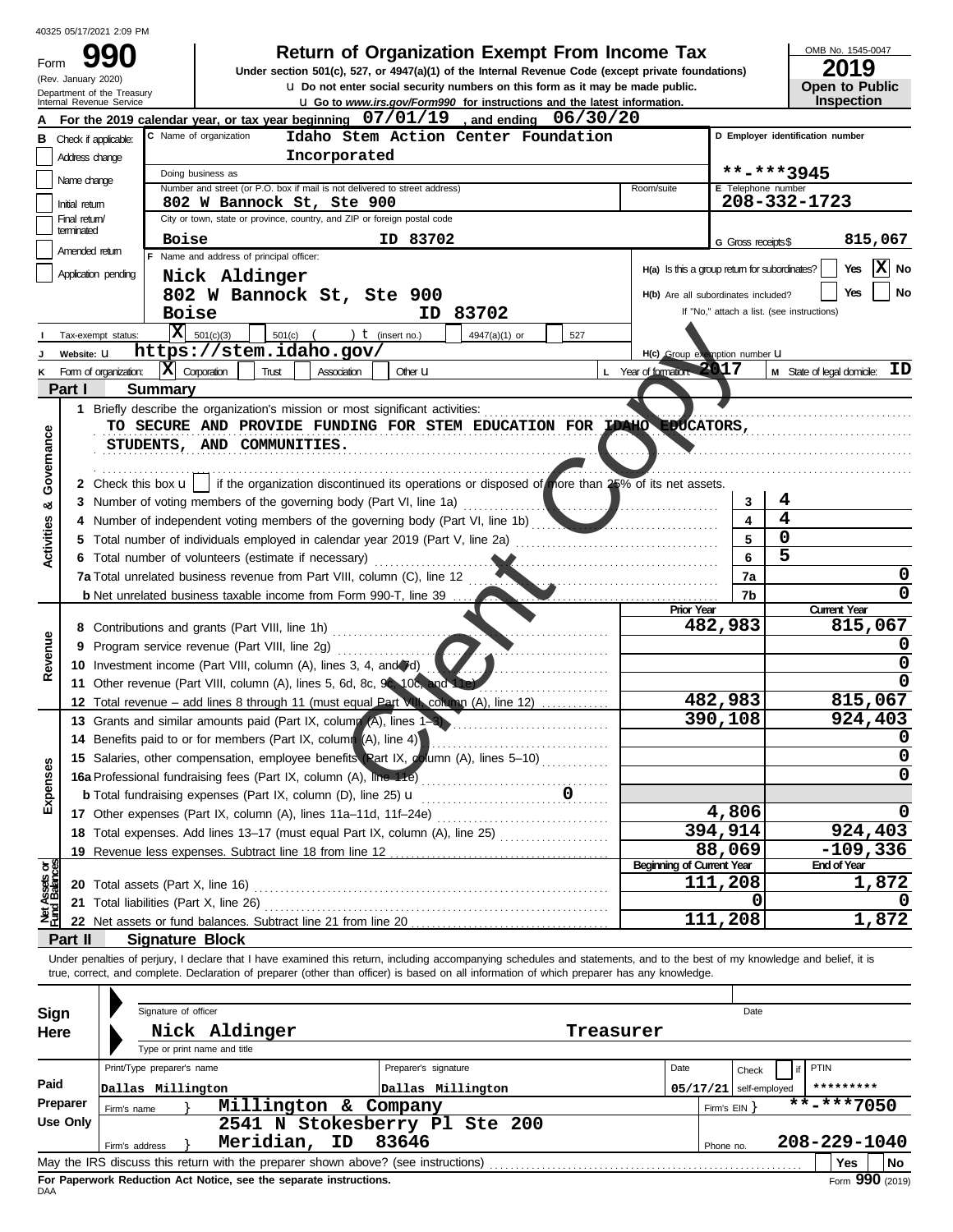40325 05/17/2021 2:09 PM

# Form 990 — Return of Organization Exempt From Income Tax

(Rev. January 2020)
Department of the Treasury
Internal Revenue Service

Under section 501(c), 527, or 4947(a)(1) of the Internal Revenue Code (except private foundations)

u Do not enter social security numbers on this form as it may be made public.

u Go to *www.irs.gov/Form990* for instructions and the latest information.

OMB No. 1545-0047

**2019**

**Open to Public Inspection**

**A** For the 2019 calendar year, or tax year beginning 07/01/19, and ending 06/30/20

| | |
|---|---|
| **B** Check if applicable: | **C** Name of organization: Idaho Stem Action Center Foundation Incorporated |
| Address change | Doing business as |
| Name change | Number and street (or P.O. box if mail is not delivered to street address): 802 W Bannock St, Ste 900 — Room/suite |
| Initial return | City or town, state or province, country, and ZIP or foreign postal code: Boise ID 83702 |
| Final return/terminated | |
| Amended return | **F** Name and address of principal officer: Nick Aldinger, 802 W Bannock St, Ste 900, Boise ID 83702 |
| Application pending | |

**D** Employer identification number: **-***3945

**E** Telephone number: 208-332-1723

**G** Gross receipts $ 815,067

**H(a)** Is this a group return for subordinates? Yes [ ] No [X]

**H(b)** Are all subordinates included? Yes [ ] No [ ]
If "No," attach a list. (see instructions)

**H(c)** Group exemption number u

**I** Tax-exempt status: [X] 501(c)(3) [ ] 501(c) ( ) t (insert no.) [ ] 4947(a)(1) or [ ] 527

**J** Website: u https://stem.idaho.gov/

**K** Form of organization: [X] Corporation [ ] Trust [ ] Association [ ] Other u

**L** Year of formation: 2017

**M** State of legal domicile: ID

## Part I Summary

**Activities & Governance**

1 Briefly describe the organization's mission or most significant activities:
TO SECURE AND PROVIDE FUNDING FOR STEM EDUCATION FOR IDAHO EDUCATORS, STUDENTS, AND COMMUNITIES.

2 Check this box u [ ] if the organization discontinued its operations or disposed of more than 25% of its net assets.

| Line | Description | | Value |
|---|---|---|---|
| 3 | Number of voting members of the governing body (Part VI, line 1a) | 3 | 4 |
| 4 | Number of independent voting members of the governing body (Part VI, line 1b) | 4 | 4 |
| 5 | Total number of individuals employed in calendar year 2019 (Part V, line 2a) | 5 | 0 |
| 6 | Total number of volunteers (estimate if necessary) | 6 | 5 |
| 7a | Total unrelated business revenue from Part VIII, column (C), line 12 | 7a | 0 |
| b | Net unrelated business taxable income from Form 990-T, line 39 | 7b | 0 |

| | Line | Description | Prior Year | Current Year |
|---|---|---|---|---|
| **Revenue** | 8 | Contributions and grants (Part VIII, line 1h) | 482,983 | 815,067 |
| | 9 | Program service revenue (Part VIII, line 2g) | | 0 |
| | 10 | Investment income (Part VIII, column (A), lines 3, 4, and 7d) | | 0 |
| | 11 | Other revenue (Part VIII, column (A), lines 5, 6d, 8c, 9c, 10c, and 11e) | | 0 |
| | 12 | Total revenue – add lines 8 through 11 (must equal Part VIII, column (A), line 12) | 482,983 | 815,067 |
| **Expenses** | 13 | Grants and similar amounts paid (Part IX, column (A), lines 1–3) | 390,108 | 924,403 |
| | 14 | Benefits paid to or for members (Part IX, column (A), line 4) | | 0 |
| | 15 | Salaries, other compensation, employee benefits (Part IX, column (A), lines 5–10) | | 0 |
| | 16a | Professional fundraising fees (Part IX, column (A), line 11e) | | 0 |
| | b | Total fundraising expenses (Part IX, column (D), line 25) u 0 | | |
| | 17 | Other expenses (Part IX, column (A), lines 11a–11d, 11f–24e) | 4,806 | 0 |
| | 18 | Total expenses. Add lines 13–17 (must equal Part IX, column (A), line 25) | 394,914 | 924,403 |
| | 19 | Revenue less expenses. Subtract line 18 from line 12 | 88,069 | -109,336 |

| | Line | Description | Beginning of Current Year | End of Year |
|---|---|---|---|---|
| **Net Assets or Fund Balances** | 20 | Total assets (Part X, line 16) | 111,208 | 1,872 |
| | 21 | Total liabilities (Part X, line 26) | 0 | 0 |
| | 22 | Net assets or fund balances. Subtract line 21 from line 20 | 111,208 | 1,872 |

## Part II Signature Block

Under penalties of perjury, I declare that I have examined this return, including accompanying schedules and statements, and to the best of my knowledge and belief, it is true, correct, and complete. Declaration of preparer (other than officer) is based on all information of which preparer has any knowledge.

**Sign Here**

Signature of officer — Date

Nick Aldinger — Treasurer

Type or print name and title

**Paid Preparer Use Only**

| Print/Type preparer's name | Preparer's signature | Date | Check [ ] if self-employed | PTIN |
|---|---|---|---|---|
| Dallas Millington | Dallas Millington | 05/17/21 | | ********* |

Firm's name: Millington & Company — Firm's EIN: **-***7050

Firm's address: 2541 N Stokesberry Pl Ste 200, Meridian, ID 83646 — Phone no. 208-229-1040

May the IRS discuss this return with the preparer shown above? (see instructions) [ ] Yes [ ] No

**For Paperwork Reduction Act Notice, see the separate instructions.**

DAA

Form **990** (2019)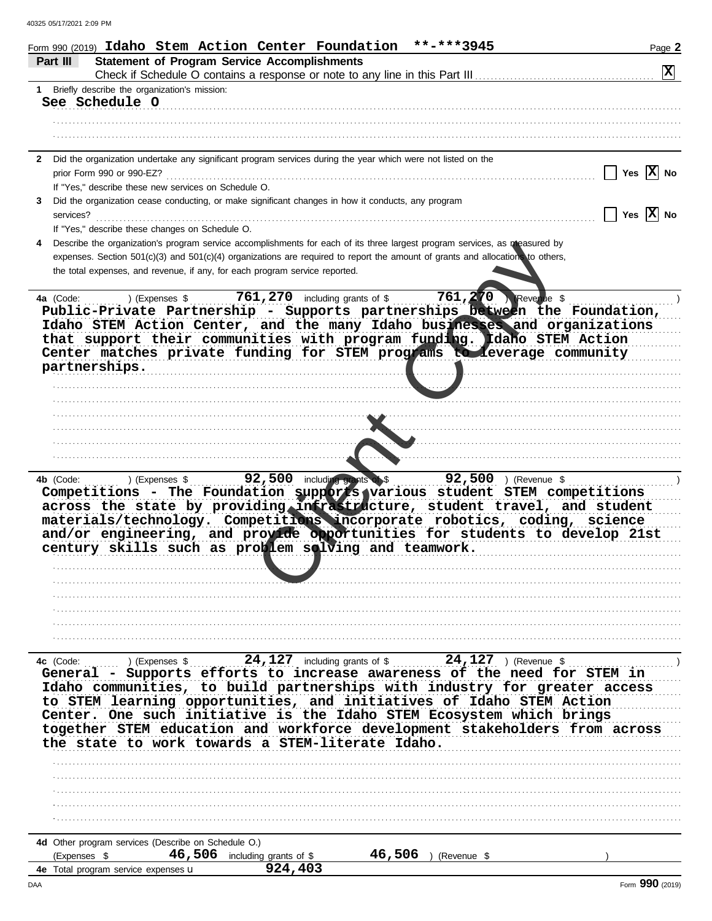Form 990 (2019) **Idaho Stem Action Center Foundation** **-***3945

## Part III Statement of Program Service Accomplishments

Check if Schedule O contains a response or note to any line in this Part III ☒

**1** Briefly describe the organization's mission:

See Schedule O

**2** Did the organization undertake any significant program services during the year which were not listed on the prior Form 990 or 990-EZ? ☐ Yes ☒ No

If "Yes," describe these new services on Schedule O.

**3** Did the organization cease conducting, or make significant changes in how it conducts, any program services? ☐ Yes ☒ No

If "Yes," describe these changes on Schedule O.

**4** Describe the organization's program service accomplishments for each of its three largest program services, as measured by expenses. Section 501(c)(3) and 501(c)(4) organizations are required to report the amount of grants and allocations to others, the total expenses, and revenue, if any, for each program service reported.

**4a** (Code: ) (Expenses $ 761,270 including grants of $ 761,270 ) (Revenue $ )

Public-Private Partnership - Supports partnerships between the Foundation, Idaho STEM Action Center, and the many Idaho businesses and organizations that support their communities with program funding. Idaho STEM Action Center matches private funding for STEM programs to leverage community partnerships.

**4b** (Code: ) (Expenses $ 92,500 including grants of $ 92,500 ) (Revenue $ )

Competitions - The Foundation supports various student STEM competitions across the state by providing infrastructure, student travel, and student materials/technology. Competitions incorporate robotics, coding, science and/or engineering, and provide opportunities for students to develop 21st century skills such as problem solving and teamwork.

**4c** (Code: ) (Expenses $ 24,127 including grants of $ 24,127 ) (Revenue $ )

General - Supports efforts to increase awareness of the need for STEM in Idaho communities, to build partnerships with industry for greater access to STEM learning opportunities, and initiatives of Idaho STEM Action Center. One such initiative is the Idaho STEM Ecosystem which brings together STEM education and workforce development stakeholders from across the state to work towards a STEM-literate Idaho.

**4d** Other program services (Describe on Schedule O.)
(Expenses $ 46,506 including grants of $ 46,506 ) (Revenue $ )

**4e** Total program service expenses 924,403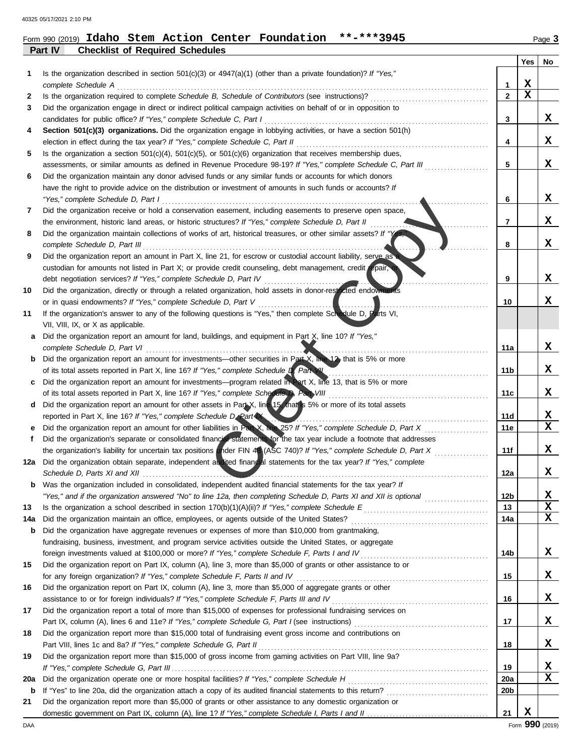Form 990 (2019) **Idaho Stem Action Center Foundation** **-***3945

## Part IV Checklist of Required Schedules

| | | | Yes | No |
|---|---|---|---|---|
| 1 | Is the organization described in section 501(c)(3) or 4947(a)(1) (other than a private foundation)? *If "Yes," complete Schedule A* | 1 | X | |
| 2 | Is the organization required to complete *Schedule B, Schedule of Contributors* (see instructions)? | 2 | X | |
| 3 | Did the organization engage in direct or indirect political campaign activities on behalf of or in opposition to candidates for public office? *If "Yes," complete Schedule C, Part I* | 3 | | X |
| 4 | **Section 501(c)(3) organizations.** Did the organization engage in lobbying activities, or have a section 501(h) election in effect during the tax year? *If "Yes," complete Schedule C, Part II* | 4 | | X |
| 5 | Is the organization a section 501(c)(4), 501(c)(5), or 501(c)(6) organization that receives membership dues, assessments, or similar amounts as defined in Revenue Procedure 98-19? *If "Yes," complete Schedule C, Part III* | 5 | | X |
| 6 | Did the organization maintain any donor advised funds or any similar funds or accounts for which donors have the right to provide advice on the distribution or investment of amounts in such funds or accounts? *If "Yes," complete Schedule D, Part I* | 6 | | X |
| 7 | Did the organization receive or hold a conservation easement, including easements to preserve open space, the environment, historic land areas, or historic structures? *If "Yes," complete Schedule D, Part II* | 7 | | X |
| 8 | Did the organization maintain collections of works of art, historical treasures, or other similar assets? *If "Yes," complete Schedule D, Part III* | 8 | | X |
| 9 | Did the organization report an amount in Part X, line 21, for escrow or custodial account liability, serve as a custodian for amounts not listed in Part X; or provide credit counseling, debt management, credit repair, or debt negotiation services? *If "Yes," complete Schedule D, Part IV* | 9 | | X |
| 10 | Did the organization, directly or through a related organization, hold assets in donor-restricted endowments or in quasi endowments? *If "Yes," complete Schedule D, Part V* | 10 | | X |
| 11 | If the organization's answer to any of the following questions is "Yes," then complete Schedule D, Parts VI, VII, VIII, IX, or X as applicable. | | | |
| a | Did the organization report an amount for land, buildings, and equipment in Part X, line 10? *If "Yes," complete Schedule D, Part VI* | 11a | | X |
| b | Did the organization report an amount for investments—other securities in Part X, line 12, that is 5% or more of its total assets reported in Part X, line 16? *If "Yes," complete Schedule D, Part VII* | 11b | | X |
| c | Did the organization report an amount for investments—program related in Part X, line 13, that is 5% or more of its total assets reported in Part X, line 16? *If "Yes," complete Schedule D, Part VIII* | 11c | | X |
| d | Did the organization report an amount for other assets in Part X, line 15, that is 5% or more of its total assets reported in Part X, line 16? *If "Yes," complete Schedule D, Part IX* | 11d | | X |
| e | Did the organization report an amount for other liabilities in Part X, line 25? *If "Yes," complete Schedule D, Part X* | 11e | | X |
| f | Did the organization's separate or consolidated financial statements for the tax year include a footnote that addresses the organization's liability for uncertain tax positions under FIN 48 (ASC 740)? *If "Yes," complete Schedule D, Part X* | 11f | | X |
| 12a | Did the organization obtain separate, independent audited financial statements for the tax year? *If "Yes," complete Schedule D, Parts XI and XII* | 12a | | X |
| b | Was the organization included in consolidated, independent audited financial statements for the tax year? *If "Yes," and if the organization answered "No" to line 12a, then completing Schedule D, Parts XI and XII is optional* | 12b | | X |
| 13 | Is the organization a school described in section 170(b)(1)(A)(ii)? *If "Yes," complete Schedule E* | 13 | | X |
| 14a | Did the organization maintain an office, employees, or agents outside of the United States? | 14a | | X |
| b | Did the organization have aggregate revenues or expenses of more than $10,000 from grantmaking, fundraising, business, investment, and program service activities outside the United States, or aggregate foreign investments valued at $100,000 or more? *If "Yes," complete Schedule F, Parts I and IV* | 14b | | X |
| 15 | Did the organization report on Part IX, column (A), line 3, more than $5,000 of grants or other assistance to or for any foreign organization? *If "Yes," complete Schedule F, Parts II and IV* | 15 | | X |
| 16 | Did the organization report on Part IX, column (A), line 3, more than $5,000 of aggregate grants or other assistance to or for foreign individuals? *If "Yes," complete Schedule F, Parts III and IV* | 16 | | X |
| 17 | Did the organization report a total of more than $15,000 of expenses for professional fundraising services on Part IX, column (A), lines 6 and 11e? *If "Yes," complete Schedule G, Part I* (see instructions) | 17 | | X |
| 18 | Did the organization report more than $15,000 total of fundraising event gross income and contributions on Part VIII, lines 1c and 8a? *If "Yes," complete Schedule G, Part II* | 18 | | X |
| 19 | Did the organization report more than $15,000 of gross income from gaming activities on Part VIII, line 9a? *If "Yes," complete Schedule G, Part III* | 19 | | X |
| 20a | Did the organization operate one or more hospital facilities? *If "Yes," complete Schedule H* | 20a | | X |
| b | If "Yes" to line 20a, did the organization attach a copy of its audited financial statements to this return? | 20b | | |
| 21 | Did the organization report more than $5,000 of grants or other assistance to any domestic organization or domestic government on Part IX, column (A), line 1? *If "Yes," complete Schedule I, Parts I and II* | 21 | X | |

Form **990** (2019)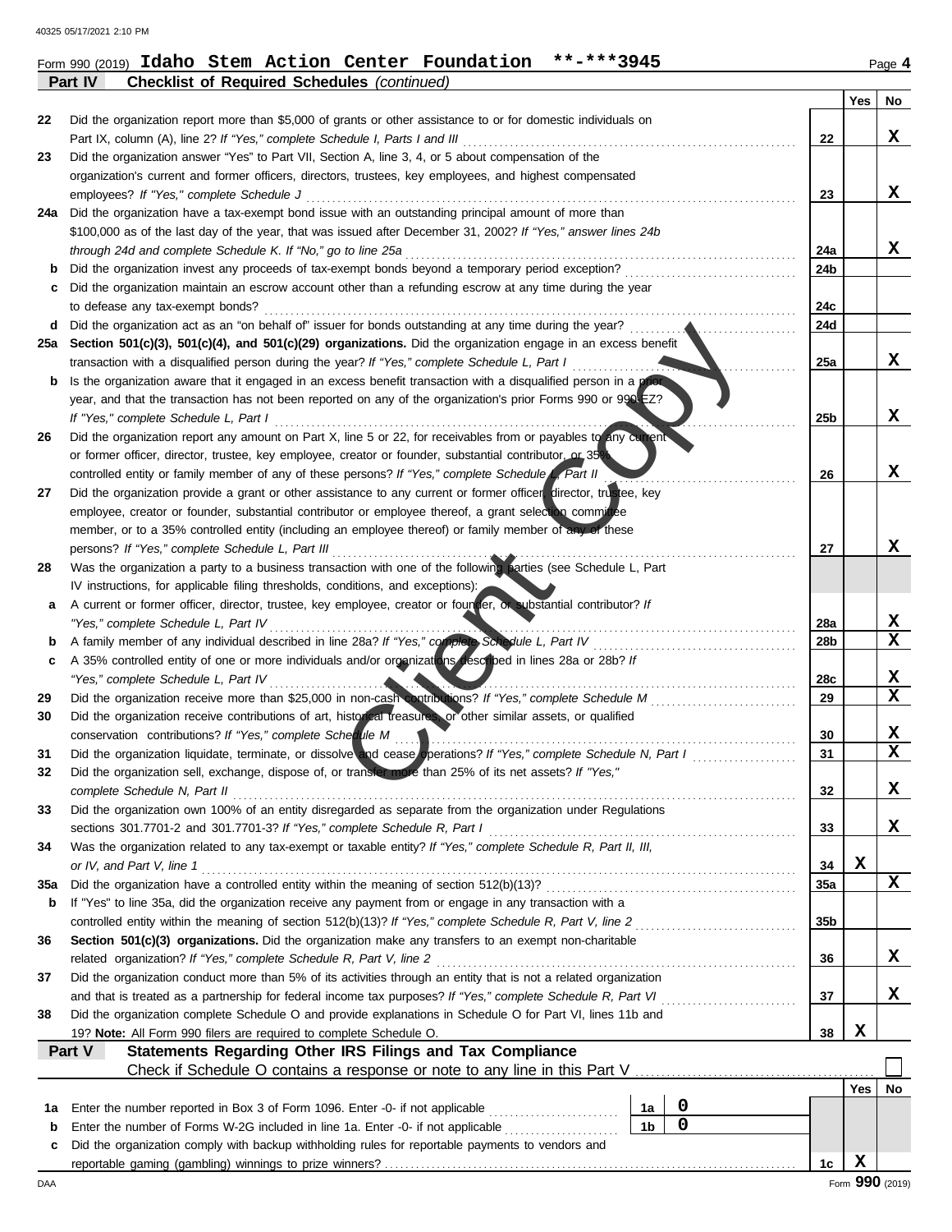Form 990 (2019) **Idaho Stem Action Center Foundation \*\*-\*\*\*3945** Page **4**

**Part IV — Checklist of Required Schedules** *(continued)*

| | | | Yes | No |
|---|---|---|---|---|
| **22** | Did the organization report more than $5,000 of grants or other assistance to or for domestic individuals on Part IX, column (A), line 2? *If "Yes," complete Schedule I, Parts I and III* | 22 | | X |
| **23** | Did the organization answer "Yes" to Part VII, Section A, line 3, 4, or 5 about compensation of the organization's current and former officers, directors, trustees, key employees, and highest compensated employees? *If "Yes," complete Schedule J* | 23 | | X |
| **24a** | Did the organization have a tax-exempt bond issue with an outstanding principal amount of more than $100,000 as of the last day of the year, that was issued after December 31, 2002? *If "Yes," answer lines 24b through 24d and complete Schedule K. If "No," go to line 25a* | 24a | | X |
| **b** | Did the organization invest any proceeds of tax-exempt bonds beyond a temporary period exception? | 24b | | |
| **c** | Did the organization maintain an escrow account other than a refunding escrow at any time during the year to defease any tax-exempt bonds? | 24c | | |
| **d** | Did the organization act as an "on behalf of" issuer for bonds outstanding at any time during the year? | 24d | | |
| **25a** | **Section 501(c)(3), 501(c)(4), and 501(c)(29) organizations.** Did the organization engage in an excess benefit transaction with a disqualified person during the year? *If "Yes," complete Schedule L, Part I* | 25a | | X |
| **b** | Is the organization aware that it engaged in an excess benefit transaction with a disqualified person in a prior year, and that the transaction has not been reported on any of the organization's prior Forms 990 or 990-EZ? *If "Yes," complete Schedule L, Part I* | 25b | | X |
| **26** | Did the organization report any amount on Part X, line 5 or 22, for receivables from or payables to any current or former officer, director, trustee, key employee, creator or founder, substantial contributor, or 35% controlled entity or family member of any of these persons? *If "Yes," complete Schedule L, Part II* | 26 | | X |
| **27** | Did the organization provide a grant or other assistance to any current or former officer, director, trustee, key employee, creator or founder, substantial contributor or employee thereof, a grant selection committee member, or to a 35% controlled entity (including an employee thereof) or family member of any of these persons? *If "Yes," complete Schedule L, Part III* | 27 | | X |
| **28** | Was the organization a party to a business transaction with one of the following parties (see Schedule L, Part IV instructions, for applicable filing thresholds, conditions, and exceptions): | | | |
| **a** | A current or former officer, director, trustee, key employee, creator or founder, or substantial contributor? *If "Yes," complete Schedule L, Part IV* | 28a | | X |
| **b** | A family member of any individual described in line 28a? *If "Yes," complete Schedule L, Part IV* | 28b | | X |
| **c** | A 35% controlled entity of one or more individuals and/or organizations described in lines 28a or 28b? *If "Yes," complete Schedule L, Part IV* | 28c | | X |
| **29** | Did the organization receive more than $25,000 in non-cash contributions? *If "Yes," complete Schedule M* | 29 | | X |
| **30** | Did the organization receive contributions of art, historical treasures, or other similar assets, or qualified conservation contributions? *If "Yes," complete Schedule M* | 30 | | X |
| **31** | Did the organization liquidate, terminate, or dissolve and cease operations? *If "Yes," complete Schedule N, Part I* | 31 | | X |
| **32** | Did the organization sell, exchange, dispose of, or transfer more than 25% of its net assets? *If "Yes," complete Schedule N, Part II* | 32 | | X |
| **33** | Did the organization own 100% of an entity disregarded as separate from the organization under Regulations sections 301.7701-2 and 301.7701-3? *If "Yes," complete Schedule R, Part I* | 33 | | X |
| **34** | Was the organization related to any tax-exempt or taxable entity? *If "Yes," complete Schedule R, Part II, III, or IV, and Part V, line 1* | 34 | X | |
| **35a** | Did the organization have a controlled entity within the meaning of section 512(b)(13)? | 35a | | X |
| **b** | If "Yes" to line 35a, did the organization receive any payment from or engage in any transaction with a controlled entity within the meaning of section 512(b)(13)? *If "Yes," complete Schedule R, Part V, line 2* | 35b | | |
| **36** | **Section 501(c)(3) organizations.** Did the organization make any transfers to an exempt non-charitable related organization? *If "Yes," complete Schedule R, Part V, line 2* | 36 | | X |
| **37** | Did the organization conduct more than 5% of its activities through an entity that is not a related organization and that is treated as a partnership for federal income tax purposes? *If "Yes," complete Schedule R, Part VI* | 37 | | X |
| **38** | Did the organization complete Schedule O and provide explanations in Schedule O for Part VI, lines 11b and 19? **Note:** All Form 990 filers are required to complete Schedule O. | 38 | X | |

**Part V — Statements Regarding Other IRS Filings and Tax Compliance**

Check if Schedule O contains a response or note to any line in this Part V ☐

| | | | | | Yes | No |
|---|---|---|---|---|---|---|
| **1a** | Enter the number reported in Box 3 of Form 1096. Enter -0- if not applicable | 1a | 0 | | | |
| **b** | Enter the number of Forms W-2G included in line 1a. Enter -0- if not applicable | 1b | 0 | | | |
| **c** | Did the organization comply with backup withholding rules for reportable payments to vendors and reportable gaming (gambling) winnings to prize winners? | | | 1c | X | |

Form **990** (2019)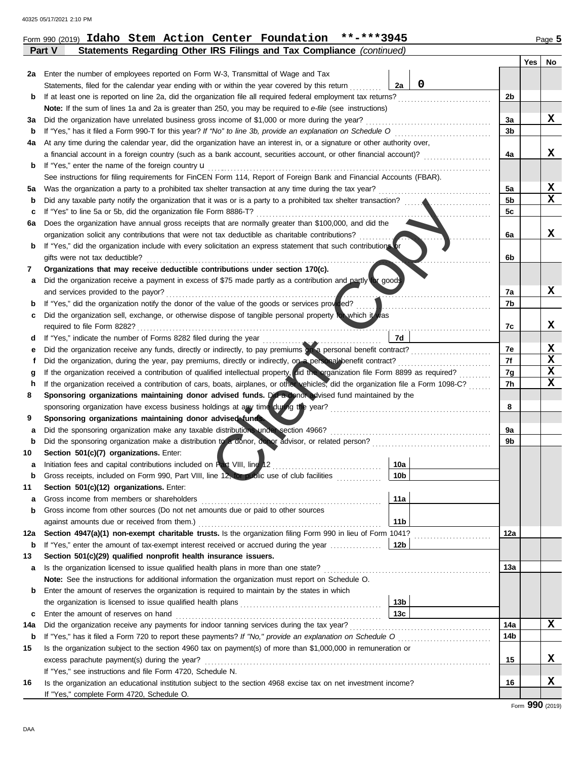Form 990 (2019) **Idaho Stem Action Center Foundation \*\*-\*\*\*3945** Page 5

## Part V Statements Regarding Other IRS Filings and Tax Compliance *(continued)*

| | | | | Yes | No |
|---|---|---|---|---|---|
| **2a** | Enter the number of employees reported on Form W-3, Transmittal of Wage and Tax Statements, filed for the calendar year ending with or within the year covered by this return | 2a | 0 | | |
| **b** | If at least one is reported on line 2a, did the organization file all required federal employment tax returns? | | 2b | | |
| | **Note:** If the sum of lines 1a and 2a is greater than 250, you may be required to *e-file* (see instructions) | | | | |
| **3a** | Did the organization have unrelated business gross income of $1,000 or more during the year? | | 3a | | X |
| **b** | If "Yes," has it filed a Form 990-T for this year? *If "No" to line 3b, provide an explanation on Schedule O* | | 3b | | |
| **4a** | At any time during the calendar year, did the organization have an interest in, or a signature or other authority over, a financial account in a foreign country (such as a bank account, securities account, or other financial account)? | | 4a | | X |
| **b** | If "Yes," enter the name of the foreign country u | | | | |
| | See instructions for filing requirements for FinCEN Form 114, Report of Foreign Bank and Financial Accounts (FBAR). | | | | |
| **5a** | Was the organization a party to a prohibited tax shelter transaction at any time during the tax year? | | 5a | | X |
| **b** | Did any taxable party notify the organization that it was or is a party to a prohibited tax shelter transaction? | | 5b | | X |
| **c** | If "Yes" to line 5a or 5b, did the organization file Form 8886-T? | | 5c | | |
| **6a** | Does the organization have annual gross receipts that are normally greater than $100,000, and did the organization solicit any contributions that were not tax deductible as charitable contributions? | | 6a | | X |
| **b** | If "Yes," did the organization include with every solicitation an express statement that such contributions or gifts were not tax deductible? | | 6b | | |
| **7** | **Organizations that may receive deductible contributions under section 170(c).** | | | | |
| **a** | Did the organization receive a payment in excess of $75 made partly as a contribution and partly for goods and services provided to the payor? | | 7a | | X |
| **b** | If "Yes," did the organization notify the donor of the value of the goods or services provided? | | 7b | | |
| **c** | Did the organization sell, exchange, or otherwise dispose of tangible personal property for which it was required to file Form 8282? | | 7c | | X |
| **d** | If "Yes," indicate the number of Forms 8282 filed during the year | 7d | | | |
| **e** | Did the organization receive any funds, directly or indirectly, to pay premiums on a personal benefit contract? | | 7e | | X |
| **f** | Did the organization, during the year, pay premiums, directly or indirectly, on a personal benefit contract? | | 7f | | X |
| **g** | If the organization received a contribution of qualified intellectual property, did the organization file Form 8899 as required? | | 7g | | X |
| **h** | If the organization received a contribution of cars, boats, airplanes, or other vehicles, did the organization file a Form 1098-C? | | 7h | | X |
| **8** | **Sponsoring organizations maintaining donor advised funds.** Did a donor advised fund maintained by the sponsoring organization have excess business holdings at any time during the year? | | 8 | | |
| **9** | **Sponsoring organizations maintaining donor advised funds.** | | | | |
| **a** | Did the sponsoring organization make any taxable distributions under section 4966? | | 9a | | |
| **b** | Did the sponsoring organization make a distribution to a donor, donor advisor, or related person? | | 9b | | |
| **10** | **Section 501(c)(7) organizations.** Enter: | | | | |
| **a** | Initiation fees and capital contributions included on Part VIII, line 12 | 10a | | | |
| **b** | Gross receipts, included on Form 990, Part VIII, line 12, for public use of club facilities | 10b | | | |
| **11** | **Section 501(c)(12) organizations.** Enter: | | | | |
| **a** | Gross income from members or shareholders | 11a | | | |
| **b** | Gross income from other sources (Do not net amounts due or paid to other sources against amounts due or received from them.) | 11b | | | |
| **12a** | **Section 4947(a)(1) non-exempt charitable trusts.** Is the organization filing Form 990 in lieu of Form 1041? | | 12a | | |
| **b** | If "Yes," enter the amount of tax-exempt interest received or accrued during the year | 12b | | | |
| **13** | **Section 501(c)(29) qualified nonprofit health insurance issuers.** | | | | |
| **a** | Is the organization licensed to issue qualified health plans in more than one state? | | 13a | | |
| | **Note:** See the instructions for additional information the organization must report on Schedule O. | | | | |
| **b** | Enter the amount of reserves the organization is required to maintain by the states in which the organization is licensed to issue qualified health plans | 13b | | | |
| **c** | Enter the amount of reserves on hand | 13c | | | |
| **14a** | Did the organization receive any payments for indoor tanning services during the tax year? | | 14a | | X |
| **b** | If "Yes," has it filed a Form 720 to report these payments? *If "No," provide an explanation on Schedule O* | | 14b | | |
| **15** | Is the organization subject to the section 4960 tax on payment(s) of more than $1,000,000 in remuneration or excess parachute payment(s) during the year? | | 15 | | X |
| | If "Yes," see instructions and file Form 4720, Schedule N. | | | | |
| **16** | Is the organization an educational institution subject to the section 4968 excise tax on net investment income? | | 16 | | X |
| | If "Yes," complete Form 4720, Schedule O. | | | | |

Form **990** (2019)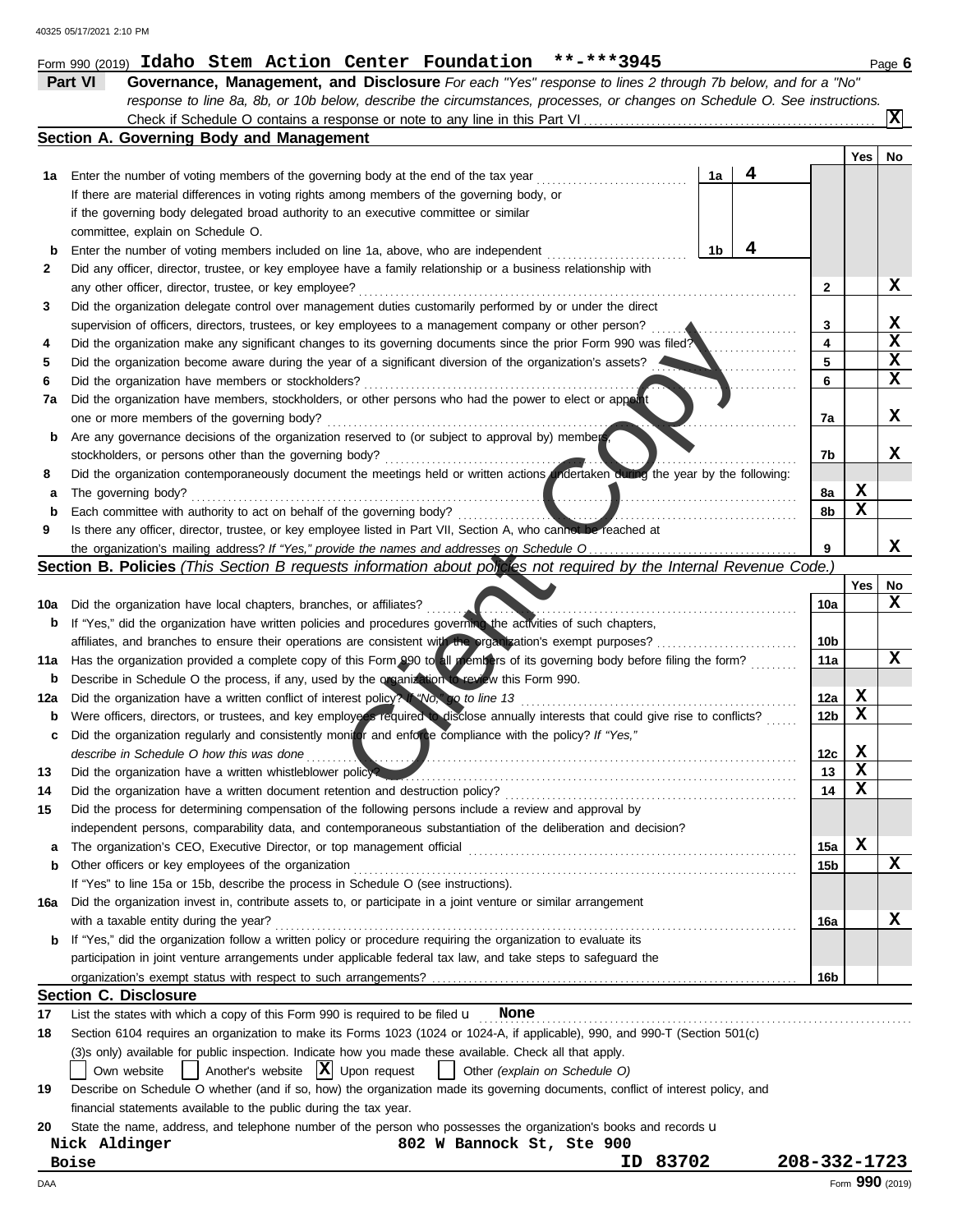Form 990 (2019) **Idaho Stem Action Center Foundation \*\*-\*\*\*3945** Page **6**

## Part VI — Governance, Management, and Disclosure

*For each "Yes" response to lines 2 through 7b below, and for a "No" response to line 8a, 8b, or 10b below, describe the circumstances, processes, or changes on Schedule O. See instructions.*

Check if Schedule O contains a response or note to any line in this Part VI ..... **[X]**

### Section A. Governing Body and Management

| | | | | Yes | No |
|---|---|---|---|---|---|
| **1a** | Enter the number of voting members of the governing body at the end of the tax year ..... | 1a | **4** | | |
| | If there are material differences in voting rights among members of the governing body, or if the governing body delegated broad authority to an executive committee or similar committee, explain on Schedule O. | | | | |
| **b** | Enter the number of voting members included on line 1a, above, who are independent ..... | 1b | **4** | | |
| **2** | Did any officer, director, trustee, or key employee have a family relationship or a business relationship with any other officer, director, trustee, or key employee? ..... | 2 | | | **X** |
| **3** | Did the organization delegate control over management duties customarily performed by or under the direct supervision of officers, directors, trustees, or key employees to a management company or other person? ..... | 3 | | | **X** |
| **4** | Did the organization make any significant changes to its governing documents since the prior Form 990 was filed? ..... | 4 | | | **X** |
| **5** | Did the organization become aware during the year of a significant diversion of the organization's assets? ..... | 5 | | | **X** |
| **6** | Did the organization have members or stockholders? ..... | 6 | | | **X** |
| **7a** | Did the organization have members, stockholders, or other persons who had the power to elect or appoint one or more members of the governing body? ..... | 7a | | | **X** |
| **b** | Are any governance decisions of the organization reserved to (or subject to approval by) members, stockholders, or persons other than the governing body? ..... | 7b | | | **X** |
| **8** | Did the organization contemporaneously document the meetings held or written actions undertaken during the year by the following: | | | | |
| **a** | The governing body? ..... | 8a | | **X** | |
| **b** | Each committee with authority to act on behalf of the governing body? ..... | 8b | | **X** | |
| **9** | Is there any officer, director, trustee, or key employee listed in Part VII, Section A, who cannot be reached at the organization's mailing address? *If "Yes," provide the names and addresses on Schedule O* ..... | 9 | | | **X** |

### Section B. Policies *(This Section B requests information about policies not required by the Internal Revenue Code.)*

| | | | Yes | No |
|---|---|---|---|---|
| **10a** | Did the organization have local chapters, branches, or affiliates? ..... | 10a | | **X** |
| **b** | If "Yes," did the organization have written policies and procedures governing the activities of such chapters, affiliates, and branches to ensure their operations are consistent with the organization's exempt purposes? ..... | 10b | | |
| **11a** | Has the organization provided a complete copy of this Form 990 to all members of its governing body before filing the form? ..... | 11a | | **X** |
| **b** | Describe in Schedule O the process, if any, used by the organization to review this Form 990. | | | |
| **12a** | Did the organization have a written conflict of interest policy? *If "No," go to line 13* ..... | 12a | **X** | |
| **b** | Were officers, directors, or trustees, and key employees required to disclose annually interests that could give rise to conflicts? ..... | 12b | **X** | |
| **c** | Did the organization regularly and consistently monitor and enforce compliance with the policy? *If "Yes," describe in Schedule O how this was done* ..... | 12c | **X** | |
| **13** | Did the organization have a written whistleblower policy? ..... | 13 | **X** | |
| **14** | Did the organization have a written document retention and destruction policy? ..... | 14 | **X** | |
| **15** | Did the process for determining compensation of the following persons include a review and approval by independent persons, comparability data, and contemporaneous substantiation of the deliberation and decision? | | | |
| **a** | The organization's CEO, Executive Director, or top management official ..... | 15a | **X** | |
| **b** | Other officers or key employees of the organization ..... | 15b | | **X** |
| | If "Yes" to line 15a or 15b, describe the process in Schedule O (see instructions). | | | |
| **16a** | Did the organization invest in, contribute assets to, or participate in a joint venture or similar arrangement with a taxable entity during the year? ..... | 16a | | **X** |
| **b** | If "Yes," did the organization follow a written policy or procedure requiring the organization to evaluate its participation in joint venture arrangements under applicable federal tax law, and take steps to safeguard the organization's exempt status with respect to such arrangements? ..... | 16b | | |

### Section C. Disclosure

**17** List the states with which a copy of this Form 990 is required to be filed ► **None**

**18** Section 6104 requires an organization to make its Forms 1023 (1024 or 1024-A, if applicable), 990, and 990-T (Section 501(c)(3)s only) available for public inspection. Indicate how you made these available. Check all that apply.

[ ] Own website [ ] Another's website [X] Upon request [ ] Other *(explain on Schedule O)*

**19** Describe on Schedule O whether (and if so, how) the organization made its governing documents, conflict of interest policy, and financial statements available to the public during the tax year.

**20** State the name, address, and telephone number of the person who possesses the organization's books and records ►

**Nick Aldinger** **802 W Bannock St, Ste 900**
**Boise** **ID 83702** **208-332-1723**

Form **990** (2019)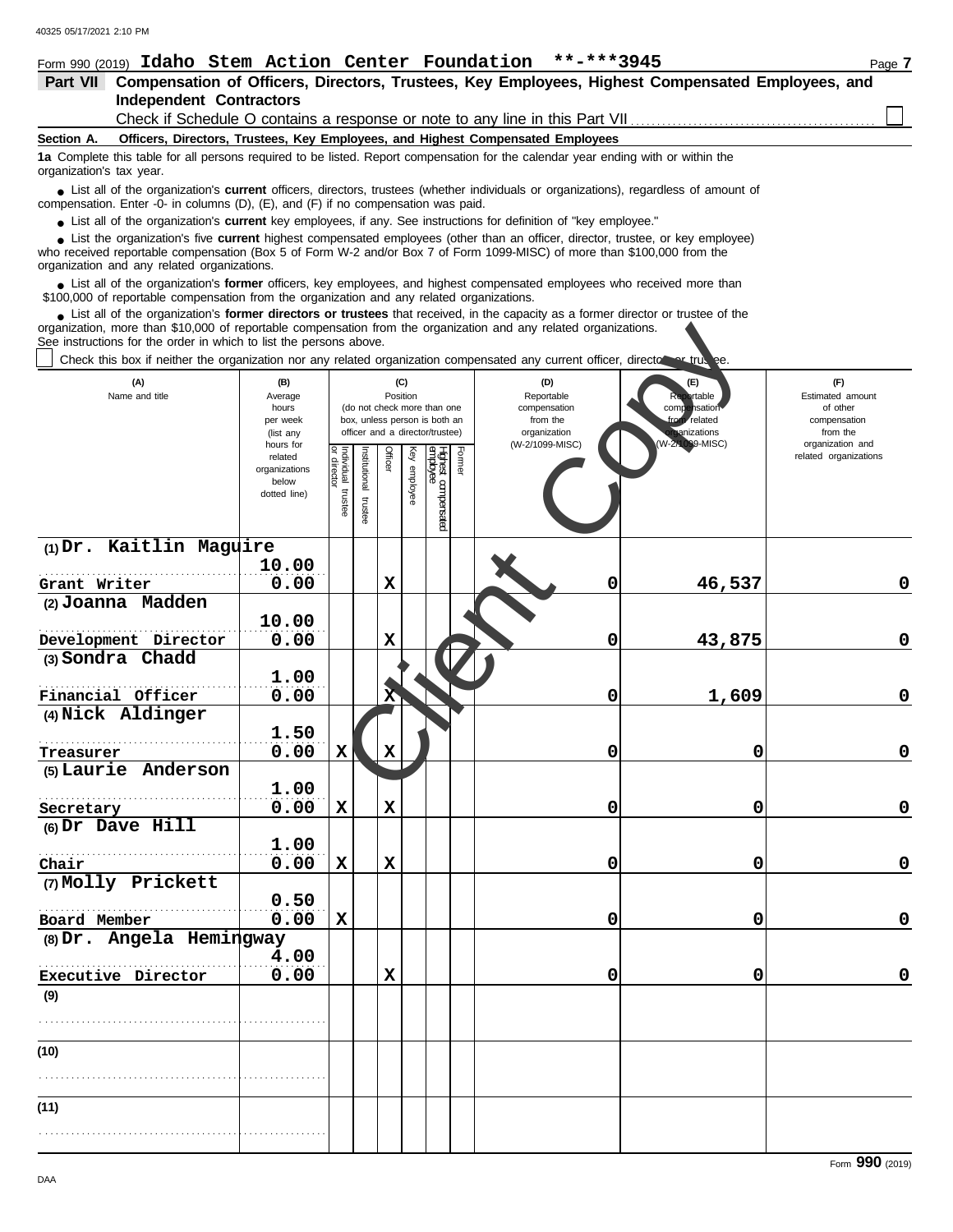Form 990 (2019) **Idaho Stem Action Center Foundation \*\*-\*\*\*3945** Page 7

**Part VII Compensation of Officers, Directors, Trustees, Key Employees, Highest Compensated Employees, and Independent Contractors**

Check if Schedule O contains a response or note to any line in this Part VII ☐

**Section A. Officers, Directors, Trustees, Key Employees, and Highest Compensated Employees**

**1a** Complete this table for all persons required to be listed. Report compensation for the calendar year ending with or within the organization's tax year.

- List all of the organization's **current** officers, directors, trustees (whether individuals or organizations), regardless of amount of compensation. Enter -0- in columns (D), (E), and (F) if no compensation was paid.
- List all of the organization's **current** key employees, if any. See instructions for definition of "key employee."
- List the organization's five **current** highest compensated employees (other than an officer, director, trustee, or key employee) who received reportable compensation (Box 5 of Form W-2 and/or Box 7 of Form 1099-MISC) of more than $100,000 from the organization and any related organizations.
- List all of the organization's **former** officers, key employees, and highest compensated employees who received more than $100,000 of reportable compensation from the organization and any related organizations.
- List all of the organization's **former directors or trustees** that received, in the capacity as a former director or trustee of the organization, more than $10,000 of reportable compensation from the organization and any related organizations.

See instructions for the order in which to list the persons above.

☐ Check this box if neither the organization nor any related organization compensated any current officer, director, or trustee.

| (A) Name and title | (B) Average hours per week (list any hours for related organizations below dotted line) | (C) Position: Individual trustee or director | Institutional trustee | Officer | Key employee | Highest compensated employee | Former | (D) Reportable compensation from the organization (W-2/1099-MISC) | (E) Reportable compensation from related organizations (W-2/1099-MISC) | (F) Estimated amount of other compensation from the organization and related organizations |
|---|---|---|---|---|---|---|---|---|---|---|
| (1) Dr. Kaitlin Maguire<br>Grant Writer | 10.00<br>0.00 | | | X | | | | 0 | 46,537 | 0 |
| (2) Joanna Madden<br>Development Director | 10.00<br>0.00 | | | X | | | | 0 | 43,875 | 0 |
| (3) Sondra Chadd<br>Financial Officer | 1.00<br>0.00 | | | X | | | | 0 | 1,609 | 0 |
| (4) Nick Aldinger<br>Treasurer | 1.50<br>0.00 | X | | X | | | | 0 | 0 | 0 |
| (5) Laurie Anderson<br>Secretary | 1.00<br>0.00 | X | | X | | | | 0 | 0 | 0 |
| (6) Dr Dave Hill<br>Chair | 1.00<br>0.00 | X | | X | | | | 0 | 0 | 0 |
| (7) Molly Prickett<br>Board Member | 0.50<br>0.00 | X | | | | | | 0 | 0 | 0 |
| (8) Dr. Angela Hemingway<br>Executive Director | 4.00<br>0.00 | | | X | | | | 0 | 0 | 0 |
| (9) | | | | | | | | | | |
| (10) | | | | | | | | | | |
| (11) | | | | | | | | | | |

Form **990** (2019)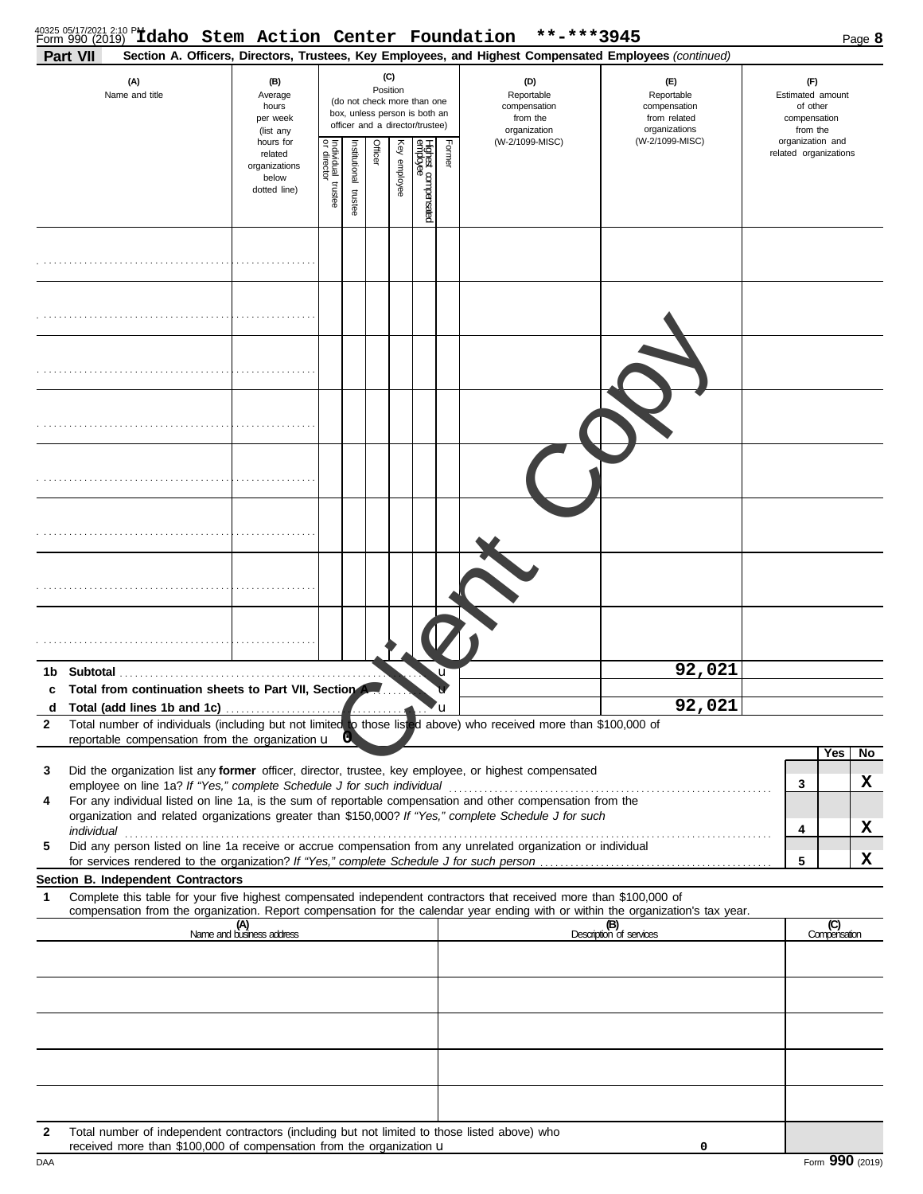Form 990 (2019) Idaho Stem Action Center Foundation **-***3945

**Part VII** **Section A. Officers, Directors, Trustees, Key Employees, and Highest Compensated Employees** *(continued)*

| (A) Name and title | (B) Average hours per week (list any hours for related organizations below dotted line) | (C) Position (do not check more than one box, unless person is both an officer and a director/trustee) Individual trustee or director | Institutional trustee | Officer | Key employee | Highest compensated employee | Former | (D) Reportable compensation from the organization (W-2/1099-MISC) | (E) Reportable compensation from related organizations (W-2/1099-MISC) | (F) Estimated amount of other compensation from the organization and related organizations |
|---|---|---|---|---|---|---|---|---|---|---|
| | | | | | | | | | | |
| | | | | | | | | | | |
| | | | | | | | | | | |
| | | | | | | | | | | |
| | | | | | | | | | | |
| | | | | | | | | | | |
| | | | | | | | | | | |
| | | | | | | | | | | |

| | | (D) | (E) | (F) |
|---|---|---|---|---|
| **1b** | **Subtotal** | | 92,021 | |
| **c** | **Total from continuation sheets to Part VII, Section A** | | | |
| **d** | **Total (add lines 1b and 1c)** | | 92,021 | |

**2** Total number of individuals (including but not limited to those listed above) who received more than $100,000 of reportable compensation from the organization u 0

| | | | Yes | No |
|---|---|---|---|---|
| **3** | Did the organization list any **former** officer, director, trustee, key employee, or highest compensated employee on line 1a? *If "Yes," complete Schedule J for such individual* | 3 | | X |
| **4** | For any individual listed on line 1a, is the sum of reportable compensation and other compensation from the organization and related organizations greater than $150,000? *If "Yes," complete Schedule J for such individual* | 4 | | X |
| **5** | Did any person listed on line 1a receive or accrue compensation from any unrelated organization or individual for services rendered to the organization? *If "Yes," complete Schedule J for such person* | 5 | | X |

**Section B. Independent Contractors**

**1** Complete this table for your five highest compensated independent contractors that received more than $100,000 of compensation from the organization. Report compensation for the calendar year ending with or within the organization's tax year.

| (A) Name and business address | (B) Description of services | (C) Compensation |
|---|---|---|
| | | |
| | | |
| | | |
| | | |
| | | |

**2** Total number of independent contractors (including but not limited to those listed above) who received more than $100,000 of compensation from the organization u 0

Form **990** (2019)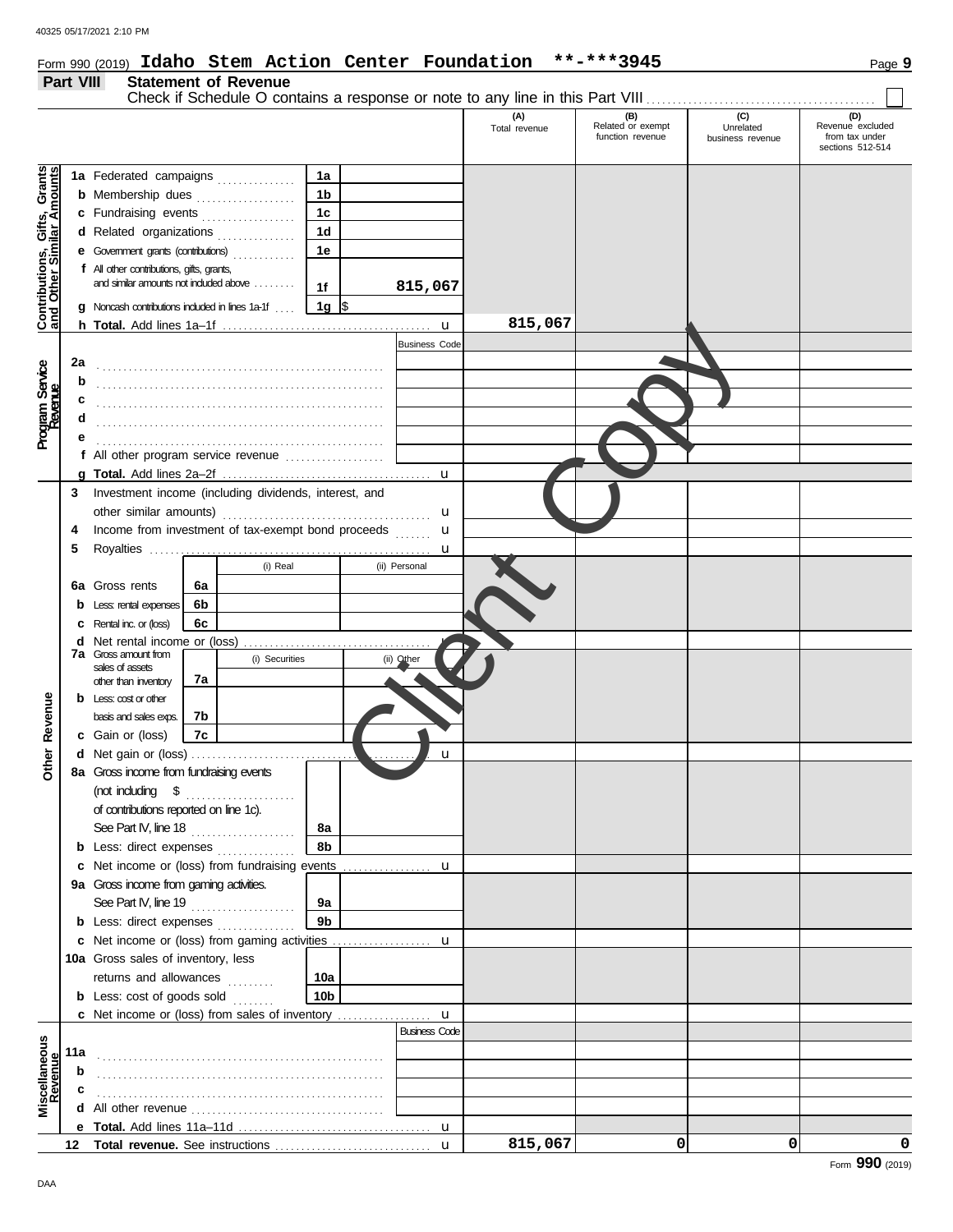Form 990 (2019) **Idaho Stem Action Center Foundation** **-***3945

## Part VIII Statement of Revenue

Check if Schedule O contains a response or note to any line in this Part VIII ☐

| | | | | (A) Total revenue | (B) Related or exempt function revenue | (C) Unrelated business revenue | (D) Revenue excluded from tax under sections 512-514 |
|---|---|---|---|---|---|---|---|
| **Contributions, Gifts, Grants and Other Similar Amounts** | 1a Federated campaigns | 1a | | | | | |
| | b Membership dues | 1b | | | | | |
| | c Fundraising events | 1c | | | | | |
| | d Related organizations | 1d | | | | | |
| | e Government grants (contributions) | 1e | | | | | |
| | f All other contributions, gifts, grants, and similar amounts not included above | 1f | 815,067 | | | | |
| | g Noncash contributions included in lines 1a-1f | 1g | $ | | | | |
| | h **Total.** Add lines 1a–1f | | | 815,067 | | | |
| **Program Service Revenue** | | | Business Code | | | | |
| | 2a | | | | | | |
| | b | | | | | | |
| | c | | | | | | |
| | d | | | | | | |
| | e | | | | | | |
| | f All other program service revenue | | | | | | |
| | g **Total.** Add lines 2a–2f | | | | | | |
| **Other Revenue** | 3 Investment income (including dividends, interest, and other similar amounts) | | | | | | |
| | 4 Income from investment of tax-exempt bond proceeds | | | | | | |
| | 5 Royalties | | | | | | |
| | | | (i) Real | (ii) Personal | | | |
| | 6a Gross rents | 6a | | | | | |
| | b Less: rental expenses | 6b | | | | | |
| | c Rental inc. or (loss) | 6c | | | | | |
| | d Net rental income or (loss) | | | | | | |
| | | | (i) Securities | (ii) Other | | | |
| | 7a Gross amount from sales of assets other than inventory | 7a | | | | | |
| | b Less: cost or other basis and sales exps. | 7b | | | | | |
| | c Gain or (loss) | 7c | | | | | |
| | d Net gain or (loss) | | | | | | |
| | 8a Gross income from fundraising events (not including $ of contributions reported on line 1c). See Part IV, line 18 | 8a | | | | | |
| | b Less: direct expenses | 8b | | | | | |
| | c Net income or (loss) from fundraising events | | | | | | |
| | 9a Gross income from gaming activities. See Part IV, line 19 | 9a | | | | | |
| | b Less: direct expenses | 9b | | | | | |
| | c Net income or (loss) from gaming activities | | | | | | |
| | 10a Gross sales of inventory, less returns and allowances | 10a | | | | | |
| | b Less: cost of goods sold | 10b | | | | | |
| | c Net income or (loss) from sales of inventory | | | | | | |
| **Miscellaneous Revenue** | | | Business Code | | | | |
| | 11a | | | | | | |
| | b | | | | | | |
| | c | | | | | | |
| | d All other revenue | | | | | | |
| | e **Total.** Add lines 11a–11d | | | | | | |
| | 12 **Total revenue.** See instructions | | | 815,067 | 0 | 0 | 0 |

Form **990** (2019)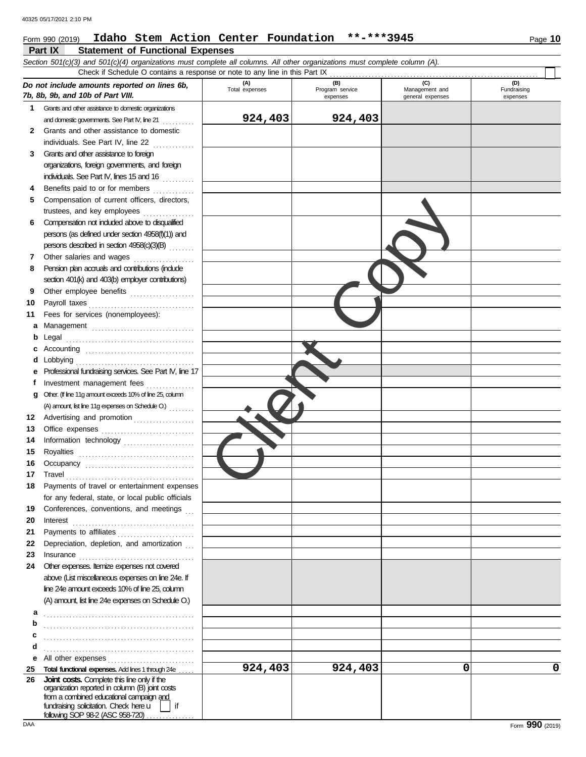40325 05/17/2021 2:10 PM

Form 990 (2019) **Idaho Stem Action Center Foundation \*\*-\*\*\*3945** Page **10**

## Part IX Statement of Functional Expenses

*Section 501(c)(3) and 501(c)(4) organizations must complete all columns. All other organizations must complete column (A).*

Check if Schedule O contains a response or note to any line in this Part IX ☐

| *Do not include amounts reported on lines 6b, 7b, 8b, 9b, and 10b of Part VIII.* | (A) Total expenses | (B) Program service expenses | (C) Management and general expenses | (D) Fundraising expenses |
|---|---|---|---|---|
| **1** Grants and other assistance to domestic organizations and domestic governments. See Part IV, line 21 | **924,403** | **924,403** | | |
| **2** Grants and other assistance to domestic individuals. See Part IV, line 22 | | | | |
| **3** Grants and other assistance to foreign organizations, foreign governments, and foreign individuals. See Part IV, lines 15 and 16 | | | | |
| **4** Benefits paid to or for members | | | | |
| **5** Compensation of current officers, directors, trustees, and key employees | | | | |
| **6** Compensation not included above to disqualified persons (as defined under section 4958(f)(1)) and persons described in section 4958(c)(3)(B) | | | | |
| **7** Other salaries and wages | | | | |
| **8** Pension plan accruals and contributions (include section 401(k) and 403(b) employer contributions) | | | | |
| **9** Other employee benefits | | | | |
| **10** Payroll taxes | | | | |
| **11** Fees for services (nonemployees): | | | | |
| **a** Management | | | | |
| **b** Legal | | | | |
| **c** Accounting | | | | |
| **d** Lobbying | | | | |
| **e** Professional fundraising services. See Part IV, line 17 | | | | |
| **f** Investment management fees | | | | |
| **g** Other. (If line 11g amount exceeds 10% of line 25, column (A) amount, list line 11g expenses on Schedule O.) | | | | |
| **12** Advertising and promotion | | | | |
| **13** Office expenses | | | | |
| **14** Information technology | | | | |
| **15** Royalties | | | | |
| **16** Occupancy | | | | |
| **17** Travel | | | | |
| **18** Payments of travel or entertainment expenses for any federal, state, or local public officials | | | | |
| **19** Conferences, conventions, and meetings | | | | |
| **20** Interest | | | | |
| **21** Payments to affiliates | | | | |
| **22** Depreciation, depletion, and amortization | | | | |
| **23** Insurance | | | | |
| **24** Other expenses. Itemize expenses not covered above (List miscellaneous expenses on line 24e. If line 24e amount exceeds 10% of line 25, column (A) amount, list line 24e expenses on Schedule O.) | | | | |
| **a** | | | | |
| **b** | | | | |
| **c** | | | | |
| **d** | | | | |
| **e** All other expenses | | | | |
| **25** **Total functional expenses.** Add lines 1 through 24e | **924,403** | **924,403** | **0** | **0** |
| **26** **Joint costs.** Complete this line only if the organization reported in column (B) joint costs from a combined educational campaign and fundraising solicitation. Check here ☐ if following SOP 98-2 (ASC 958-720) | | | | |

Client Copy

DAA Form **990** (2019)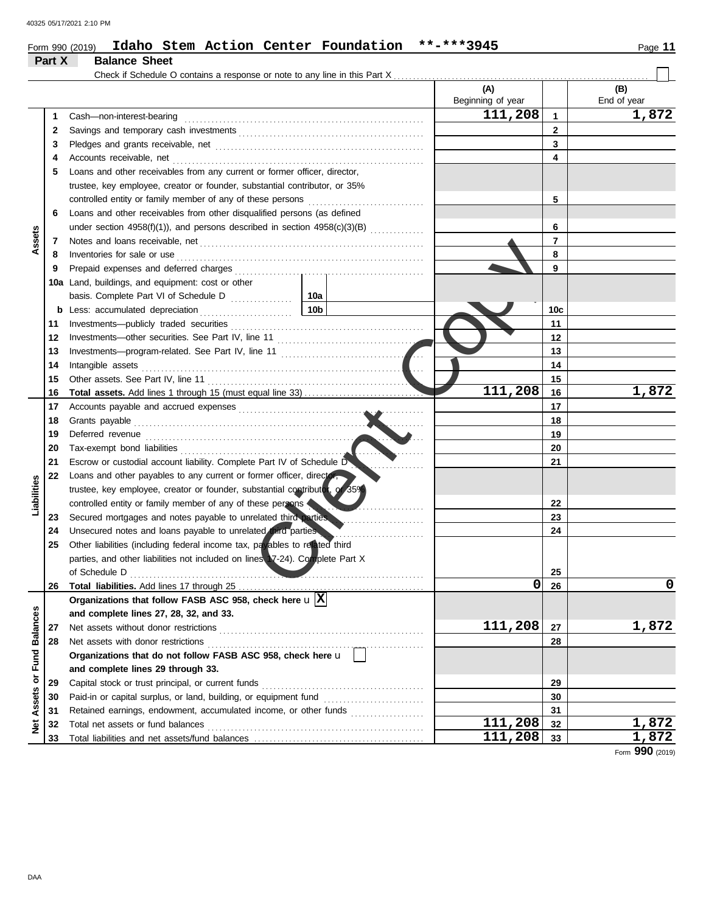Form 990 (2019) **Idaho Stem Action Center Foundation** **-***3945

## Part X Balance Sheet

Check if Schedule O contains a response or note to any line in this Part X ☐

| | | | (A) Beginning of year | | (B) End of year |
|---|---|---|---|---|---|
| **Assets** | 1 | Cash—non-interest-bearing | 111,208 | 1 | 1,872 |
| | 2 | Savings and temporary cash investments | | 2 | |
| | 3 | Pledges and grants receivable, net | | 3 | |
| | 4 | Accounts receivable, net | | 4 | |
| | 5 | Loans and other receivables from any current or former officer, director, trustee, key employee, creator or founder, substantial contributor, or 35% controlled entity or family member of any of these persons | | 5 | |
| | 6 | Loans and other receivables from other disqualified persons (as defined under section 4958(f)(1)), and persons described in section 4958(c)(3)(B) | | 6 | |
| | 7 | Notes and loans receivable, net | | 7 | |
| | 8 | Inventories for sale or use | | 8 | |
| | 9 | Prepaid expenses and deferred charges | | 9 | |
| | 10a | Land, buildings, and equipment: cost or other basis. Complete Part VI of Schedule D — 10a | | | |
| | b | Less: accumulated depreciation — 10b | | 10c | |
| | 11 | Investments—publicly traded securities | | 11 | |
| | 12 | Investments—other securities. See Part IV, line 11 | | 12 | |
| | 13 | Investments—program-related. See Part IV, line 11 | | 13 | |
| | 14 | Intangible assets | | 14 | |
| | 15 | Other assets. See Part IV, line 11 | | 15 | |
| | 16 | **Total assets.** Add lines 1 through 15 (must equal line 33) | 111,208 | 16 | 1,872 |
| **Liabilities** | 17 | Accounts payable and accrued expenses | | 17 | |
| | 18 | Grants payable | | 18 | |
| | 19 | Deferred revenue | | 19 | |
| | 20 | Tax-exempt bond liabilities | | 20 | |
| | 21 | Escrow or custodial account liability. Complete Part IV of Schedule D | | 21 | |
| | 22 | Loans and other payables to any current or former officer, director, trustee, key employee, creator or founder, substantial contributor, or 35% controlled entity or family member of any of these persons | | 22 | |
| | 23 | Secured mortgages and notes payable to unrelated third parties | | 23 | |
| | 24 | Unsecured notes and loans payable to unrelated third parties | | 24 | |
| | 25 | Other liabilities (including federal income tax, payables to related third parties, and other liabilities not included on lines 17-24). Complete Part X of Schedule D | | 25 | |
| | 26 | **Total liabilities.** Add lines 17 through 25 | 0 | 26 | 0 |
| **Net Assets or Fund Balances** | | **Organizations that follow FASB ASC 958, check here** ☒ **and complete lines 27, 28, 32, and 33.** | | | |
| | 27 | Net assets without donor restrictions | 111,208 | 27 | 1,872 |
| | 28 | Net assets with donor restrictions | | 28 | |
| | | **Organizations that do not follow FASB ASC 958, check here** ☐ **and complete lines 29 through 33.** | | | |
| | 29 | Capital stock or trust principal, or current funds | | 29 | |
| | 30 | Paid-in or capital surplus, or land, building, or equipment fund | | 30 | |
| | 31 | Retained earnings, endowment, accumulated income, or other funds | | 31 | |
| | 32 | Total net assets or fund balances | 111,208 | 32 | 1,872 |
| | 33 | Total liabilities and net assets/fund balances | 111,208 | 33 | 1,872 |

Form **990** (2019)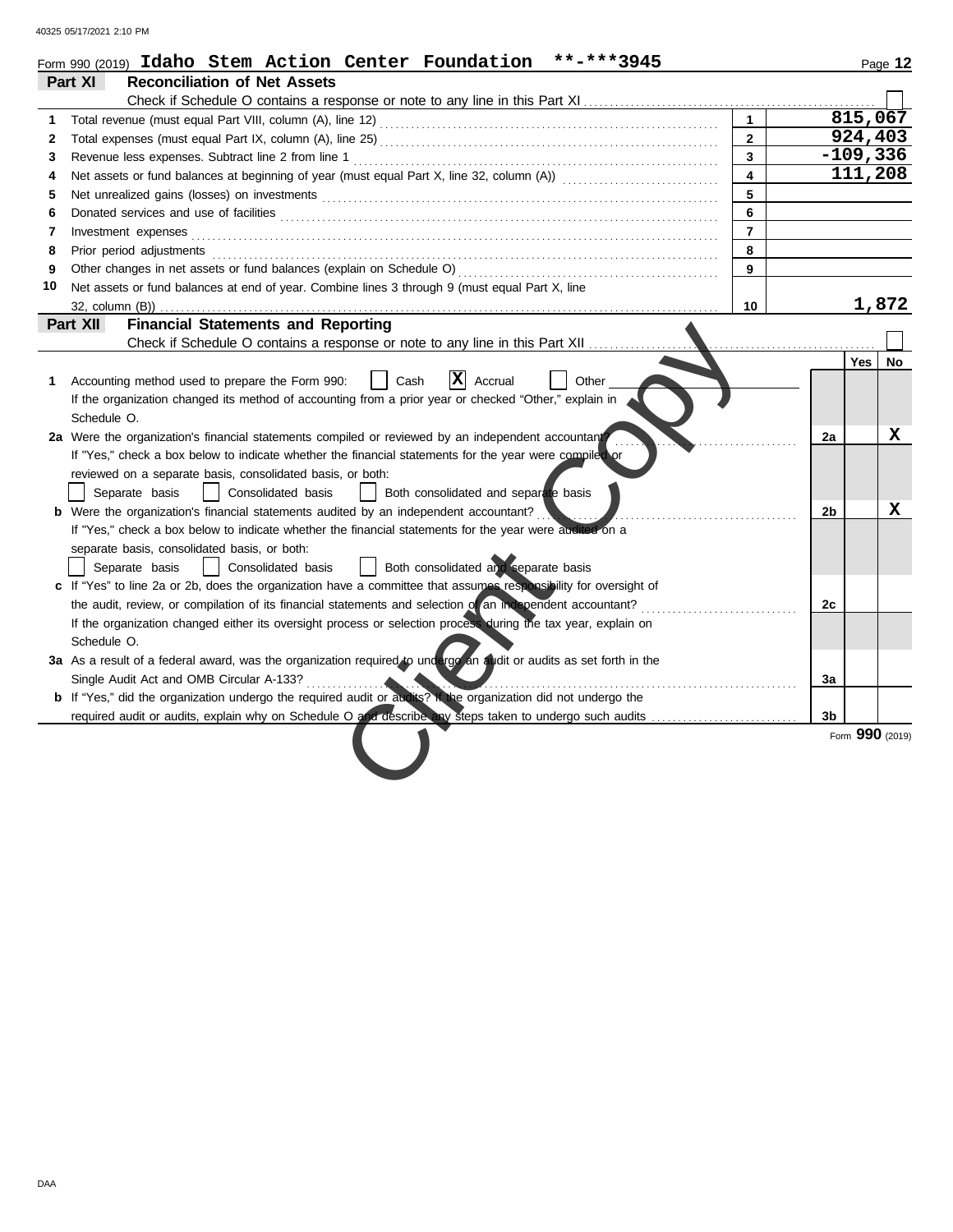Form 990 (2019) **Idaho Stem Action Center Foundation \*\*-\*\*\*3945** Page 12

## Part XI Reconciliation of Net Assets

Check if Schedule O contains a response or note to any line in this Part XI ☐

| | | | |
|---|---|---|---|
| 1 | Total revenue (must equal Part VIII, column (A), line 12) | 1 | 815,067 |
| 2 | Total expenses (must equal Part IX, column (A), line 25) | 2 | 924,403 |
| 3 | Revenue less expenses. Subtract line 2 from line 1 | 3 | -109,336 |
| 4 | Net assets or fund balances at beginning of year (must equal Part X, line 32, column (A)) | 4 | 111,208 |
| 5 | Net unrealized gains (losses) on investments | 5 | |
| 6 | Donated services and use of facilities | 6 | |
| 7 | Investment expenses | 7 | |
| 8 | Prior period adjustments | 8 | |
| 9 | Other changes in net assets or fund balances (explain on Schedule O) | 9 | |
| 10 | Net assets or fund balances at end of year. Combine lines 3 through 9 (must equal Part X, line 32, column (B)) | 10 | 1,872 |

## Part XII Financial Statements and Reporting

Check if Schedule O contains a response or note to any line in this Part XII ☐

| | | | Yes | No |
|---|---|---|---|---|
| 1 | Accounting method used to prepare the Form 990: ☐ Cash ☒ Accrual ☐ Other<br>If the organization changed its method of accounting from a prior year or checked "Other," explain in Schedule O. | | | |
| 2a | Were the organization's financial statements compiled or reviewed by an independent accountant?<br>If "Yes," check a box below to indicate whether the financial statements for the year were compiled or reviewed on a separate basis, consolidated basis, or both:<br>☐ Separate basis ☐ Consolidated basis ☐ Both consolidated and separate basis | 2a | | X |
| b | Were the organization's financial statements audited by an independent accountant?<br>If "Yes," check a box below to indicate whether the financial statements for the year were audited on a separate basis, consolidated basis, or both:<br>☐ Separate basis ☐ Consolidated basis ☐ Both consolidated and separate basis | 2b | | X |
| c | If "Yes" to line 2a or 2b, does the organization have a committee that assumes responsibility for oversight of the audit, review, or compilation of its financial statements and selection of an independent accountant?<br>If the organization changed either its oversight process or selection process during the tax year, explain on Schedule O. | 2c | | |
| 3a | As a result of a federal award, was the organization required to undergo an audit or audits as set forth in the Single Audit Act and OMB Circular A-133? | 3a | | |
| b | If "Yes," did the organization undergo the required audit or audits? If the organization did not undergo the required audit or audits, explain why on Schedule O and describe any steps taken to undergo such audits | 3b | | |

Form **990** (2019)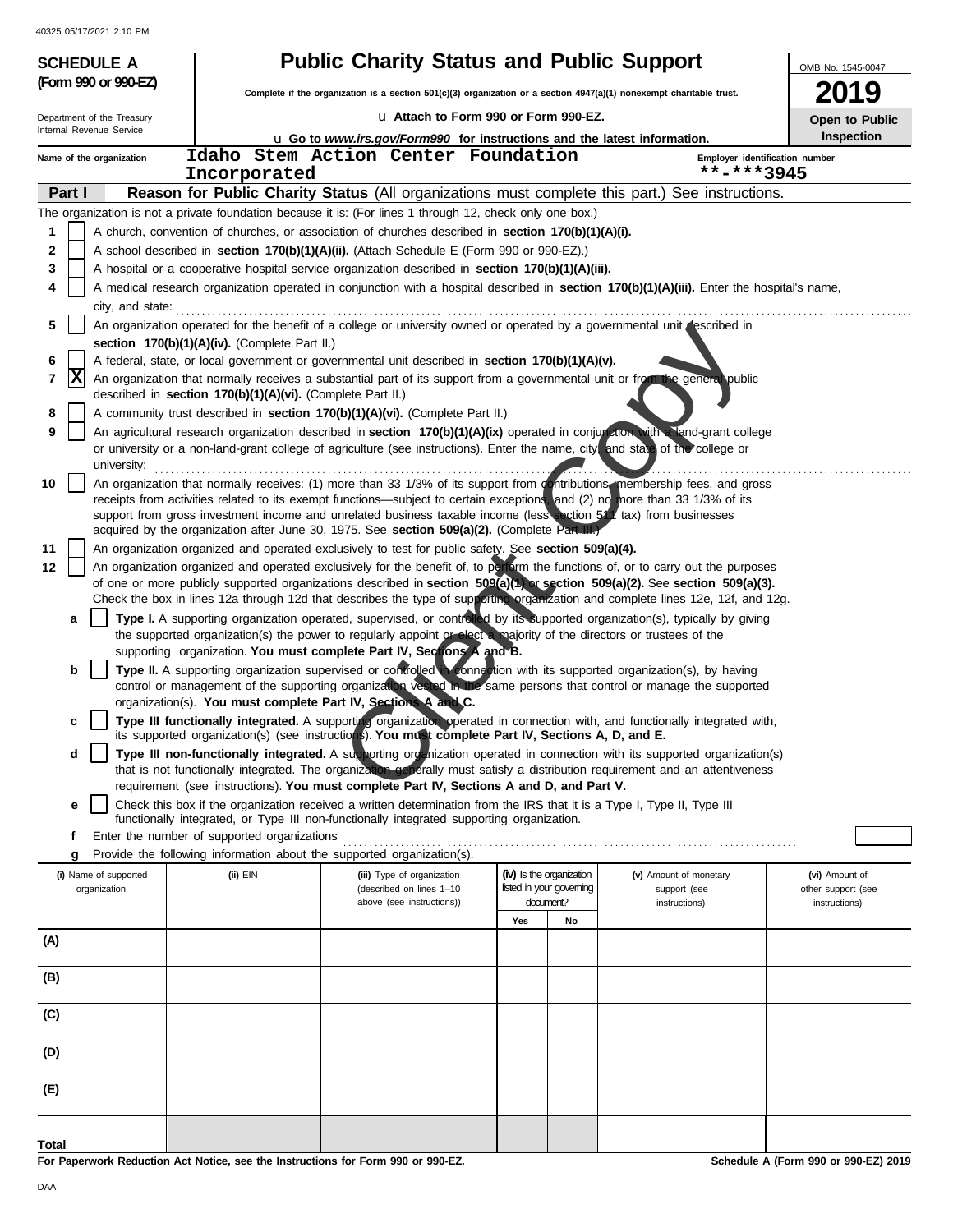40325 05/17/2021 2:10 PM

**SCHEDULE A**
**(Form 990 or 990-EZ)**

Department of the Treasury
Internal Revenue Service

# Public Charity Status and Public Support

**Complete if the organization is a section 501(c)(3) organization or a section 4947(a)(1) nonexempt charitable trust.**

u **Attach to Form 990 or Form 990-EZ.**

u **Go to *www.irs.gov/Form990* for instructions and the latest information.**

OMB No. 1545-0047

**2019**

**Open to Public Inspection**

Name of the organization: Idaho Stem Action Center Foundation Incorporated

Employer identification number: **-***3945

## Part I — Reason for Public Charity Status (All organizations must complete this part.) See instructions.

The organization is not a private foundation because it is: (For lines 1 through 12, check only one box.)

1. [ ] A church, convention of churches, or association of churches described in **section 170(b)(1)(A)(i).**
2. [ ] A school described in **section 170(b)(1)(A)(ii).** (Attach Schedule E (Form 990 or 990-EZ).)
3. [ ] A hospital or a cooperative hospital service organization described in **section 170(b)(1)(A)(iii).**
4. [ ] A medical research organization operated in conjunction with a hospital described in **section 170(b)(1)(A)(iii).** Enter the hospital's name, city, and state:
5. [ ] An organization operated for the benefit of a college or university owned or operated by a governmental unit described in **section 170(b)(1)(A)(iv).** (Complete Part II.)
6. [ ] A federal, state, or local government or governmental unit described in **section 170(b)(1)(A)(v).**
7. [X] An organization that normally receives a substantial part of its support from a governmental unit or from the general public described in **section 170(b)(1)(A)(vi).** (Complete Part II.)
8. [ ] A community trust described in **section 170(b)(1)(A)(vi).** (Complete Part II.)
9. [ ] An agricultural research organization described in **section 170(b)(1)(A)(ix)** operated in conjunction with a land-grant college or university or a non-land-grant college of agriculture (see instructions). Enter the name, city, and state of the college or university:
10. [ ] An organization that normally receives: (1) more than 33 1/3% of its support from contributions, membership fees, and gross receipts from activities related to its exempt functions—subject to certain exceptions, and (2) no more than 33 1/3% of its support from gross investment income and unrelated business taxable income (less section 511 tax) from businesses acquired by the organization after June 30, 1975. See **section 509(a)(2).** (Complete Part III.)
11. [ ] An organization organized and operated exclusively to test for public safety. See **section 509(a)(4).**
12. [ ] An organization organized and operated exclusively for the benefit of, to perform the functions of, or to carry out the purposes of one or more publicly supported organizations described in **section 509(a)(1)** or **section 509(a)(2).** See **section 509(a)(3).** Check the box in lines 12a through 12d that describes the type of supporting organization and complete lines 12e, 12f, and 12g.
   - **a** [ ] **Type I.** A supporting organization operated, supervised, or controlled by its supported organization(s), typically by giving the supported organization(s) the power to regularly appoint or elect a majority of the directors or trustees of the supporting organization. **You must complete Part IV, Sections A and B.**
   - **b** [ ] **Type II.** A supporting organization supervised or controlled in connection with its supported organization(s), by having control or management of the supporting organization vested in the same persons that control or manage the supported organization(s). **You must complete Part IV, Sections A and C.**
   - **c** [ ] **Type III functionally integrated.** A supporting organization operated in connection with, and functionally integrated with, its supported organization(s) (see instructions). **You must complete Part IV, Sections A, D, and E.**
   - **d** [ ] **Type III non-functionally integrated.** A supporting organization operated in connection with its supported organization(s) that is not functionally integrated. The organization generally must satisfy a distribution requirement and an attentiveness requirement (see instructions). **You must complete Part IV, Sections A and D, and Part V.**
   - **e** [ ] Check this box if the organization received a written determination from the IRS that it is a Type I, Type II, Type III functionally integrated, or Type III non-functionally integrated supporting organization.
   - **f** Enter the number of supported organizations
   - **g** Provide the following information about the supported organization(s).

| (i) Name of supported organization | (ii) EIN | (iii) Type of organization (described on lines 1–10 above (see instructions)) | (iv) Is the organization listed in your governing document? Yes | No | (v) Amount of monetary support (see instructions) | (vi) Amount of other support (see instructions) |
|---|---|---|---|---|---|---|
| (A) | | | | | | |
| (B) | | | | | | |
| (C) | | | | | | |
| (D) | | | | | | |
| (E) | | | | | | |
| **Total** | | | | | | |

**For Paperwork Reduction Act Notice, see the Instructions for Form 990 or 990-EZ.**

**Schedule A (Form 990 or 990-EZ) 2019**

DAA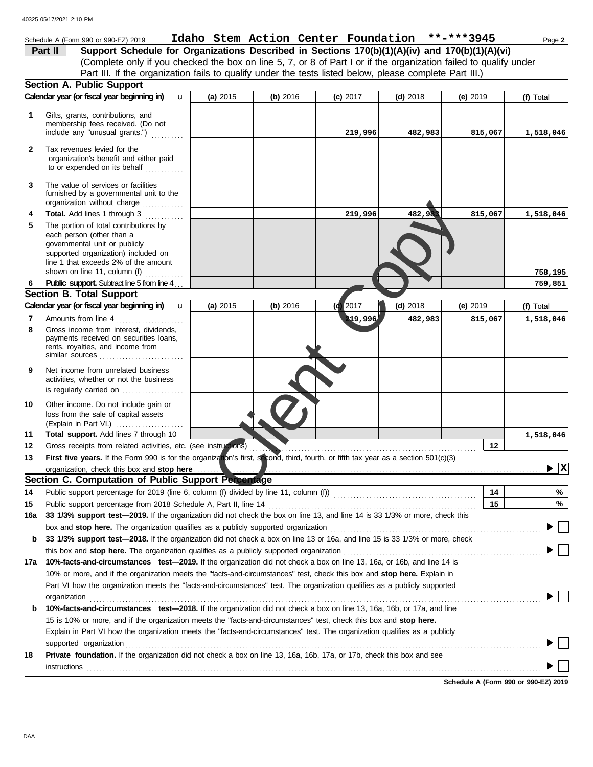Schedule A (Form 990 or 990-EZ) 2019 **Idaho Stem Action Center Foundation** **-***3945

**Part II** **Support Schedule for Organizations Described in Sections 170(b)(1)(A)(iv) and 170(b)(1)(A)(vi)**
(Complete only if you checked the box on line 5, 7, or 8 of Part I or if the organization failed to qualify under Part III. If the organization fails to qualify under the tests listed below, please complete Part III.)

## Section A. Public Support

| Calendar year (or fiscal year beginning in) | (a) 2015 | (b) 2016 | (c) 2017 | (d) 2018 | (e) 2019 | (f) Total |
|---|---|---|---|---|---|---|
| **1** Gifts, grants, contributions, and membership fees received. (Do not include any "unusual grants.") | | | 219,996 | 482,983 | 815,067 | 1,518,046 |
| **2** Tax revenues levied for the organization's benefit and either paid to or expended on its behalf | | | | | | |
| **3** The value of services or facilities furnished by a governmental unit to the organization without charge | | | | | | |
| **4** **Total.** Add lines 1 through 3 | | | 219,996 | 482,983 | 815,067 | 1,518,046 |
| **5** The portion of total contributions by each person (other than a governmental unit or publicly supported organization) included on line 1 that exceeds 2% of the amount shown on line 11, column (f) | | | | | | 758,195 |
| **6** **Public support.** Subtract line 5 from line 4 | | | | | | 759,851 |

## Section B. Total Support

| Calendar year (or fiscal year beginning in) | (a) 2015 | (b) 2016 | (c) 2017 | (d) 2018 | (e) 2019 | (f) Total |
|---|---|---|---|---|---|---|
| **7** Amounts from line 4 | | | 219,996 | 482,983 | 815,067 | 1,518,046 |
| **8** Gross income from interest, dividends, payments received on securities loans, rents, royalties, and income from similar sources | | | | | | |
| **9** Net income from unrelated business activities, whether or not the business is regularly carried on | | | | | | |
| **10** Other income. Do not include gain or loss from the sale of capital assets (Explain in Part VI.) | | | | | | |
| **11** **Total support.** Add lines 7 through 10 | | | | | | 1,518,046 |

**12** Gross receipts from related activities, etc. (see instructions) **12**

**13** **First five years.** If the Form 990 is for the organization's first, second, third, fourth, or fifth tax year as a section 501(c)(3) organization, check this box and **stop here** ▶ [X]

## Section C. Computation of Public Support Percentage

**14** Public support percentage for 2019 (line 6, column (f) divided by line 11, column (f)) **14** %

**15** Public support percentage from 2018 Schedule A, Part II, line 14 **15** %

**16a** **33 1/3% support test—2019.** If the organization did not check the box on line 13, and line 14 is 33 1/3% or more, check this box and **stop here.** The organization qualifies as a publicly supported organization ▶ [ ]

**b** **33 1/3% support test—2018.** If the organization did not check a box on line 13 or 16a, and line 15 is 33 1/3% or more, check this box and **stop here.** The organization qualifies as a publicly supported organization ▶ [ ]

**17a** **10%-facts-and-circumstances test—2019.** If the organization did not check a box on line 13, 16a, or 16b, and line 14 is 10% or more, and if the organization meets the "facts-and-circumstances" test, check this box and **stop here.** Explain in Part VI how the organization meets the "facts-and-circumstances" test. The organization qualifies as a publicly supported organization ▶ [ ]

**b** **10%-facts-and-circumstances test—2018.** If the organization did not check a box on line 13, 16a, 16b, or 17a, and line 15 is 10% or more, and if the organization meets the "facts-and-circumstances" test, check this box and **stop here.** Explain in Part VI how the organization meets the "facts-and-circumstances" test. The organization qualifies as a publicly supported organization ▶ [ ]

**18** **Private foundation.** If the organization did not check a box on line 13, 16a, 16b, 17a, or 17b, check this box and see instructions ▶ [ ]

**Schedule A (Form 990 or 990-EZ) 2019**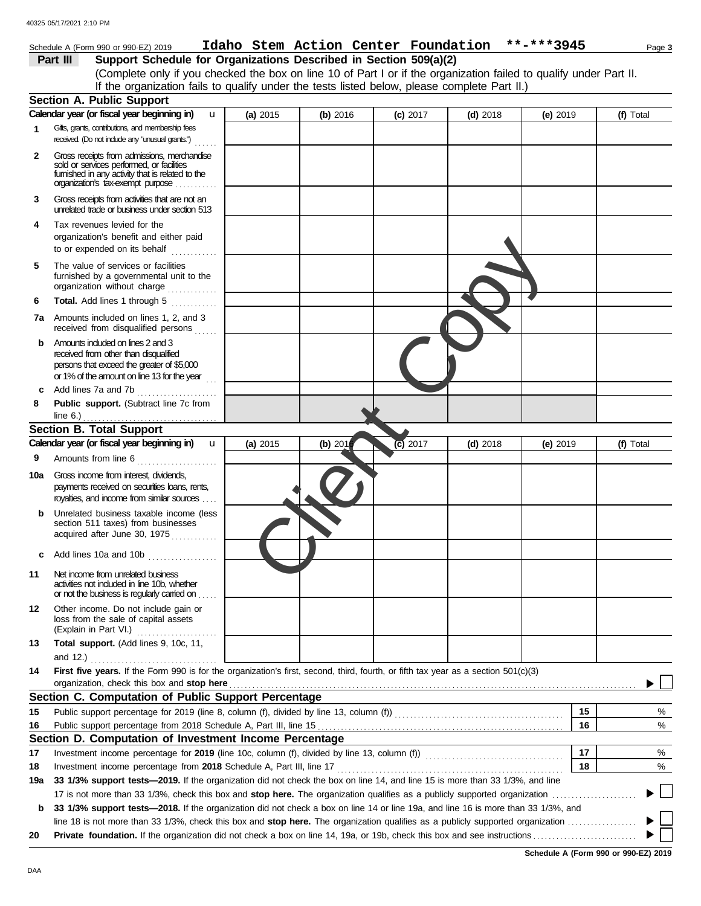Schedule A (Form 990 or 990-EZ) 2019 **Idaho Stem Action Center Foundation** **-***3945 Page **3**

## Part III Support Schedule for Organizations Described in Section 509(a)(2)

(Complete only if you checked the box on line 10 of Part I or if the organization failed to qualify under Part II. If the organization fails to qualify under the tests listed below, please complete Part II.)

### Section A. Public Support

| Calendar year (or fiscal year beginning in) | (a) 2015 | (b) 2016 | (c) 2017 | (d) 2018 | (e) 2019 | (f) Total |
|---|---|---|---|---|---|---|
| 1 Gifts, grants, contributions, and membership fees received. (Do not include any "unusual grants.") | | | | | | |
| 2 Gross receipts from admissions, merchandise sold or services performed, or facilities furnished in any activity that is related to the organization's tax-exempt purpose | | | | | | |
| 3 Gross receipts from activities that are not an unrelated trade or business under section 513 | | | | | | |
| 4 Tax revenues levied for the organization's benefit and either paid to or expended on its behalf | | | | | | |
| 5 The value of services or facilities furnished by a governmental unit to the organization without charge | | | | | | |
| 6 **Total.** Add lines 1 through 5 | | | | | | |
| 7a Amounts included on lines 1, 2, and 3 received from disqualified persons | | | | | | |
| b Amounts included on lines 2 and 3 received from other than disqualified persons that exceed the greater of $5,000 or 1% of the amount on line 13 for the year | | | | | | |
| c Add lines 7a and 7b | | | | | | |
| 8 **Public support.** (Subtract line 7c from line 6.) | | | | | | |

### Section B. Total Support

| Calendar year (or fiscal year beginning in) | (a) 2015 | (b) 2016 | (c) 2017 | (d) 2018 | (e) 2019 | (f) Total |
|---|---|---|---|---|---|---|
| 9 Amounts from line 6 | | | | | | |
| 10a Gross income from interest, dividends, payments received on securities loans, rents, royalties, and income from similar sources | | | | | | |
| b Unrelated business taxable income (less section 511 taxes) from businesses acquired after June 30, 1975 | | | | | | |
| c Add lines 10a and 10b | | | | | | |
| 11 Net income from unrelated business activities not included in line 10b, whether or not the business is regularly carried on | | | | | | |
| 12 Other income. Do not include gain or loss from the sale of capital assets (Explain in Part VI.) | | | | | | |
| 13 **Total support.** (Add lines 9, 10c, 11, and 12.) | | | | | | |

14 **First five years.** If the Form 990 is for the organization's first, second, third, fourth, or fifth tax year as a section 501(c)(3) organization, check this box and **stop here** ☐

### Section C. Computation of Public Support Percentage

| | | | |
|---|---|---|---|
| 15 | Public support percentage for 2019 (line 8, column (f), divided by line 13, column (f)) | 15 | % |
| 16 | Public support percentage from 2018 Schedule A, Part III, line 15 | 16 | % |

### Section D. Computation of Investment Income Percentage

| | | | |
|---|---|---|---|
| 17 | Investment income percentage for **2019** (line 10c, column (f), divided by line 13, column (f)) | 17 | % |
| 18 | Investment income percentage from **2018** Schedule A, Part III, line 17 | 18 | % |

19a **33 1/3% support tests—2019.** If the organization did not check the box on line 14, and line 15 is more than 33 1/3%, and line 17 is not more than 33 1/3%, check this box and **stop here.** The organization qualifies as a publicly supported organization ☐

b **33 1/3% support tests—2018.** If the organization did not check a box on line 14 or line 19a, and line 16 is more than 33 1/3%, and line 18 is not more than 33 1/3%, check this box and **stop here.** The organization qualifies as a publicly supported organization ☐

20 **Private foundation.** If the organization did not check a box on line 14, 19a, or 19b, check this box and see instructions ☐

**Schedule A (Form 990 or 990-EZ) 2019**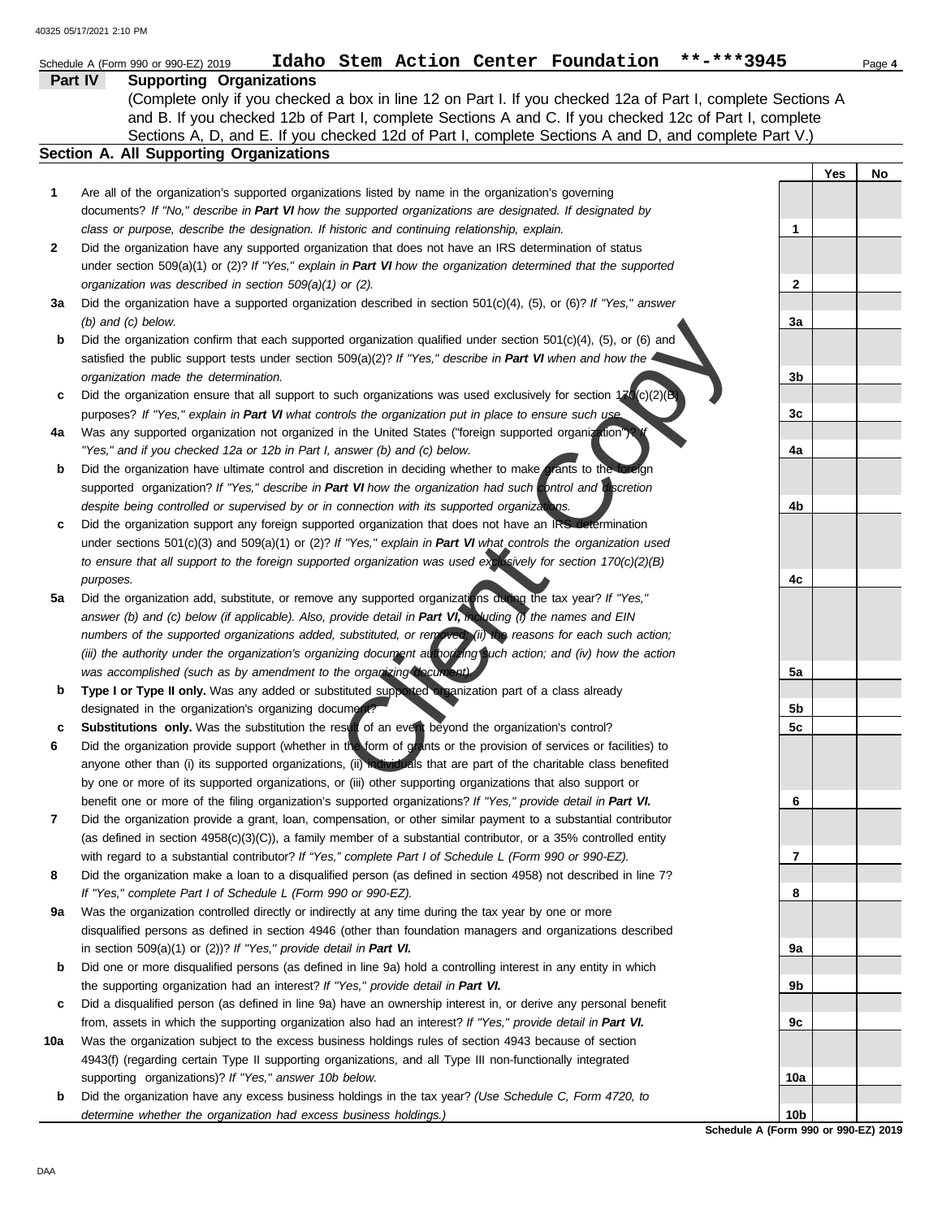Schedule A (Form 990 or 990-EZ) 2019 Idaho Stem Action Center Foundation **-***3945

**Part IV Supporting Organizations**

(Complete only if you checked a box in line 12 on Part I. If you checked 12a of Part I, complete Sections A and B. If you checked 12b of Part I, complete Sections A and C. If you checked 12c of Part I, complete Sections A, D, and E. If you checked 12d of Part I, complete Sections A and D, and complete Part V.)

**Section A. All Supporting Organizations**

| | | | Yes | No |
|---|---|---|---|---|
| 1 | Are all of the organization's supported organizations listed by name in the organization's governing documents? *If "No," describe in **Part VI** how the supported organizations are designated. If designated by class or purpose, describe the designation. If historic and continuing relationship, explain.* | 1 | | |
| 2 | Did the organization have any supported organization that does not have an IRS determination of status under section 509(a)(1) or (2)? *If "Yes," explain in **Part VI** how the organization determined that the supported organization was described in section 509(a)(1) or (2).* | 2 | | |
| 3a | Did the organization have a supported organization described in section 501(c)(4), (5), or (6)? *If "Yes," answer (b) and (c) below.* | 3a | | |
| b | Did the organization confirm that each supported organization qualified under section 501(c)(4), (5), or (6) and satisfied the public support tests under section 509(a)(2)? *If "Yes," describe in **Part VI** when and how the organization made the determination.* | 3b | | |
| c | Did the organization ensure that all support to such organizations was used exclusively for section 170(c)(2)(B) purposes? *If "Yes," explain in **Part VI** what controls the organization put in place to ensure such use.* | 3c | | |
| 4a | Was any supported organization not organized in the United States ("foreign supported organization")? *If "Yes," and if you checked 12a or 12b in Part I, answer (b) and (c) below.* | 4a | | |
| b | Did the organization have ultimate control and discretion in deciding whether to make grants to the foreign supported organization? *If "Yes," describe in **Part VI** how the organization had such control and discretion despite being controlled or supervised by or in connection with its supported organizations.* | 4b | | |
| c | Did the organization support any foreign supported organization that does not have an IRS determination under sections 501(c)(3) and 509(a)(1) or (2)? *If "Yes," explain in **Part VI** what controls the organization used to ensure that all support to the foreign supported organization was used exclusively for section 170(c)(2)(B) purposes.* | 4c | | |
| 5a | Did the organization add, substitute, or remove any supported organizations during the tax year? *If "Yes," answer (b) and (c) below (if applicable). Also, provide detail in **Part VI,** including (i) the names and EIN numbers of the supported organizations added, substituted, or removed; (ii) the reasons for each such action; (iii) the authority under the organization's organizing document authorizing such action; and (iv) how the action was accomplished (such as by amendment to the organizing document).* | 5a | | |
| b | **Type I or Type II only.** Was any added or substituted supported organization part of a class already designated in the organization's organizing document? | 5b | | |
| c | **Substitutions only.** Was the substitution the result of an event beyond the organization's control? | 5c | | |
| 6 | Did the organization provide support (whether in the form of grants or the provision of services or facilities) to anyone other than (i) its supported organizations, (ii) individuals that are part of the charitable class benefited by one or more of its supported organizations, or (iii) other supporting organizations that also support or benefit one or more of the filing organization's supported organizations? *If "Yes," provide detail in **Part VI.*** | 6 | | |
| 7 | Did the organization provide a grant, loan, compensation, or other similar payment to a substantial contributor (as defined in section 4958(c)(3)(C)), a family member of a substantial contributor, or a 35% controlled entity with regard to a substantial contributor? *If "Yes," complete Part I of Schedule L (Form 990 or 990-EZ).* | 7 | | |
| 8 | Did the organization make a loan to a disqualified person (as defined in section 4958) not described in line 7? *If "Yes," complete Part I of Schedule L (Form 990 or 990-EZ).* | 8 | | |
| 9a | Was the organization controlled directly or indirectly at any time during the tax year by one or more disqualified persons as defined in section 4946 (other than foundation managers and organizations described in section 509(a)(1) or (2))? *If "Yes," provide detail in **Part VI.*** | 9a | | |
| b | Did one or more disqualified persons (as defined in line 9a) hold a controlling interest in any entity in which the supporting organization had an interest? *If "Yes," provide detail in **Part VI.*** | 9b | | |
| c | Did a disqualified person (as defined in line 9a) have an ownership interest in, or derive any personal benefit from, assets in which the supporting organization also had an interest? *If "Yes," provide detail in **Part VI.*** | 9c | | |
| 10a | Was the organization subject to the excess business holdings rules of section 4943 because of section 4943(f) (regarding certain Type II supporting organizations, and all Type III non-functionally integrated supporting organizations)? *If "Yes," answer 10b below.* | 10a | | |
| b | Did the organization have any excess business holdings in the tax year? *(Use Schedule C, Form 4720, to determine whether the organization had excess business holdings.)* | 10b | | |

Schedule A (Form 990 or 990-EZ) 2019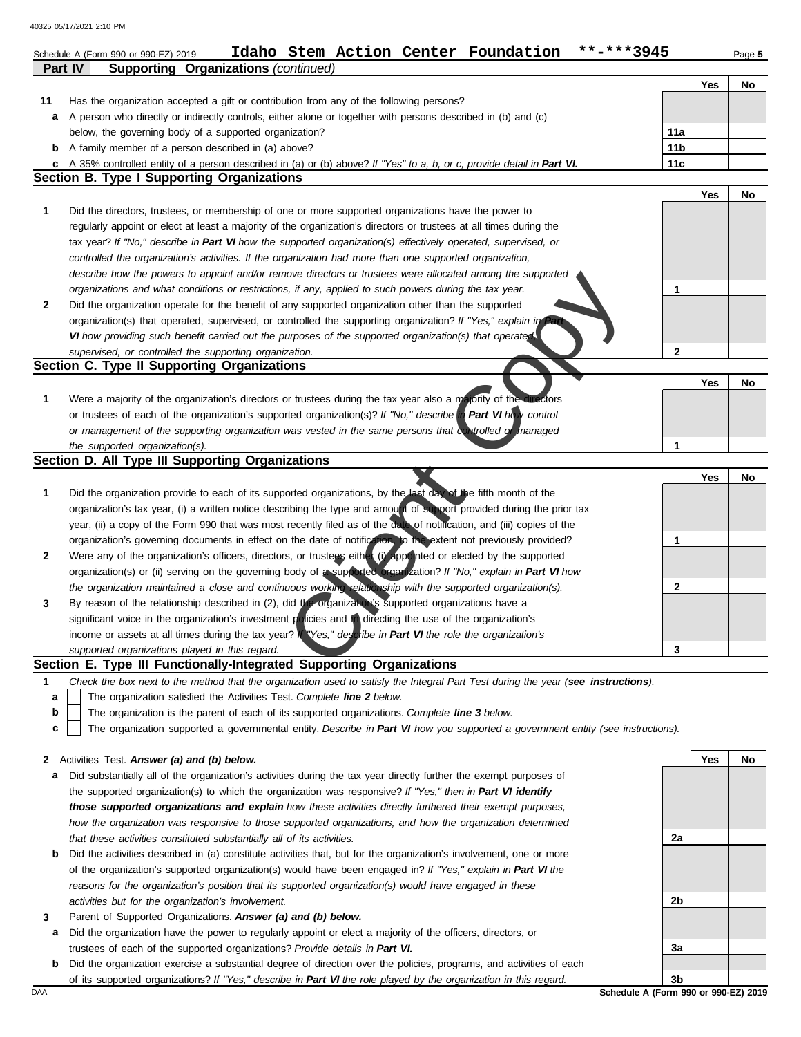Schedule A (Form 990 or 990-EZ) 2019 **Idaho Stem Action Center Foundation** \*\*-\*\*\*3945

## Part IV Supporting Organizations *(continued)*

| | | | Yes | No |
|---|---|---|---|---|
| **11** | Has the organization accepted a gift or contribution from any of the following persons? | | | |
| **a** | A person who directly or indirectly controls, either alone or together with persons described in (b) and (c) below, the governing body of a supported organization? | 11a | | |
| **b** | A family member of a person described in (a) above? | 11b | | |
| **c** | A 35% controlled entity of a person described in (a) or (b) above? *If "Yes" to a, b, or c, provide detail in* ***Part VI.*** | 11c | | |

### Section B. Type I Supporting Organizations

| | | | Yes | No |
|---|---|---|---|---|
| **1** | Did the directors, trustees, or membership of one or more supported organizations have the power to regularly appoint or elect at least a majority of the organization's directors or trustees at all times during the tax year? *If "No," describe in* ***Part VI*** *how the supported organization(s) effectively operated, supervised, or controlled the organization's activities. If the organization had more than one supported organization, describe how the powers to appoint and/or remove directors or trustees were allocated among the supported organizations and what conditions or restrictions, if any, applied to such powers during the tax year.* | 1 | | |
| **2** | Did the organization operate for the benefit of any supported organization other than the supported organization(s) that operated, supervised, or controlled the supporting organization? *If "Yes," explain in* ***Part VI*** *how providing such benefit carried out the purposes of the supported organization(s) that operated, supervised, or controlled the supporting organization.* | 2 | | |

### Section C. Type II Supporting Organizations

| | | | Yes | No |
|---|---|---|---|---|
| **1** | Were a majority of the organization's directors or trustees during the tax year also a majority of the directors or trustees of each of the organization's supported organization(s)? *If "No," describe in* ***Part VI*** *how control or management of the supporting organization was vested in the same persons that controlled or managed the supported organization(s).* | 1 | | |

### Section D. All Type III Supporting Organizations

| | | | Yes | No |
|---|---|---|---|---|
| **1** | Did the organization provide to each of its supported organizations, by the last day of the fifth month of the organization's tax year, (i) a written notice describing the type and amount of support provided during the prior tax year, (ii) a copy of the Form 990 that was most recently filed as of the date of notification, and (iii) copies of the organization's governing documents in effect on the date of notification, to the extent not previously provided? | 1 | | |
| **2** | Were any of the organization's officers, directors, or trustees either (i) appointed or elected by the supported organization(s) or (ii) serving on the governing body of a supported organization? *If "No," explain in* ***Part VI*** *how the organization maintained a close and continuous working relationship with the supported organization(s).* | 2 | | |
| **3** | By reason of the relationship described in (2), did the organization's supported organizations have a significant voice in the organization's investment policies and in directing the use of the organization's income or assets at all times during the tax year? *If "Yes," describe in* ***Part VI*** *the role the organization's supported organizations played in this regard.* | 3 | | |

### Section E. Type III Functionally-Integrated Supporting Organizations

**1** *Check the box next to the method that the organization used to satisfy the Integral Part Test during the year (**see instructions**).*

- **a** ☐ The organization satisfied the Activities Test. *Complete **line 2** below.*
- **b** ☐ The organization is the parent of each of its supported organizations. *Complete **line 3** below.*
- **c** ☐ The organization supported a governmental entity. *Describe in **Part VI** how you supported a government entity (see instructions).*

| | | | Yes | No |
|---|---|---|---|---|
| **2** | Activities Test. ***Answer (a) and (b) below.*** | | | |
| **a** | Did substantially all of the organization's activities during the tax year directly further the exempt purposes of the supported organization(s) to which the organization was responsive? *If "Yes," then in* ***Part VI identify those supported organizations and explain*** *how these activities directly furthered their exempt purposes, how the organization was responsive to those supported organizations, and how the organization determined that these activities constituted substantially all of its activities.* | 2a | | |
| **b** | Did the activities described in (a) constitute activities that, but for the organization's involvement, one or more of the organization's supported organization(s) would have been engaged in? *If "Yes," explain in* ***Part VI*** *the reasons for the organization's position that its supported organization(s) would have engaged in these activities but for the organization's involvement.* | 2b | | |
| **3** | Parent of Supported Organizations. ***Answer (a) and (b) below.*** | | | |
| **a** | Did the organization have the power to regularly appoint or elect a majority of the officers, directors, or trustees of each of the supported organizations? *Provide details in* ***Part VI.*** | 3a | | |
| **b** | Did the organization exercise a substantial degree of direction over the policies, programs, and activities of each of its supported organizations? *If "Yes," describe in* ***Part VI*** *the role played by the organization in this regard.* | 3b | | |

Schedule A (Form 990 or 990-EZ) 2019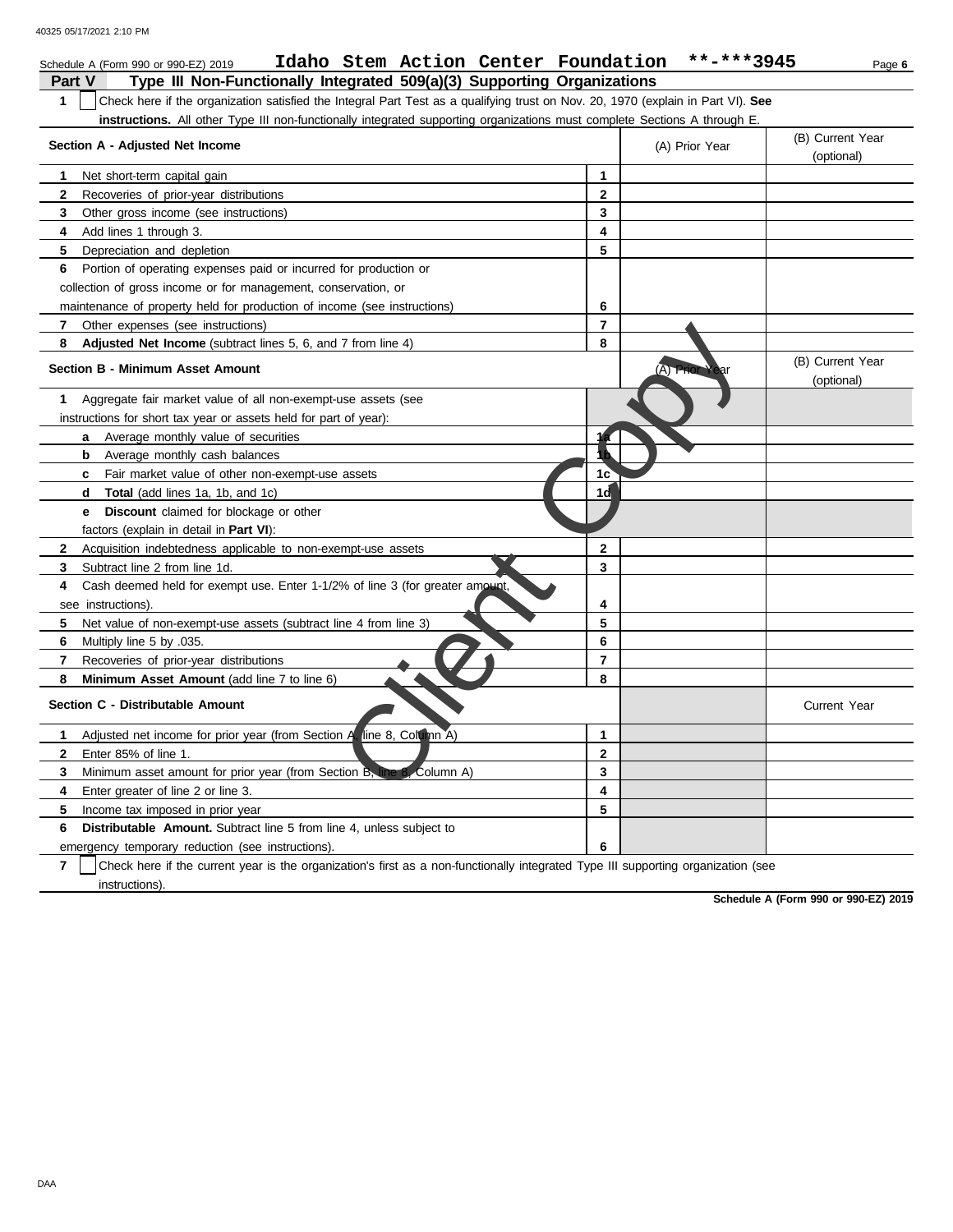Schedule A (Form 990 or 990-EZ) 2019 **Idaho Stem Action Center Foundation** **-***3945

**Part V — Type III Non-Functionally Integrated 509(a)(3) Supporting Organizations**

1 ☐ Check here if the organization satisfied the Integral Part Test as a qualifying trust on Nov. 20, 1970 (explain in Part VI). **See instructions.** All other Type III non-functionally integrated supporting organizations must complete Sections A through E.

| Section A - Adjusted Net Income | | (A) Prior Year | (B) Current Year (optional) |
|---|---|---|---|
| 1 Net short-term capital gain | 1 | | |
| 2 Recoveries of prior-year distributions | 2 | | |
| 3 Other gross income (see instructions) | 3 | | |
| 4 Add lines 1 through 3. | 4 | | |
| 5 Depreciation and depletion | 5 | | |
| 6 Portion of operating expenses paid or incurred for production or collection of gross income or for management, conservation, or maintenance of property held for production of income (see instructions) | 6 | | |
| 7 Other expenses (see instructions) | 7 | | |
| 8 **Adjusted Net Income** (subtract lines 5, 6, and 7 from line 4) | 8 | | |

| Section B - Minimum Asset Amount | | (A) Prior Year | (B) Current Year (optional) |
|---|---|---|---|
| 1 Aggregate fair market value of all non-exempt-use assets (see instructions for short tax year or assets held for part of year): | | | |
| a Average monthly value of securities | 1a | | |
| b Average monthly cash balances | 1b | | |
| c Fair market value of other non-exempt-use assets | 1c | | |
| d **Total** (add lines 1a, 1b, and 1c) | 1d | | |
| e **Discount** claimed for blockage or other factors (explain in detail in **Part VI**): | | | |
| 2 Acquisition indebtedness applicable to non-exempt-use assets | 2 | | |
| 3 Subtract line 2 from line 1d. | 3 | | |
| 4 Cash deemed held for exempt use. Enter 1-1/2% of line 3 (for greater amount, see instructions). | 4 | | |
| 5 Net value of non-exempt-use assets (subtract line 4 from line 3) | 5 | | |
| 6 Multiply line 5 by .035. | 6 | | |
| 7 Recoveries of prior-year distributions | 7 | | |
| 8 **Minimum Asset Amount** (add line 7 to line 6) | 8 | | |

| Section C - Distributable Amount | | | Current Year |
|---|---|---|---|
| 1 Adjusted net income for prior year (from Section A, line 8, Column A) | 1 | | |
| 2 Enter 85% of line 1. | 2 | | |
| 3 Minimum asset amount for prior year (from Section B, line 8, Column A) | 3 | | |
| 4 Enter greater of line 2 or line 3. | 4 | | |
| 5 Income tax imposed in prior year | 5 | | |
| 6 **Distributable Amount.** Subtract line 5 from line 4, unless subject to emergency temporary reduction (see instructions). | 6 | | |

7 ☐ Check here if the current year is the organization's first as a non-functionally integrated Type III supporting organization (see instructions).

**Schedule A (Form 990 or 990-EZ) 2019**

Client Copy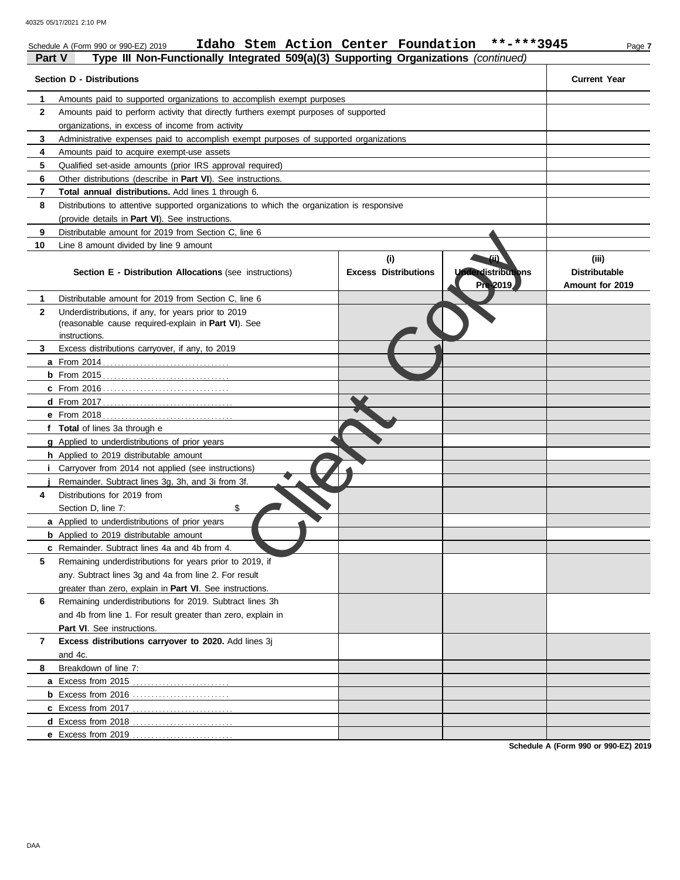Schedule A (Form 990 or 990-EZ) 2019 **Idaho Stem Action Center Foundation \*\*-\*\*\*3945**

**Part V** **Type III Non-Functionally Integrated 509(a)(3) Supporting Organizations** *(continued)*

| Section D - Distributions | | Current Year |
|---|---|---|
| 1 | Amounts paid to supported organizations to accomplish exempt purposes | |
| 2 | Amounts paid to perform activity that directly furthers exempt purposes of supported organizations, in excess of income from activity | |
| 3 | Administrative expenses paid to accomplish exempt purposes of supported organizations | |
| 4 | Amounts paid to acquire exempt-use assets | |
| 5 | Qualified set-aside amounts (prior IRS approval required) | |
| 6 | Other distributions (describe in **Part VI**). See instructions. | |
| 7 | **Total annual distributions.** Add lines 1 through 6. | |
| 8 | Distributions to attentive supported organizations to which the organization is responsive (provide details in **Part VI**). See instructions. | |
| 9 | Distributable amount for 2019 from Section C, line 6 | |
| 10 | Line 8 amount divided by line 9 amount | |

| | Section E - Distribution Allocations (see instructions) | (i) Excess Distributions | (ii) Underdistributions Pre-2019 | (iii) Distributable Amount for 2019 |
|---|---|---|---|---|
| 1 | Distributable amount for 2019 from Section C, line 6 | | | |
| 2 | Underdistributions, if any, for years prior to 2019 (reasonable cause required-explain in **Part VI**). See instructions. | | | |
| 3 | Excess distributions carryover, if any, to 2019 | | | |
| a | From 2014 | | | |
| b | From 2015 | | | |
| c | From 2016 | | | |
| d | From 2017 | | | |
| e | From 2018 | | | |
| f | **Total** of lines 3a through e | | | |
| g | Applied to underdistributions of prior years | | | |
| h | Applied to 2019 distributable amount | | | |
| i | Carryover from 2014 not applied (see instructions) | | | |
| j | Remainder. Subtract lines 3g, 3h, and 3i from 3f. | | | |
| 4 | Distributions for 2019 from Section D, line 7: $ | | | |
| a | Applied to underdistributions of prior years | | | |
| b | Applied to 2019 distributable amount | | | |
| c | Remainder. Subtract lines 4a and 4b from 4. | | | |
| 5 | Remaining underdistributions for years prior to 2019, if any. Subtract lines 3g and 4a from line 2. For result greater than zero, explain in **Part VI**. See instructions. | | | |
| 6 | Remaining underdistributions for 2019. Subtract lines 3h and 4b from line 1. For result greater than zero, explain in **Part VI**. See instructions. | | | |
| 7 | **Excess distributions carryover to 2020.** Add lines 3j and 4c. | | | |
| 8 | Breakdown of line 7: | | | |
| a | Excess from 2015 | | | |
| b | Excess from 2016 | | | |
| c | Excess from 2017 | | | |
| d | Excess from 2018 | | | |
| e | Excess from 2019 | | | |

Client Copy

Schedule A (Form 990 or 990-EZ) 2019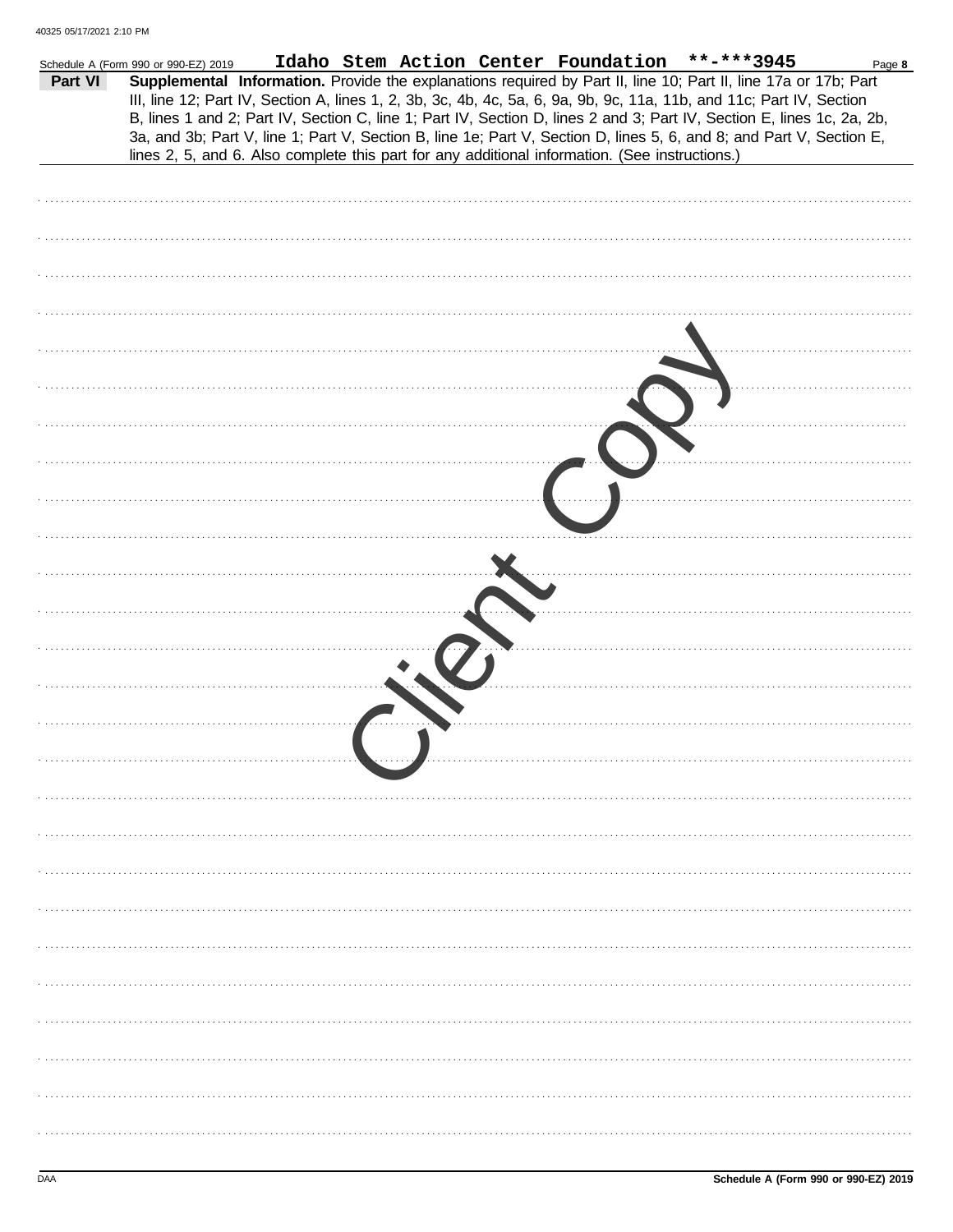Schedule A (Form 990 or 990-EZ) 2019 Idaho Stem Action Center Foundation **-***3945 Page 8

**Part VI** **Supplemental Information.** Provide the explanations required by Part II, line 10; Part II, line 17a or 17b; Part III, line 12; Part IV, Section A, lines 1, 2, 3b, 3c, 4b, 4c, 5a, 6, 9a, 9b, 9c, 11a, 11b, and 11c; Part IV, Section B, lines 1 and 2; Part IV, Section C, line 1; Part IV, Section D, lines 2 and 3; Part IV, Section E, lines 1c, 2a, 2b, 3a, and 3b; Part V, line 1; Part V, Section B, line 1e; Part V, Section D, lines 5, 6, and 8; and Part V, Section E, lines 2, 5, and 6. Also complete this part for any additional information. (See instructions.)

Client Copy

DAA Schedule A (Form 990 or 990-EZ) 2019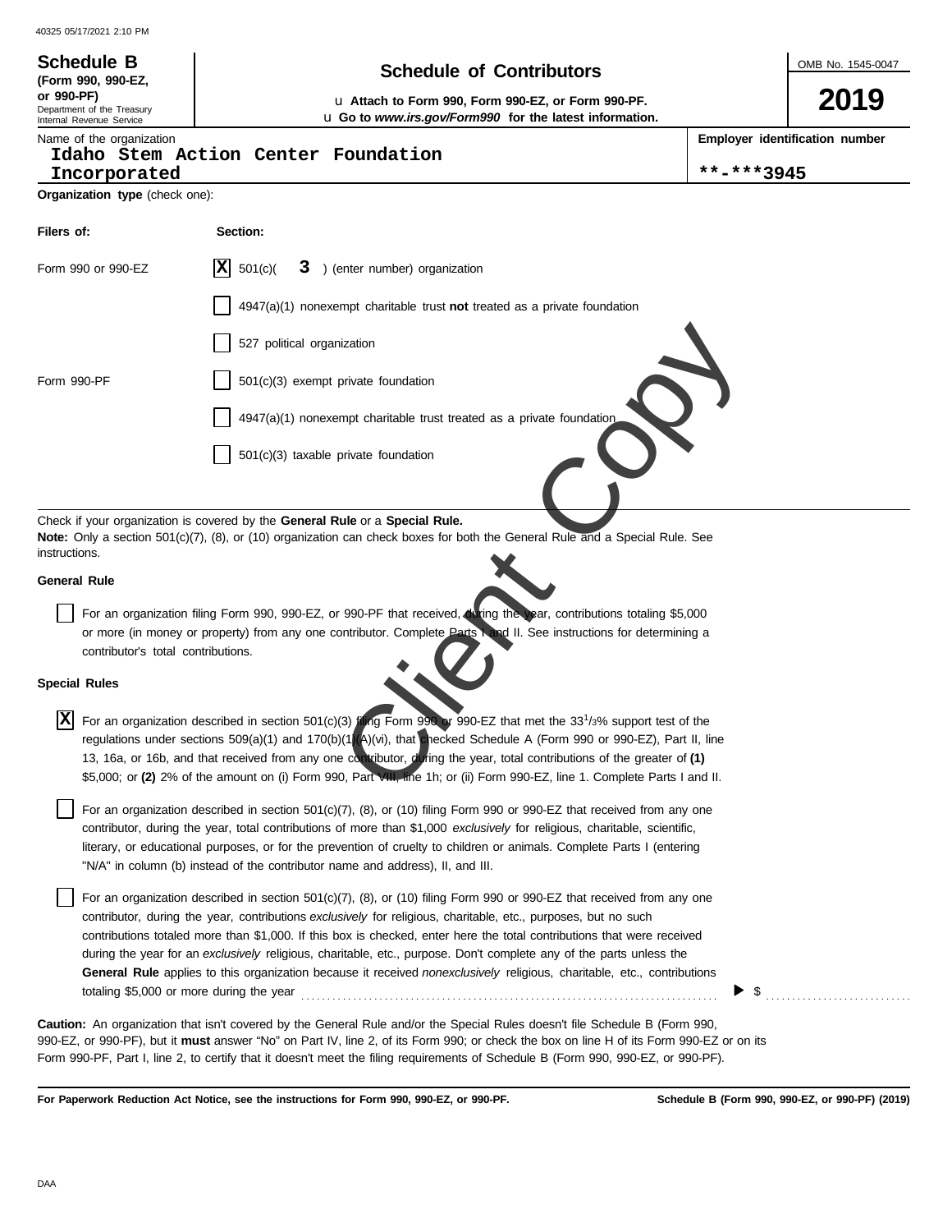**Schedule B**
**(Form 990, 990-EZ, or 990-PF)**
Department of the Treasury
Internal Revenue Service

# Schedule of Contributors

u **Attach to Form 990, Form 990-EZ, or Form 990-PF.**
u **Go to** ***www.irs.gov/Form990*** **for the latest information.**

OMB No. 1545-0047

**2019**

Name of the organization
Idaho Stem Action Center Foundation Incorporated

**Employer identification number**
**-***3945

**Organization type** (check one):

| **Filers of:** | **Section:** |
|---|---|
| Form 990 or 990-EZ | [X] 501(c)( **3** ) (enter number) organization |
| | [ ] 4947(a)(1) nonexempt charitable trust **not** treated as a private foundation |
| | [ ] 527 political organization |
| Form 990-PF | [ ] 501(c)(3) exempt private foundation |
| | [ ] 4947(a)(1) nonexempt charitable trust treated as a private foundation |
| | [ ] 501(c)(3) taxable private foundation |

Check if your organization is covered by the **General Rule** or a **Special Rule.**
**Note:** Only a section 501(c)(7), (8), or (10) organization can check boxes for both the General Rule and a Special Rule. See instructions.

**General Rule**

[ ] For an organization filing Form 990, 990-EZ, or 990-PF that received, during the year, contributions totaling $5,000 or more (in money or property) from any one contributor. Complete Parts I and II. See instructions for determining a contributor's total contributions.

**Special Rules**

[X] For an organization described in section 501(c)(3) filing Form 990 or 990-EZ that met the $33^{1}/_{3}$% support test of the regulations under sections 509(a)(1) and 170(b)(1)(A)(vi), that checked Schedule A (Form 990 or 990-EZ), Part II, line 13, 16a, or 16b, and that received from any one contributor, during the year, total contributions of the greater of **(1)** $5,000; or **(2)** 2% of the amount on (i) Form 990, Part VIII, line 1h; or (ii) Form 990-EZ, line 1. Complete Parts I and II.

[ ] For an organization described in section 501(c)(7), (8), or (10) filing Form 990 or 990-EZ that received from any one contributor, during the year, total contributions of more than $1,000 *exclusively* for religious, charitable, scientific, literary, or educational purposes, or for the prevention of cruelty to children or animals. Complete Parts I (entering "N/A" in column (b) instead of the contributor name and address), II, and III.

[ ] For an organization described in section 501(c)(7), (8), or (10) filing Form 990 or 990-EZ that received from any one contributor, during the year, contributions *exclusively* for religious, charitable, etc., purposes, but no such contributions totaled more than $1,000. If this box is checked, enter here the total contributions that were received during the year for an *exclusively* religious, charitable, etc., purpose. Don't complete any of the parts unless the **General Rule** applies to this organization because it received *nonexclusively* religious, charitable, etc., contributions totaling $5,000 or more during the year ▶ $ ..........

**Caution:** An organization that isn't covered by the General Rule and/or the Special Rules doesn't file Schedule B (Form 990, 990-EZ, or 990-PF), but it **must** answer "No" on Part IV, line 2, of its Form 990; or check the box on line H of its Form 990-EZ or on its Form 990-PF, Part I, line 2, to certify that it doesn't meet the filing requirements of Schedule B (Form 990, 990-EZ, or 990-PF).

**For Paperwork Reduction Act Notice, see the instructions for Form 990, 990-EZ, or 990-PF.** **Schedule B (Form 990, 990-EZ, or 990-PF) (2019)**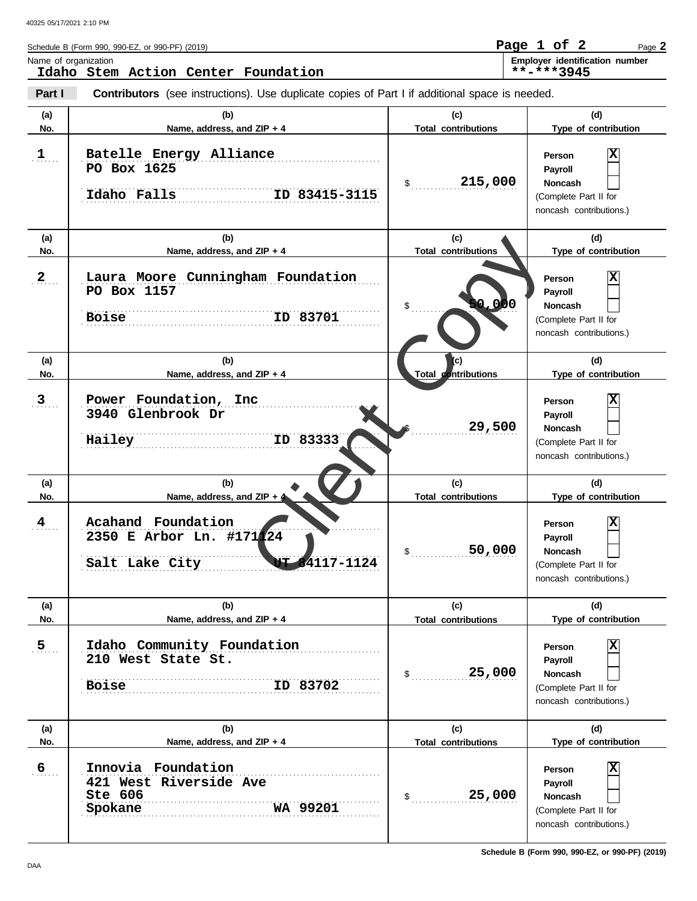Schedule B (Form 990, 990-EZ, or 990-PF) (2019)

Name of organization: **Idaho Stem Action Center Foundation**

Employer identification number: **\*\*-\*\*\*3945**

**Part I** **Contributors** (see instructions). Use duplicate copies of Part I if additional space is needed.

| (a) No. | (b) Name, address, and ZIP + 4 | (c) Total contributions | (d) Type of contribution |
|---|---|---|---|
| 1 | Batelle Energy Alliance<br>PO Box 1625<br>Idaho Falls ID 83415-3115 | $ 215,000 | Person [X]<br>Payroll [ ]<br>Noncash [ ]<br>(Complete Part II for noncash contributions.) |
| 2 | Laura Moore Cunningham Foundation<br>PO Box 1157<br>Boise ID 83701 | $ 50,000 | Person [X]<br>Payroll [ ]<br>Noncash [ ]<br>(Complete Part II for noncash contributions.) |
| 3 | Power Foundation, Inc<br>3940 Glenbrook Dr<br>Hailey ID 83333 | $ 29,500 | Person [X]<br>Payroll [ ]<br>Noncash [ ]<br>(Complete Part II for noncash contributions.) |
| 4 | Acahand Foundation<br>2350 E Arbor Ln. #171124<br>Salt Lake City UT 84117-1124 | $ 50,000 | Person [X]<br>Payroll [ ]<br>Noncash [ ]<br>(Complete Part II for noncash contributions.) |
| 5 | Idaho Community Foundation<br>210 West State St.<br>Boise ID 83702 | $ 25,000 | Person [X]<br>Payroll [ ]<br>Noncash [ ]<br>(Complete Part II for noncash contributions.) |
| 6 | Innovia Foundation<br>421 West Riverside Ave<br>Ste 606<br>Spokane WA 99201 | $ 25,000 | Person [X]<br>Payroll [ ]<br>Noncash [ ]<br>(Complete Part II for noncash contributions.) |

Client Copy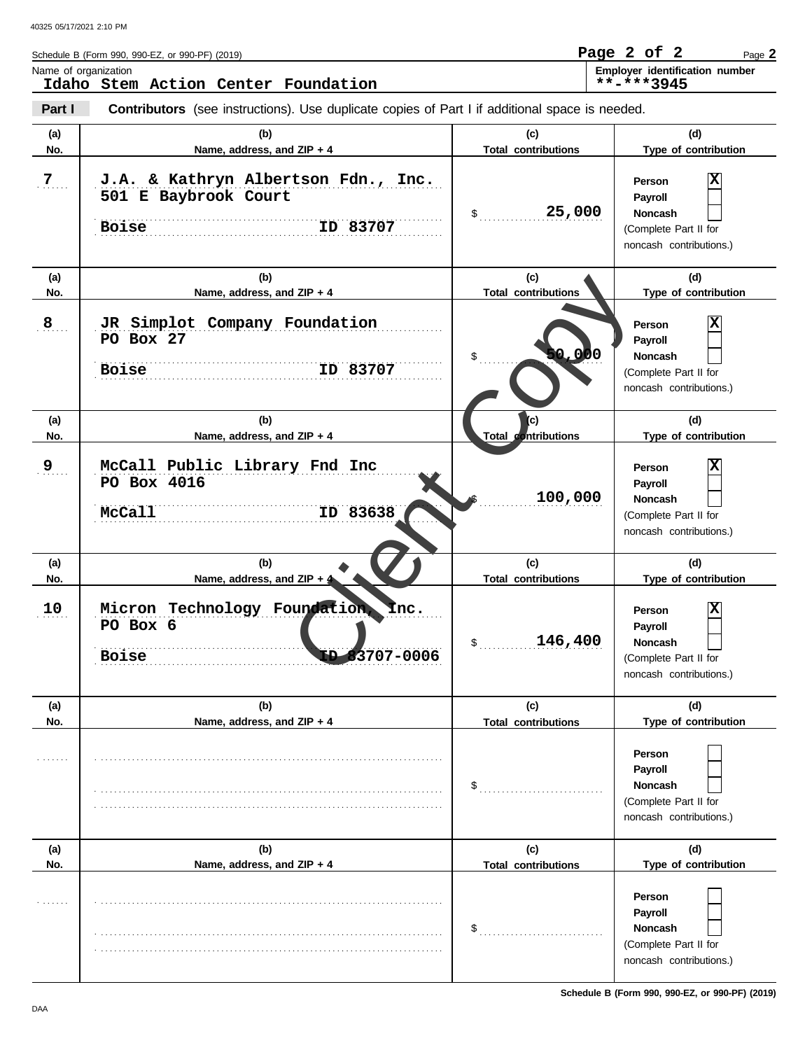Schedule B (Form 990, 990-EZ, or 990-PF) (2019)

Name of organization: **Idaho Stem Action Center Foundation**

Employer identification number: **-***3945

**Part I** **Contributors** (see instructions). Use duplicate copies of Part I if additional space is needed.

| (a) No. | (b) Name, address, and ZIP + 4 | (c) Total contributions | (d) Type of contribution |
|---|---|---|---|
| 7 | J.A. & Kathryn Albertson Fdn., Inc.<br>501 E Baybrook Court<br>Boise ID 83707 | $ 25,000 | Person [X]<br>Payroll [ ]<br>Noncash [ ]<br>(Complete Part II for noncash contributions.) |
| 8 | JR Simplot Company Foundation<br>PO Box 27<br>Boise ID 83707 | $ 50,000 | Person [X]<br>Payroll [ ]<br>Noncash [ ]<br>(Complete Part II for noncash contributions.) |
| 9 | McCall Public Library Fnd Inc<br>PO Box 4016<br>McCall ID 83638 | $ 100,000 | Person [X]<br>Payroll [ ]<br>Noncash [ ]<br>(Complete Part II for noncash contributions.) |
| 10 | Micron Technology Foundation, Inc.<br>PO Box 6<br>Boise ID 83707-0006 | $ 146,400 | Person [X]<br>Payroll [ ]<br>Noncash [ ]<br>(Complete Part II for noncash contributions.) |
| | | $ | Person [ ]<br>Payroll [ ]<br>Noncash [ ]<br>(Complete Part II for noncash contributions.) |
| | | $ | Person [ ]<br>Payroll [ ]<br>Noncash [ ]<br>(Complete Part II for noncash contributions.) |

Client Copy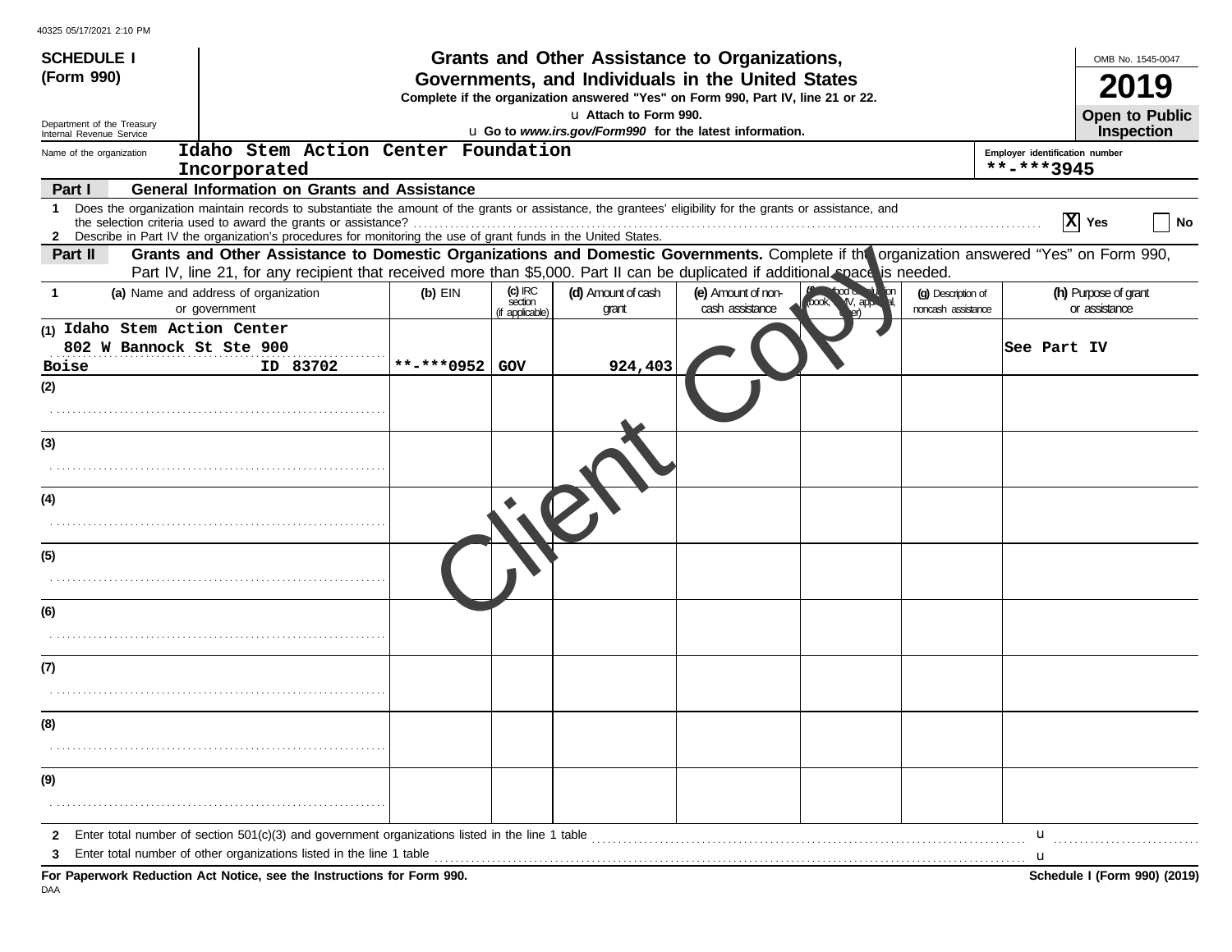40325 05/17/2021 2:10 PM

**SCHEDULE I (Form 990)**

Department of the Treasury
Internal Revenue Service

# Grants and Other Assistance to Organizations, Governments, and Individuals in the United States

**Complete if the organization answered "Yes" on Form 990, Part IV, line 21 or 22.**

u **Attach to Form 990.**

u **Go to *www.irs.gov/Form990* for the latest information.**

OMB No. 1545-0047

**2019**

**Open to Public Inspection**

Name of the organization: Idaho Stem Action Center Foundation Incorporated

Employer identification number: **-***3945

**Part I — General Information on Grants and Assistance**

1 Does the organization maintain records to substantiate the amount of the grants or assistance, the grantees' eligibility for the grants or assistance, and the selection criteria used to award the grants or assistance? . . . . . . [X] Yes [ ] No

2 Describe in Part IV the organization's procedures for monitoring the use of grant funds in the United States.

**Part II — Grants and Other Assistance to Domestic Organizations and Domestic Governments.** Complete if the organization answered "Yes" on Form 990, Part IV, line 21, for any recipient that received more than $5,000. Part II can be duplicated if additional space is needed.

| 1 | (a) Name and address of organization or government | (b) EIN | (c) IRC section (if applicable) | (d) Amount of cash grant | (e) Amount of non-cash assistance | (f) Method of valuation (book, FMV, appraisal, other) | (g) Description of noncash assistance | (h) Purpose of grant or assistance |
|---|---|---|---|---|---|---|---|---|
| (1) | Idaho Stem Action Center<br>802 W Bannock St Ste 900<br>Boise ID 83702 | **-***0952 | GOV | 924,403 | | | | See Part IV |
| (2) | | | | | | | | |
| (3) | | | | | | | | |
| (4) | | | | | | | | |
| (5) | | | | | | | | |
| (6) | | | | | | | | |
| (7) | | | | | | | | |
| (8) | | | | | | | | |
| (9) | | | | | | | | |

2 Enter total number of section 501(c)(3) and government organizations listed in the line 1 table . . . . . . u

3 Enter total number of other organizations listed in the line 1 table . . . . . . u

**For Paperwork Reduction Act Notice, see the Instructions for Form 990.**

**Schedule I (Form 990) (2019)**

DAA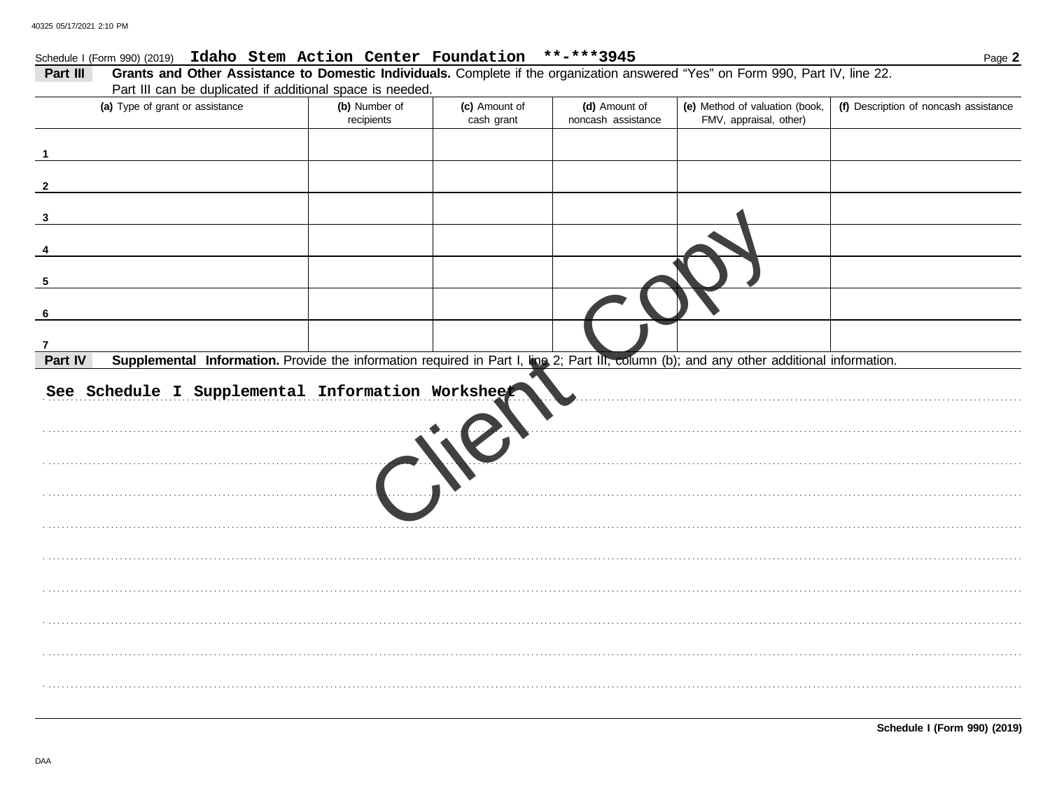Schedule I (Form 990) (2019) **Idaho Stem Action Center Foundation** **-***3945

**Part III** **Grants and Other Assistance to Domestic Individuals.** Complete if the organization answered "Yes" on Form 990, Part IV, line 22. Part III can be duplicated if additional space is needed.

| | (a) Type of grant or assistance | (b) Number of recipients | (c) Amount of cash grant | (d) Amount of noncash assistance | (e) Method of valuation (book, FMV, appraisal, other) | (f) Description of noncash assistance |
|---|---|---|---|---|---|---|
| 1 | | | | | | |
| 2 | | | | | | |
| 3 | | | | | | |
| 4 | | | | | | |
| 5 | | | | | | |
| 6 | | | | | | |
| 7 | | | | | | |

**Part IV** **Supplemental Information.** Provide the information required in Part I, line 2; Part III, column (b); and any other additional information.

See Schedule I Supplemental Information Worksheet

Client Copy

**Schedule I (Form 990) (2019)**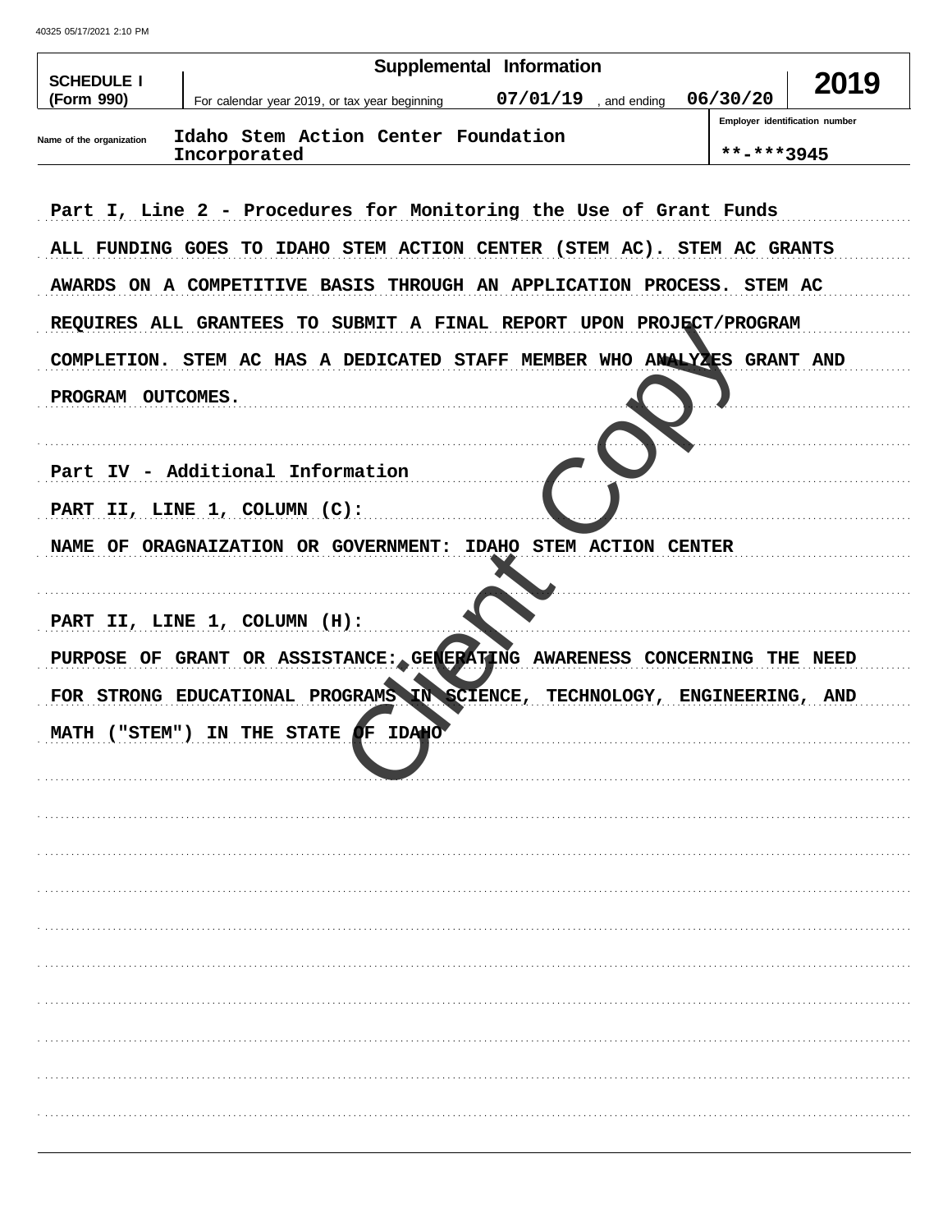**SCHEDULE I (Form 990)**

**Supplemental Information**

For calendar year 2019, or tax year beginning 07/01/19 , and ending 06/30/20

**2019**

Name of the organization: Idaho Stem Action Center Foundation Incorporated

Employer identification number: **-***3945

Part I, Line 2 - Procedures for Monitoring the Use of Grant Funds

ALL FUNDING GOES TO IDAHO STEM ACTION CENTER (STEM AC). STEM AC GRANTS AWARDS ON A COMPETITIVE BASIS THROUGH AN APPLICATION PROCESS. STEM AC REQUIRES ALL GRANTEES TO SUBMIT A FINAL REPORT UPON PROJECT/PROGRAM COMPLETION. STEM AC HAS A DEDICATED STAFF MEMBER WHO ANALYZES GRANT AND PROGRAM OUTCOMES.

Part IV - Additional Information

PART II, LINE 1, COLUMN (C):

NAME OF ORAGNAIZATION OR GOVERNMENT: IDAHO STEM ACTION CENTER

PART II, LINE 1, COLUMN (H):

PURPOSE OF GRANT OR ASSISTANCE: GENERATING AWARENESS CONCERNING THE NEED FOR STRONG EDUCATIONAL PROGRAMS IN SCIENCE, TECHNOLOGY, ENGINEERING, AND MATH ("STEM") IN THE STATE OF IDAHO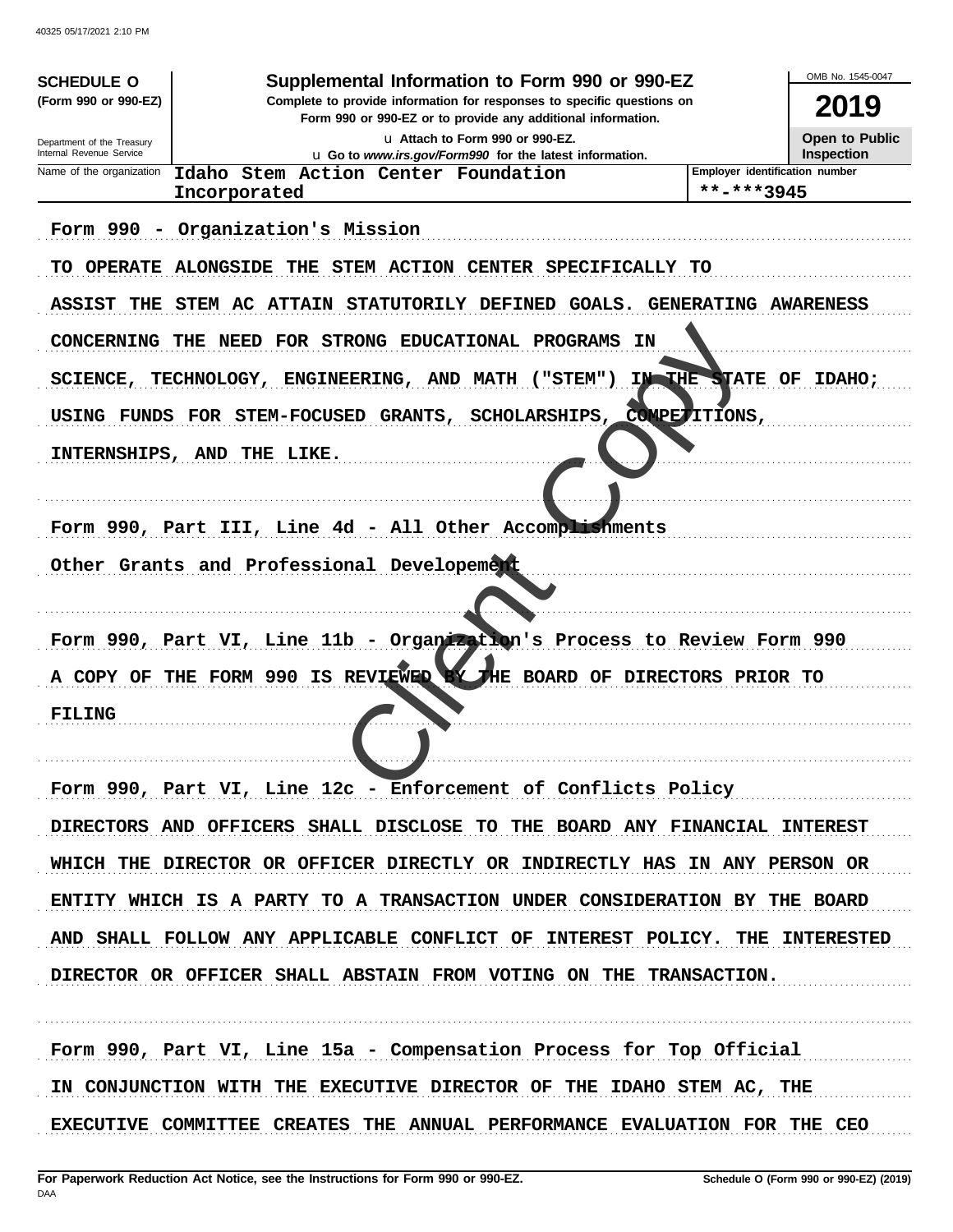**SCHEDULE O** (Form 990 or 990-EZ)

Department of the Treasury
Internal Revenue Service

# Supplemental Information to Form 990 or 990-EZ

**Complete to provide information for responses to specific questions on Form 990 or 990-EZ or to provide any additional information.**

u Attach to Form 990 or 990-EZ.

u Go to *www.irs.gov/Form990* for the latest information.

OMB No. 1545-0047

**2019**

**Open to Public Inspection**

| Name of the organization | Employer identification number |
|---|---|
| Idaho Stem Action Center Foundation Incorporated | **-***3945 |

Form 990 - Organization's Mission

TO OPERATE ALONGSIDE THE STEM ACTION CENTER SPECIFICALLY TO ASSIST THE STEM AC ATTAIN STATUTORILY DEFINED GOALS. GENERATING AWARENESS CONCERNING THE NEED FOR STRONG EDUCATIONAL PROGRAMS IN SCIENCE, TECHNOLOGY, ENGINEERING, AND MATH ("STEM") IN THE STATE OF IDAHO; USING FUNDS FOR STEM-FOCUSED GRANTS, SCHOLARSHIPS, COMPETITIONS, INTERNSHIPS, AND THE LIKE.

Form 990, Part III, Line 4d - All Other Accomplishments

Other Grants and Professional Developement

Form 990, Part VI, Line 11b - Organization's Process to Review Form 990

A COPY OF THE FORM 990 IS REVIEWED BY THE BOARD OF DIRECTORS PRIOR TO FILING

Form 990, Part VI, Line 12c - Enforcement of Conflicts Policy

DIRECTORS AND OFFICERS SHALL DISCLOSE TO THE BOARD ANY FINANCIAL INTEREST WHICH THE DIRECTOR OR OFFICER DIRECTLY OR INDIRECTLY HAS IN ANY PERSON OR ENTITY WHICH IS A PARTY TO A TRANSACTION UNDER CONSIDERATION BY THE BOARD AND SHALL FOLLOW ANY APPLICABLE CONFLICT OF INTEREST POLICY. THE INTERESTED DIRECTOR OR OFFICER SHALL ABSTAIN FROM VOTING ON THE TRANSACTION.

Form 990, Part VI, Line 15a - Compensation Process for Top Official

IN CONJUNCTION WITH THE EXECUTIVE DIRECTOR OF THE IDAHO STEM AC, THE EXECUTIVE COMMITTEE CREATES THE ANNUAL PERFORMANCE EVALUATION FOR THE CEO

**For Paperwork Reduction Act Notice, see the Instructions for Form 990 or 990-EZ.** **Schedule O (Form 990 or 990-EZ) (2019)**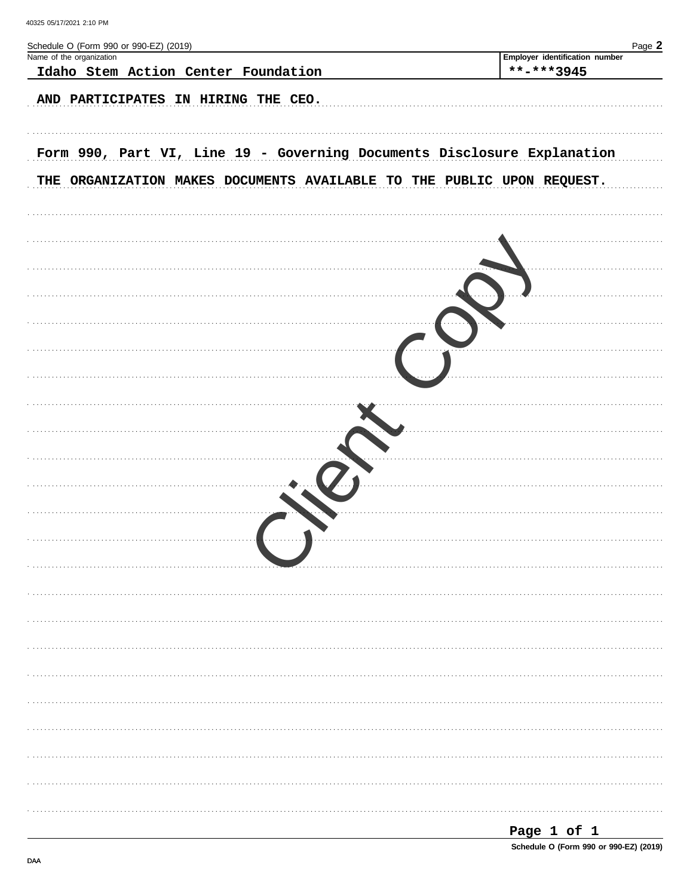Schedule O (Form 990 or 990-EZ) (2019) Page **2**

| Name of the organization | Employer identification number |
|---|---|
| Idaho Stem Action Center Foundation | **-***3945 |

AND PARTICIPATES IN HIRING THE CEO.

Form 990, Part VI, Line 19 - Governing Documents Disclosure Explanation

THE ORGANIZATION MAKES DOCUMENTS AVAILABLE TO THE PUBLIC UPON REQUEST.

Client Copy

**Schedule O (Form 990 or 990-EZ) (2019)**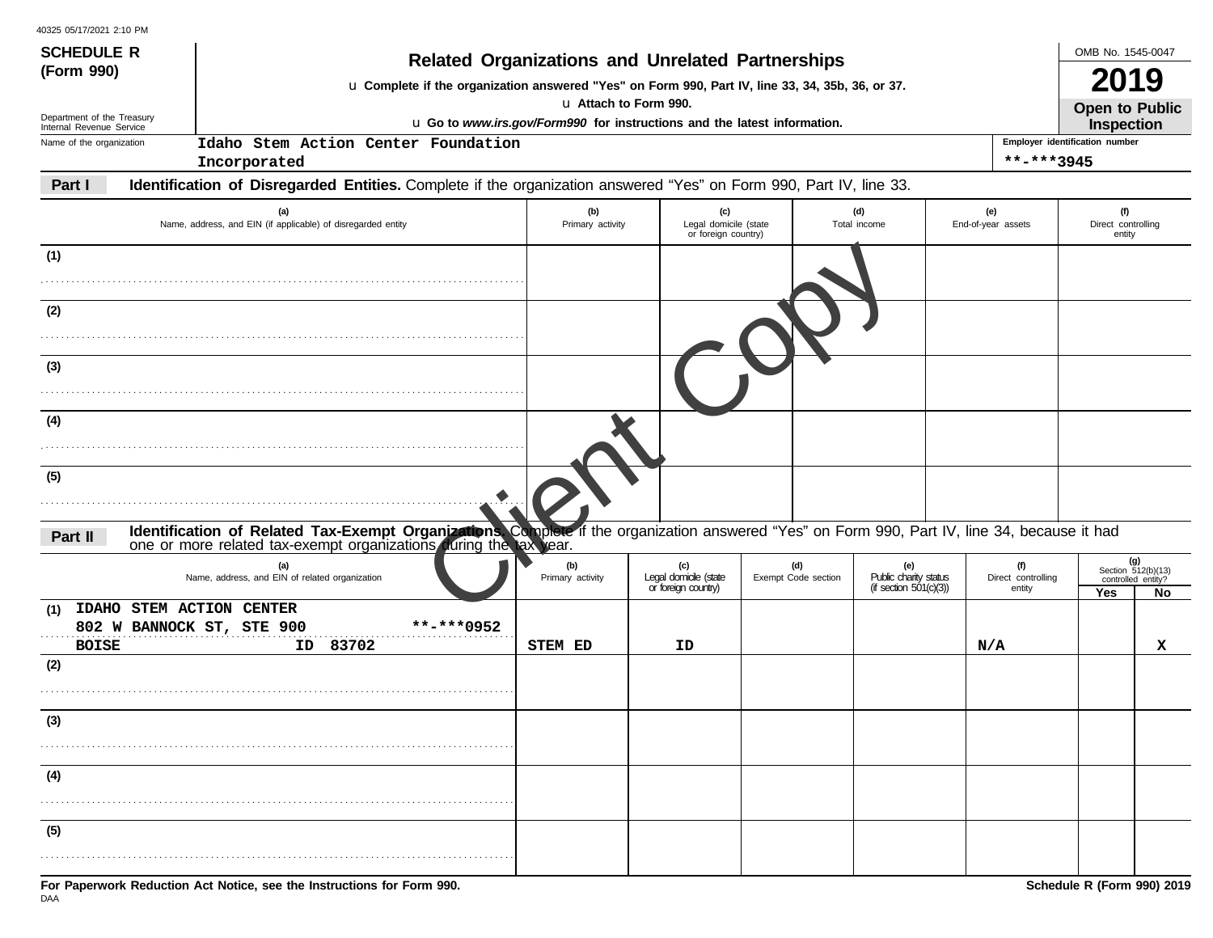**SCHEDULE R (Form 990)**

Department of the Treasury
Internal Revenue Service

# Related Organizations and Unrelated Partnerships

u **Complete if the organization answered "Yes" on Form 990, Part IV, line 33, 34, 35b, 36, or 37.**
u **Attach to Form 990.**
u **Go to *www.irs.gov/Form990* for instructions and the latest information.**

OMB No. 1545-0047
**2019**
**Open to Public Inspection**

Name of the organization: Idaho Stem Action Center Foundation Incorporated

Employer identification number: **-***3945

**Part I** **Identification of Disregarded Entities.** Complete if the organization answered "Yes" on Form 990, Part IV, line 33.

| (a) Name, address, and EIN (if applicable) of disregarded entity | (b) Primary activity | (c) Legal domicile (state or foreign country) | (d) Total income | (e) End-of-year assets | (f) Direct controlling entity |
|---|---|---|---|---|---|
| (1) | | | | | |
| (2) | | | | | |
| (3) | | | | | |
| (4) | | | | | |
| (5) | | | | | |

**Part II** **Identification of Related Tax-Exempt Organizations.** Complete if the organization answered "Yes" on Form 990, Part IV, line 34, because it had one or more related tax-exempt organizations during the tax year.

| (a) Name, address, and EIN of related organization | (b) Primary activity | (c) Legal domicile (state or foreign country) | (d) Exempt Code section | (e) Public charity status (if section 501(c)(3)) | (f) Direct controlling entity | (g) Section 512(b)(13) controlled entity? Yes | No |
|---|---|---|---|---|---|---|---|
| (1) IDAHO STEM ACTION CENTER 802 W BANNOCK ST, STE 900 **-***0952 BOISE ID 83702 | STEM ED | ID | | | N/A | | X |
| (2) | | | | | | | |
| (3) | | | | | | | |
| (4) | | | | | | | |
| (5) | | | | | | | |

**For Paperwork Reduction Act Notice, see the Instructions for Form 990.**

**Schedule R (Form 990) 2019**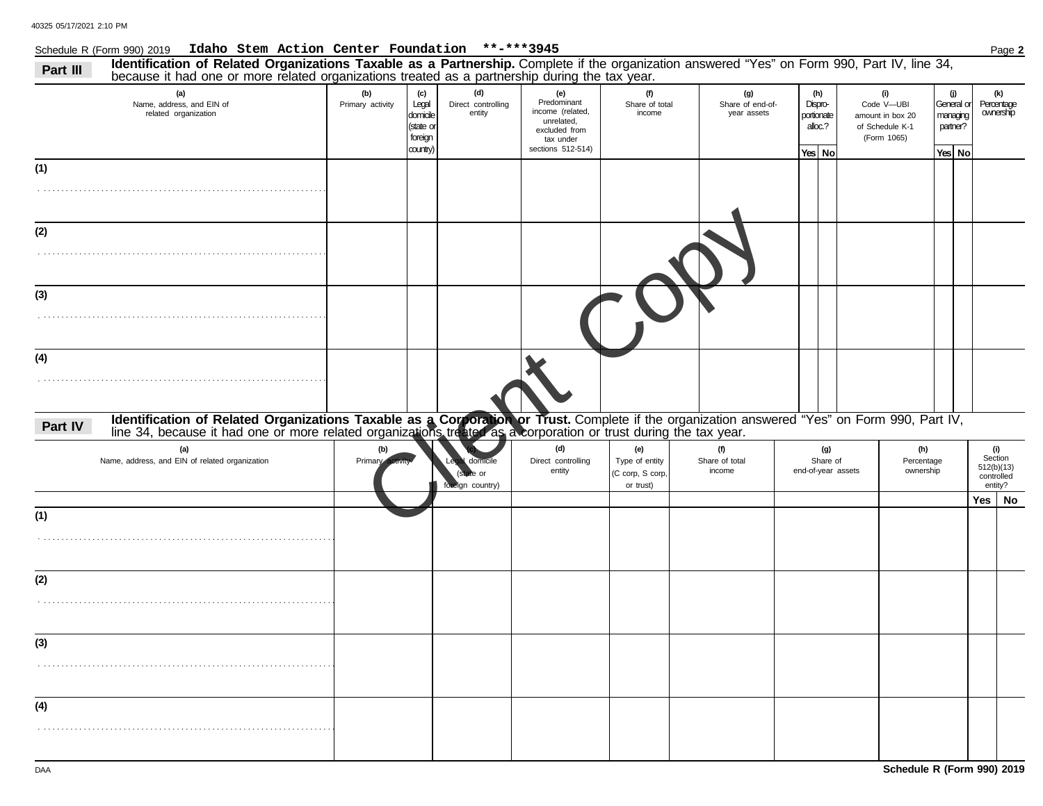Schedule R (Form 990) 2019 Idaho Stem Action Center Foundation **-***3945 Page **2**

**Part III** **Identification of Related Organizations Taxable as a Partnership.** Complete if the organization answered "Yes" on Form 990, Part IV, line 34, because it had one or more related organizations treated as a partnership during the tax year.

| (a) Name, address, and EIN of related organization | (b) Primary activity | (c) Legal domicile (state or foreign country) | (d) Direct controlling entity | (e) Predominant income (related, unrelated, excluded from tax under sections 512-514) | (f) Share of total income | (g) Share of end-of-year assets | (h) Dispro-portionate alloc.? Yes | (h) No | (i) Code V—UBI amount in box 20 of Schedule K-1 (Form 1065) | (j) General or managing partner? Yes | (j) No | (k) Percentage ownership |
|---|---|---|---|---|---|---|---|---|---|---|---|---|
| (1) | | | | | | | | | | | | |
| (2) | | | | | | | | | | | | |
| (3) | | | | | | | | | | | | |
| (4) | | | | | | | | | | | | |

**Part IV** **Identification of Related Organizations Taxable as a Corporation or Trust.** Complete if the organization answered "Yes" on Form 990, Part IV, line 34, because it had one or more related organizations treated as a corporation or trust during the tax year.

| (a) Name, address, and EIN of related organization | (b) Primary activity | (c) Legal domicile (state or foreign country) | (d) Direct controlling entity | (e) Type of entity (C corp, S corp, or trust) | (f) Share of total income | (g) Share of end-of-year assets | (h) Percentage ownership | (i) Section 512(b)(13) controlled entity? Yes | (i) No |
|---|---|---|---|---|---|---|---|---|---|
| (1) | | | | | | | | | |
| (2) | | | | | | | | | |
| (3) | | | | | | | | | |
| (4) | | | | | | | | | |

Client Copy

**Schedule R (Form 990) 2019**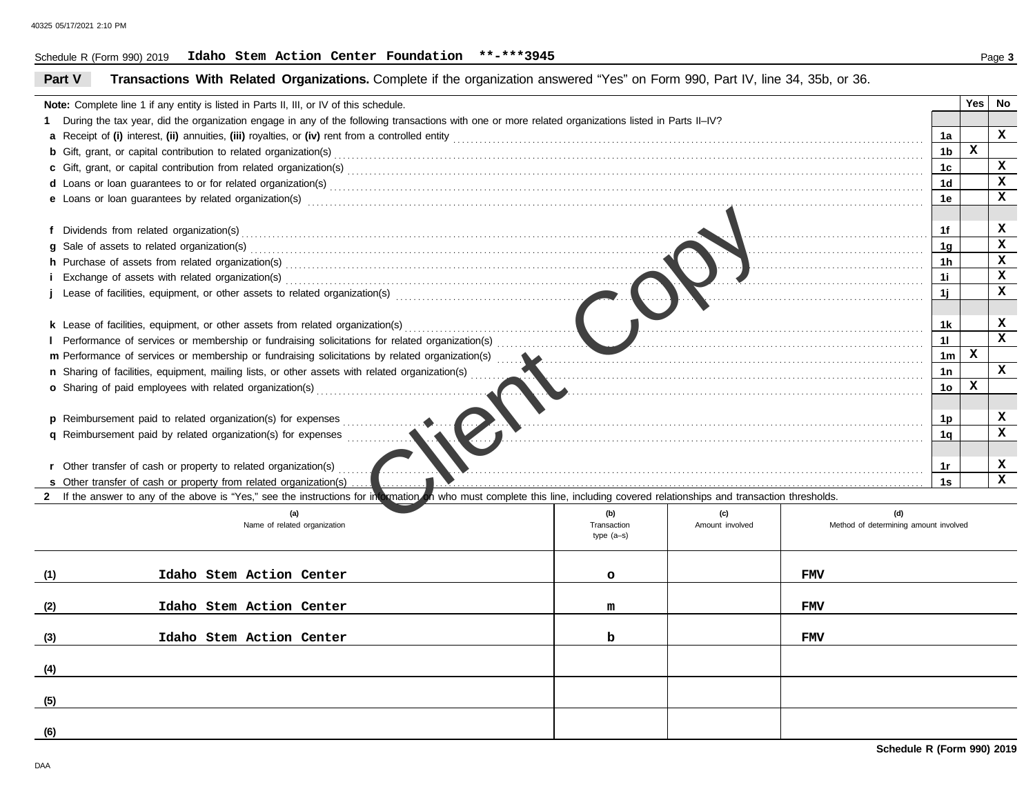40325 05/17/2021 2:10 PM

Schedule R (Form 990) 2019 **Idaho Stem Action Center Foundation \*\*-\*\*\*3945**

## Part V Transactions With Related Organizations.

Complete if the organization answered "Yes" on Form 990, Part IV, line 34, 35b, or 36.

**Note:** Complete line 1 if any entity is listed in Parts II, III, or IV of this schedule.

| | | Yes | No |
|---|---|---|---|
| **1** During the tax year, did the organization engage in any of the following transactions with one or more related organizations listed in Parts II–IV? | | | |
| **a** Receipt of **(i)** interest, **(ii)** annuities, **(iii)** royalties, or **(iv)** rent from a controlled entity | 1a | | X |
| **b** Gift, grant, or capital contribution to related organization(s) | 1b | X | |
| **c** Gift, grant, or capital contribution from related organization(s) | 1c | | X |
| **d** Loans or loan guarantees to or for related organization(s) | 1d | | X |
| **e** Loans or loan guarantees by related organization(s) | 1e | | X |
| **f** Dividends from related organization(s) | 1f | | X |
| **g** Sale of assets to related organization(s) | 1g | | X |
| **h** Purchase of assets from related organization(s) | 1h | | X |
| **i** Exchange of assets with related organization(s) | 1i | | X |
| **j** Lease of facilities, equipment, or other assets to related organization(s) | 1j | | X |
| **k** Lease of facilities, equipment, or other assets from related organization(s) | 1k | | X |
| **l** Performance of services or membership or fundraising solicitations for related organization(s) | 1l | | X |
| **m** Performance of services or membership or fundraising solicitations by related organization(s) | 1m | X | |
| **n** Sharing of facilities, equipment, mailing lists, or other assets with related organization(s) | 1n | | X |
| **o** Sharing of paid employees with related organization(s) | 1o | X | |
| **p** Reimbursement paid to related organization(s) for expenses | 1p | | X |
| **q** Reimbursement paid by related organization(s) for expenses | 1q | | X |
| **r** Other transfer of cash or property to related organization(s) | 1r | | X |
| **s** Other transfer of cash or property from related organization(s) | 1s | | X |

**2** If the answer to any of the above is "Yes," see the instructions for information on who must complete this line, including covered relationships and transaction thresholds.

| | (a) Name of related organization | (b) Transaction type (a–s) | (c) Amount involved | (d) Method of determining amount involved |
|---|---|---|---|---|
| (1) | Idaho Stem Action Center | o | | FMV |
| (2) | Idaho Stem Action Center | m | | FMV |
| (3) | Idaho Stem Action Center | b | | FMV |
| (4) | | | | |
| (5) | | | | |
| (6) | | | | |

**Schedule R (Form 990) 2019**

DAA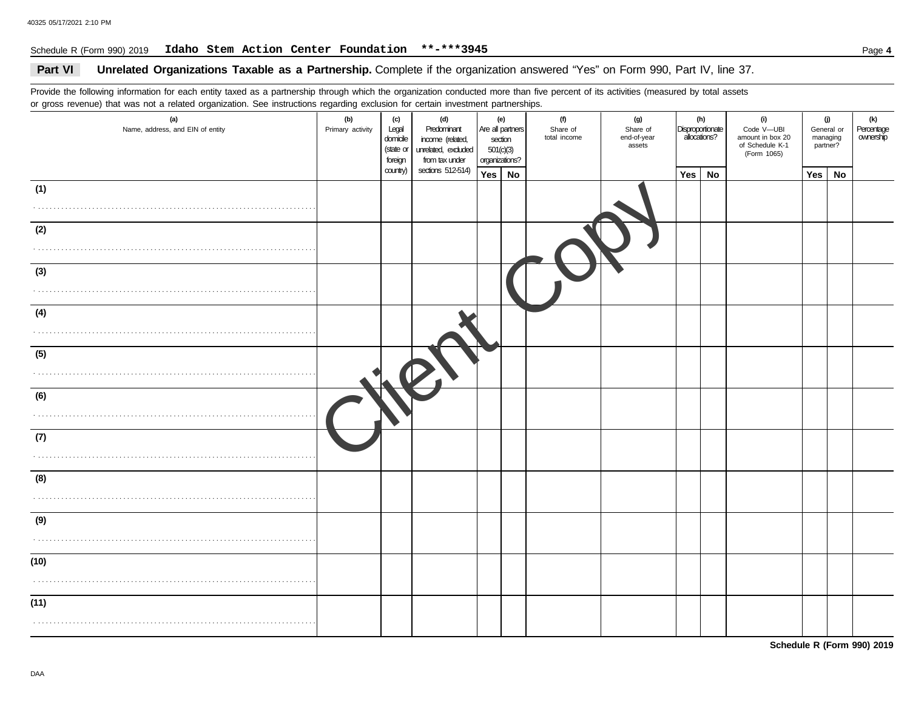Schedule R (Form 990) 2019 **Idaho Stem Action Center Foundation** **-***3945

## Part VI Unrelated Organizations Taxable as a Partnership. 
Complete if the organization answered "Yes" on Form 990, Part IV, line 37.

Provide the following information for each entity taxed as a partnership through which the organization conducted more than five percent of its activities (measured by total assets or gross revenue) that was not a related organization. See instructions regarding exclusion for certain investment partnerships.

| (a) Name, address, and EIN of entity | (b) Primary activity | (c) Legal domicile (state or foreign country) | (d) Predominant income (related, unrelated, excluded from tax under sections 512-514) | (e) Are all partners section 501(c)(3) organizations? | | (f) Share of total income | (g) Share of end-of-year assets | (h) Disproportionate allocations? | | (i) Code V—UBI amount in box 20 of Schedule K-1 (Form 1065) | (j) General or managing partner? | | (k) Percentage ownership |
|---|---|---|---|---|---|---|---|---|---|---|---|---|---|
| | | | | Yes | No | | | Yes | No | | Yes | No | |
| (1) | | | | | | | | | | | | | |
| (2) | | | | | | | | | | | | | |
| (3) | | | | | | | | | | | | | |
| (4) | | | | | | | | | | | | | |
| (5) | | | | | | | | | | | | | |
| (6) | | | | | | | | | | | | | |
| (7) | | | | | | | | | | | | | |
| (8) | | | | | | | | | | | | | |
| (9) | | | | | | | | | | | | | |
| (10) | | | | | | | | | | | | | |
| (11) | | | | | | | | | | | | | |

Client Copy

**Schedule R (Form 990) 2019**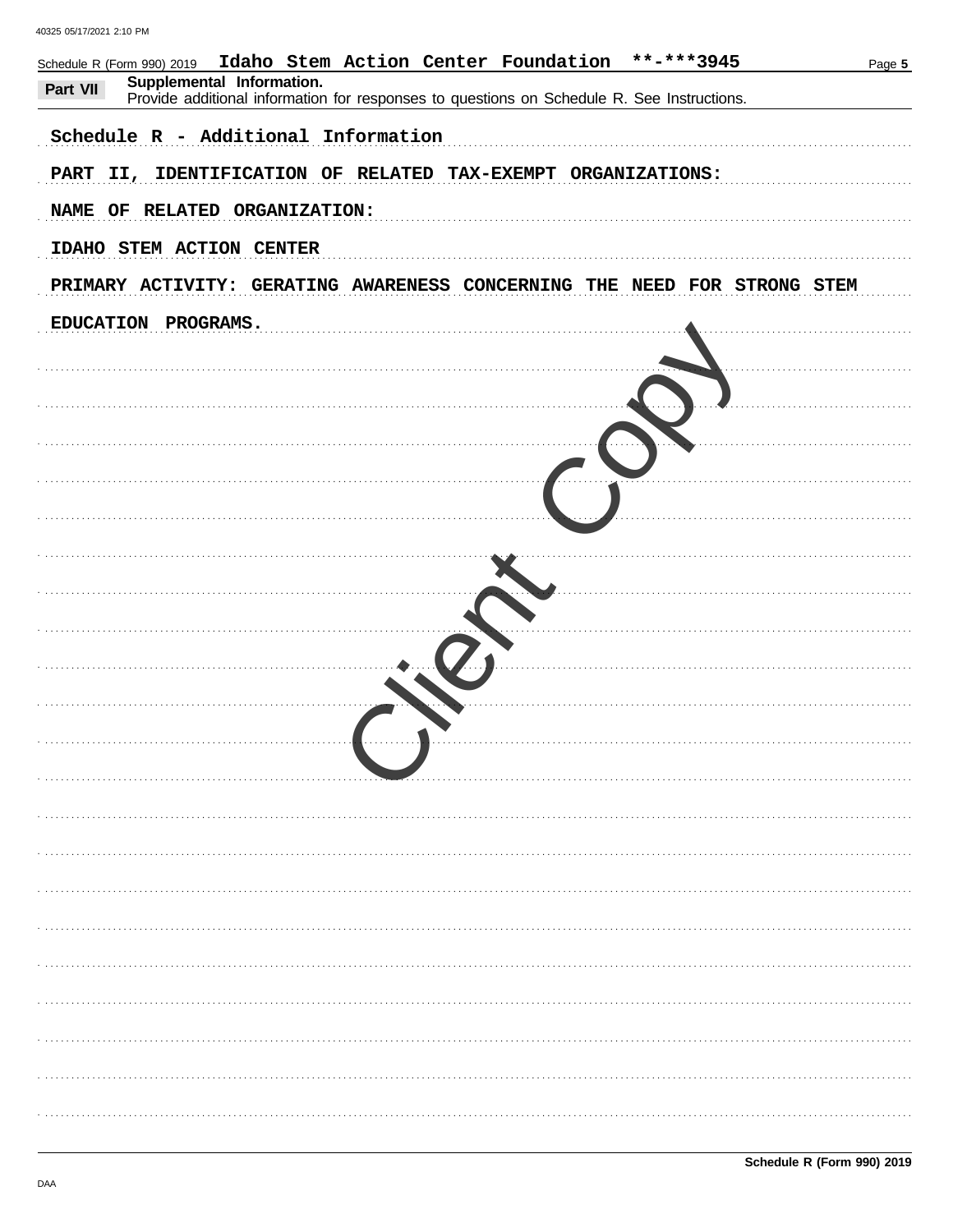Schedule R (Form 990) 2019 Idaho Stem Action Center Foundation **-***3945

**Part VII Supplemental Information.**
Provide additional information for responses to questions on Schedule R. See Instructions.

Schedule R - Additional Information

PART II, IDENTIFICATION OF RELATED TAX-EXEMPT ORGANIZATIONS:

NAME OF RELATED ORGANIZATION:

IDAHO STEM ACTION CENTER

PRIMARY ACTIVITY: GERATING AWARENESS CONCERNING THE NEED FOR STRONG STEM EDUCATION PROGRAMS.

Client Copy

**Schedule R (Form 990) 2019**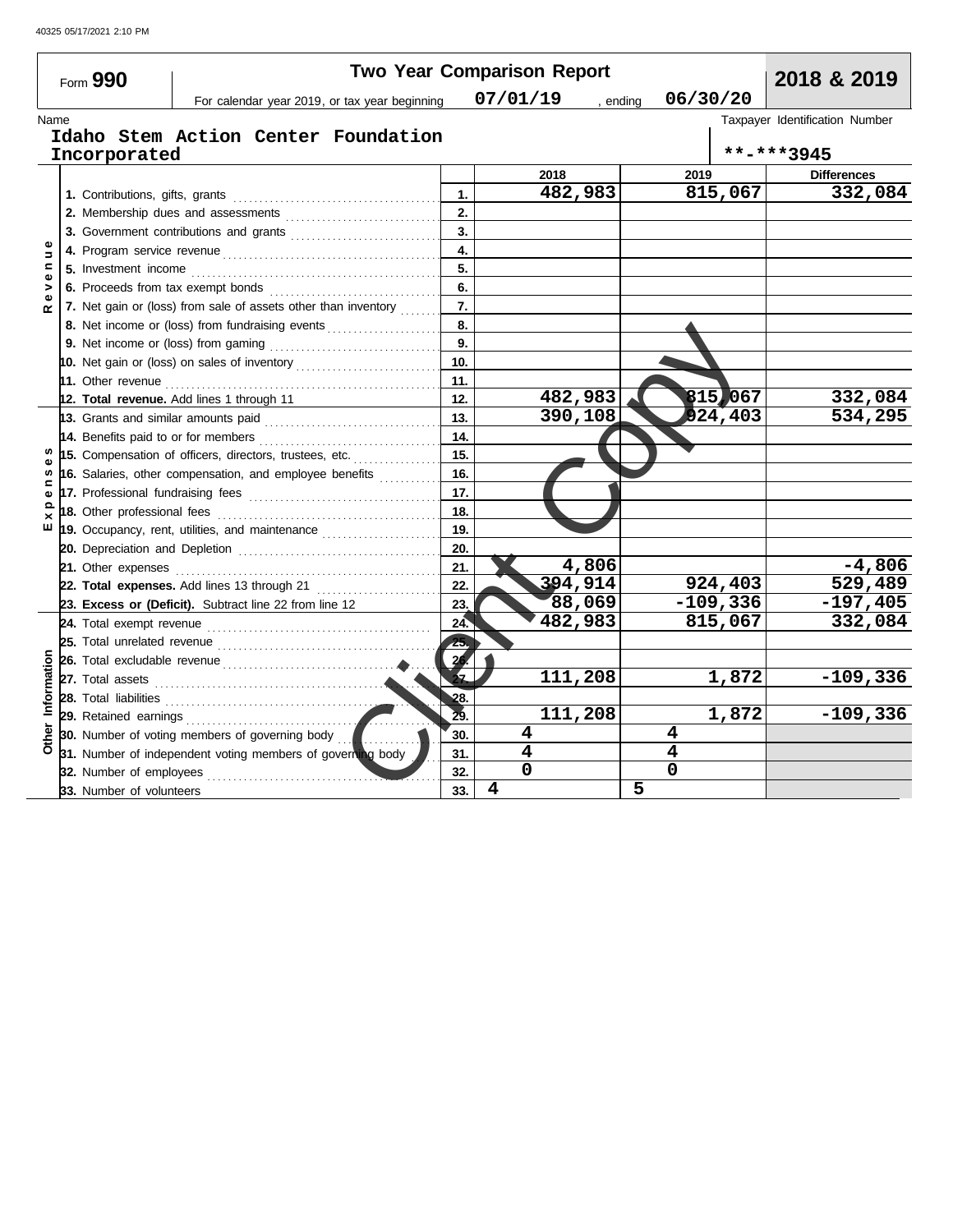40325 05/17/2021 2:10 PM

# Two Year Comparison Report

Form **990** — **2018 & 2019**

For calendar year 2019, or tax year beginning **07/01/19**, ending **06/30/20**

Name: **Idaho Stem Action Center Foundation Incorporated**

Taxpayer Identification Number: **\*\*-\*\*\*3945**

| Section | Line | | 2018 | 2019 | Differences |
|---|---|---|---|---|---|
| Revenue | 1. Contributions, gifts, grants | 1. | 482,983 | 815,067 | 332,084 |
| | 2. Membership dues and assessments | 2. | | | |
| | 3. Government contributions and grants | 3. | | | |
| | 4. Program service revenue | 4. | | | |
| | 5. Investment income | 5. | | | |
| | 6. Proceeds from tax exempt bonds | 6. | | | |
| | 7. Net gain or (loss) from sale of assets other than inventory | 7. | | | |
| | 8. Net income or (loss) from fundraising events | 8. | | | |
| | 9. Net income or (loss) from gaming | 9. | | | |
| | 10. Net gain or (loss) on sales of inventory | 10. | | | |
| | 11. Other revenue | 11. | | | |
| | **12. Total revenue.** Add lines 1 through 11 | 12. | 482,983 | 815,067 | 332,084 |
| Expenses | 13. Grants and similar amounts paid | 13. | 390,108 | 924,403 | 534,295 |
| | 14. Benefits paid to or for members | 14. | | | |
| | 15. Compensation of officers, directors, trustees, etc. | 15. | | | |
| | 16. Salaries, other compensation, and employee benefits | 16. | | | |
| | 17. Professional fundraising fees | 17. | | | |
| | 18. Other professional fees | 18. | | | |
| | 19. Occupancy, rent, utilities, and maintenance | 19. | | | |
| | 20. Depreciation and Depletion | 20. | | | |
| | 21. Other expenses | 21. | 4,806 | | -4,806 |
| | **22. Total expenses.** Add lines 13 through 21 | 22. | 394,914 | 924,403 | 529,489 |
| | **23. Excess or (Deficit).** Subtract line 22 from line 12 | 23. | 88,069 | -109,336 | -197,405 |
| Other Information | 24. Total exempt revenue | 24. | 482,983 | 815,067 | 332,084 |
| | 25. Total unrelated revenue | 25. | | | |
| | 26. Total excludable revenue | 26. | | | |
| | 27. Total assets | 27. | 111,208 | 1,872 | -109,336 |
| | 28. Total liabilities | 28. | | | |
| | 29. Retained earnings | 29. | 111,208 | 1,872 | -109,336 |
| | 30. Number of voting members of governing body | 30. | 4 | 4 | |
| | 31. Number of independent voting members of governing body | 31. | 4 | 4 | |
| | 32. Number of employees | 32. | 0 | 0 | |
| | 33. Number of volunteers | 33. | 4 | 5 | |

Client Copy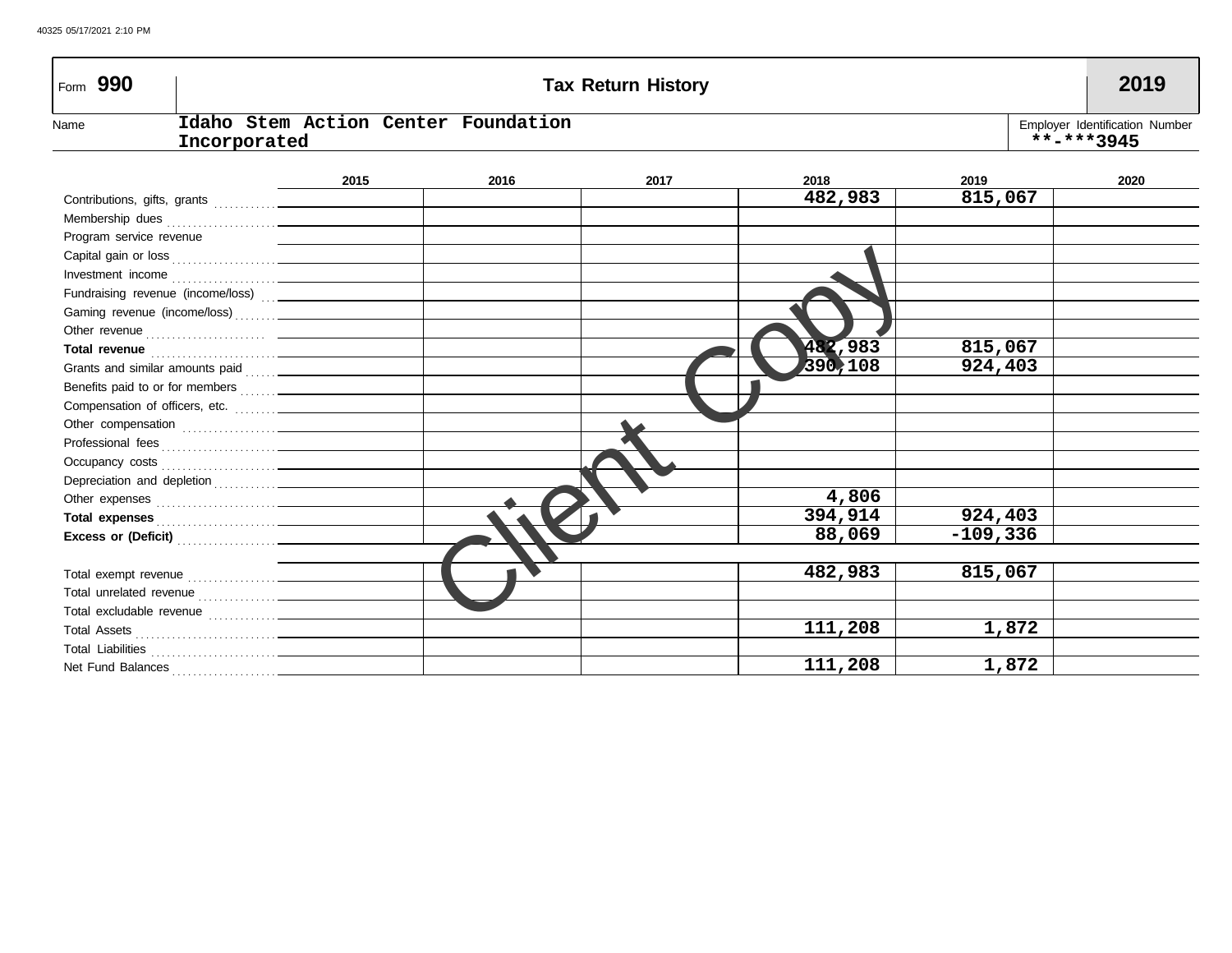40325 05/17/2021 2:10 PM

# Form 990 — Tax Return History — 2019

**Name:** Idaho Stem Action Center Foundation Incorporated

**Employer Identification Number:** **-***3945

| | 2015 | 2016 | 2017 | 2018 | 2019 | 2020 |
|---|---|---|---|---|---|---|
| Contributions, gifts, grants | | | | 482,983 | 815,067 | |
| Membership dues | | | | | | |
| Program service revenue | | | | | | |
| Capital gain or loss | | | | | | |
| Investment income | | | | | | |
| Fundraising revenue (income/loss) | | | | | | |
| Gaming revenue (income/loss) | | | | | | |
| Other revenue | | | | | | |
| **Total revenue** | | | | 482,983 | 815,067 | |
| Grants and similar amounts paid | | | | 390,108 | 924,403 | |
| Benefits paid to or for members | | | | | | |
| Compensation of officers, etc. | | | | | | |
| Other compensation | | | | | | |
| Professional fees | | | | | | |
| Occupancy costs | | | | | | |
| Depreciation and depletion | | | | | | |
| Other expenses | | | | 4,806 | | |
| **Total expenses** | | | | 394,914 | 924,403 | |
| **Excess or (Deficit)** | | | | 88,069 | -109,336 | |
| | | | | | | |
| Total exempt revenue | | | | 482,983 | 815,067 | |
| Total unrelated revenue | | | | | | |
| Total excludable revenue | | | | | | |
| Total Assets | | | | 111,208 | 1,872 | |
| Total Liabilities | | | | | | |
| Net Fund Balances | | | | 111,208 | 1,872 | |

Client Copy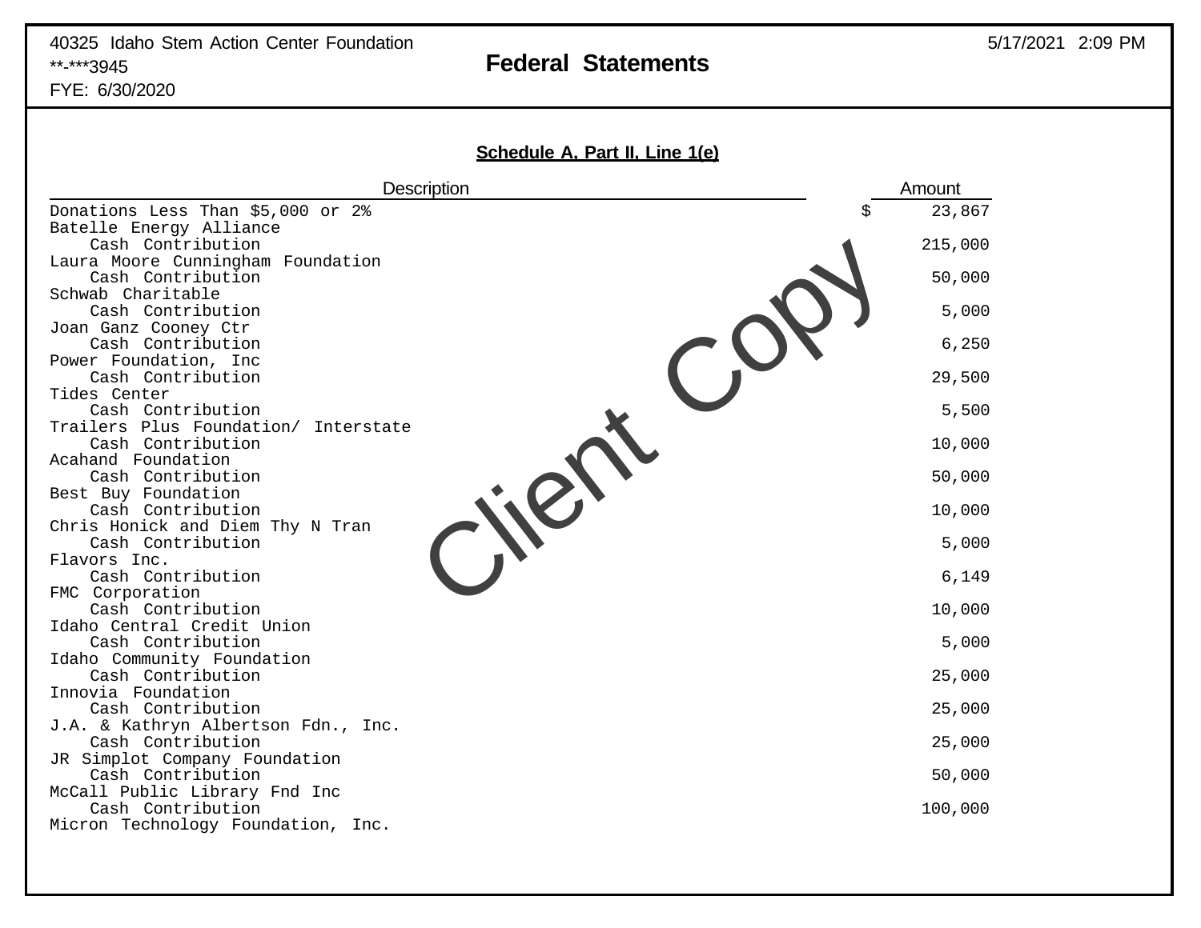40325 Idaho Stem Action Center Foundation
**-***3945
FYE: 6/30/2020

**Federal Statements**

5/17/2021 2:09 PM

**Schedule A, Part II, Line 1(e)**

| Description | Amount |
|---|---|
| Donations Less Than $5,000 or 2% | $ 23,867 |
| Batelle Energy Alliance | |
| Cash Contribution | 215,000 |
| Laura Moore Cunningham Foundation | |
| Cash Contribution | 50,000 |
| Schwab Charitable | |
| Cash Contribution | 5,000 |
| Joan Ganz Cooney Ctr | |
| Cash Contribution | 6,250 |
| Power Foundation, Inc | |
| Cash Contribution | 29,500 |
| Tides Center | |
| Cash Contribution | 5,500 |
| Trailers Plus Foundation/ Interstate | |
| Cash Contribution | 10,000 |
| Acahand Foundation | |
| Cash Contribution | 50,000 |
| Best Buy Foundation | |
| Cash Contribution | 10,000 |
| Chris Honick and Diem Thy N Tran | |
| Cash Contribution | 5,000 |
| Flavors Inc. | |
| Cash Contribution | 6,149 |
| FMC Corporation | |
| Cash Contribution | 10,000 |
| Idaho Central Credit Union | |
| Cash Contribution | 5,000 |
| Idaho Community Foundation | |
| Cash Contribution | 25,000 |
| Innovia Foundation | |
| Cash Contribution | 25,000 |
| J.A. & Kathryn Albertson Fdn., Inc. | |
| Cash Contribution | 25,000 |
| JR Simplot Company Foundation | |
| Cash Contribution | 50,000 |
| McCall Public Library Fnd Inc | |
| Cash Contribution | 100,000 |
| Micron Technology Foundation, Inc. | |

Client Copy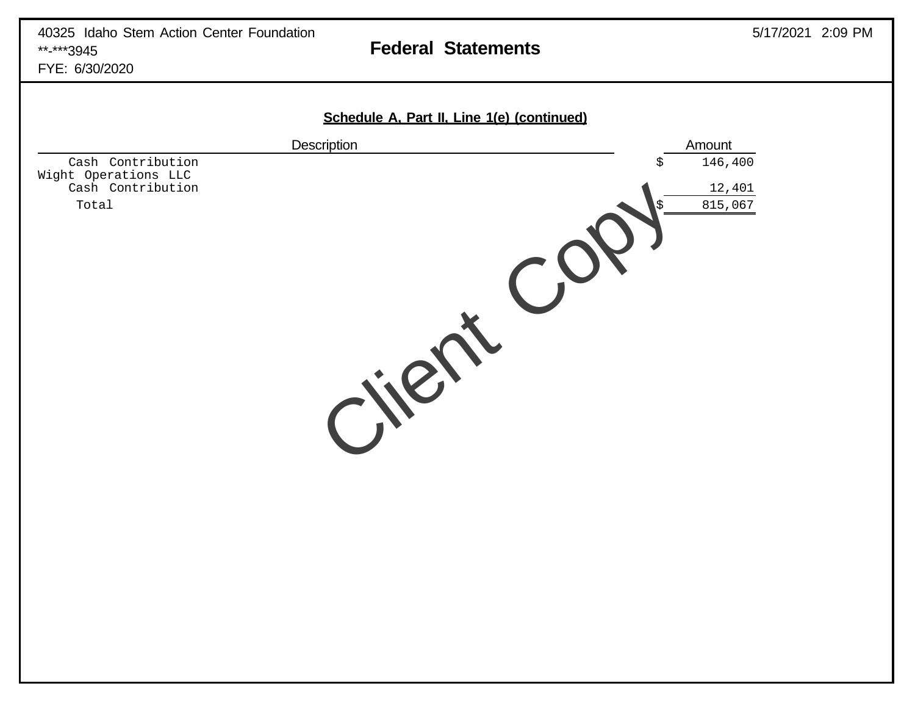## Schedule A, Part II, Line 1(e) (continued)

| Description | Amount |
|---|---|
| Cash Contribution | $ 146,400 |
| Wight Operations LLC | |
| Cash Contribution | 12,401 |
| Total | $ 815,067 |

Client Copy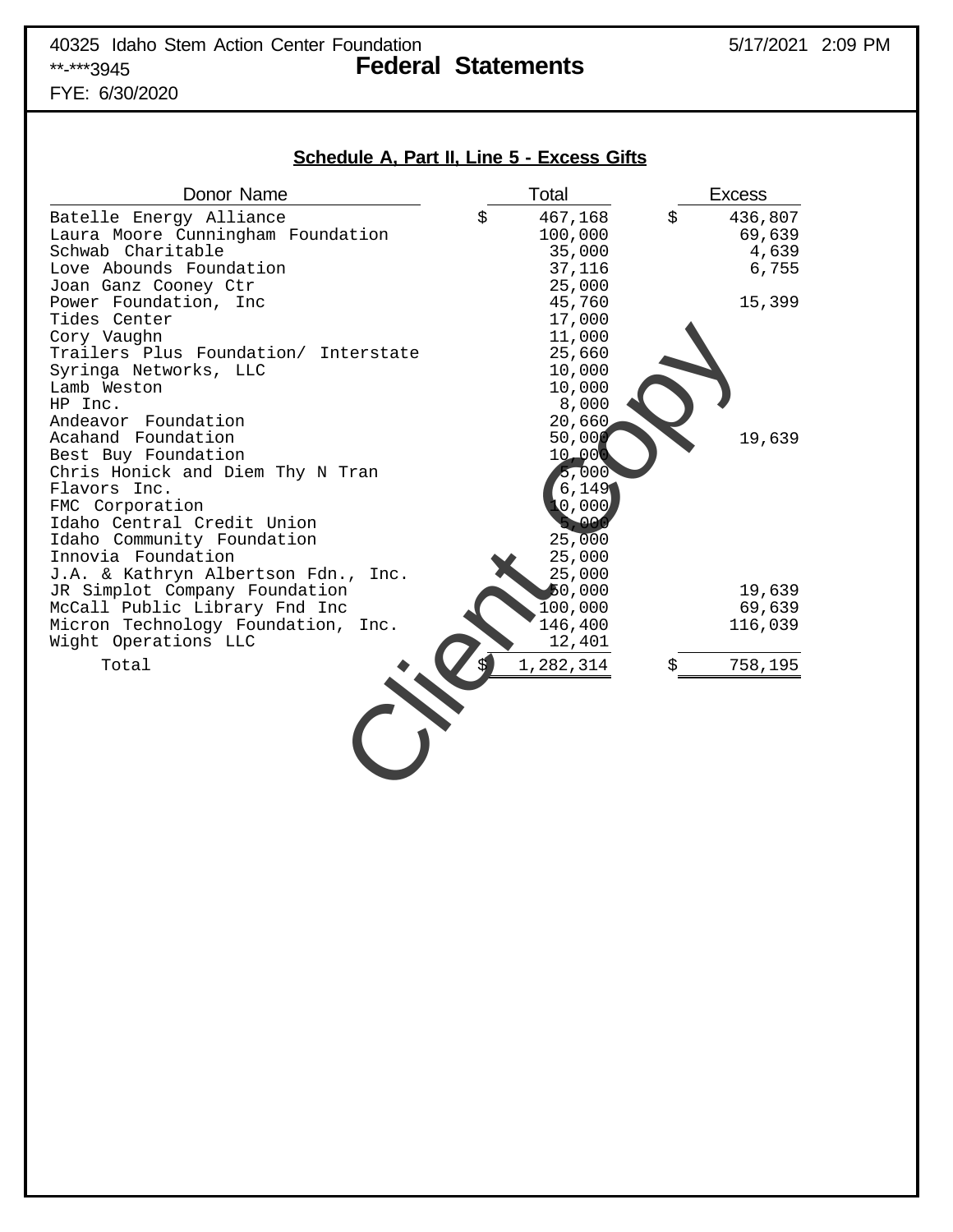40325 Idaho Stem Action Center Foundation
**-***3945
FYE: 6/30/2020

5/17/2021 2:09 PM

# Federal Statements

## Schedule A, Part II, Line 5 - Excess Gifts

| Donor Name | Total | Excess |
|---|---|---|
| Batelle Energy Alliance | $ 467,168 | $ 436,807 |
| Laura Moore Cunningham Foundation | 100,000 | 69,639 |
| Schwab Charitable | 35,000 | 4,639 |
| Love Abounds Foundation | 37,116 | 6,755 |
| Joan Ganz Cooney Ctr | 25,000 | |
| Power Foundation, Inc | 45,760 | 15,399 |
| Tides Center | 17,000 | |
| Cory Vaughn | 11,000 | |
| Trailers Plus Foundation/ Interstate | 25,660 | |
| Syringa Networks, LLC | 10,000 | |
| Lamb Weston | 10,000 | |
| HP Inc. | 8,000 | |
| Andeavor Foundation | 20,660 | |
| Acahand Foundation | 50,000 | 19,639 |
| Best Buy Foundation | 10,000 | |
| Chris Honick and Diem Thy N Tran | 5,000 | |
| Flavors Inc. | 6,149 | |
| FMC Corporation | 10,000 | |
| Idaho Central Credit Union | 5,000 | |
| Idaho Community Foundation | 25,000 | |
| Innovia Foundation | 25,000 | |
| J.A. & Kathryn Albertson Fdn., Inc. | 25,000 | |
| JR Simplot Company Foundation | 50,000 | 19,639 |
| McCall Public Library Fnd Inc | 100,000 | 69,639 |
| Micron Technology Foundation, Inc. | 146,400 | 116,039 |
| Wight Operations LLC | 12,401 | |
| Total | $ 1,282,314 | $ 758,195 |

Client Copy